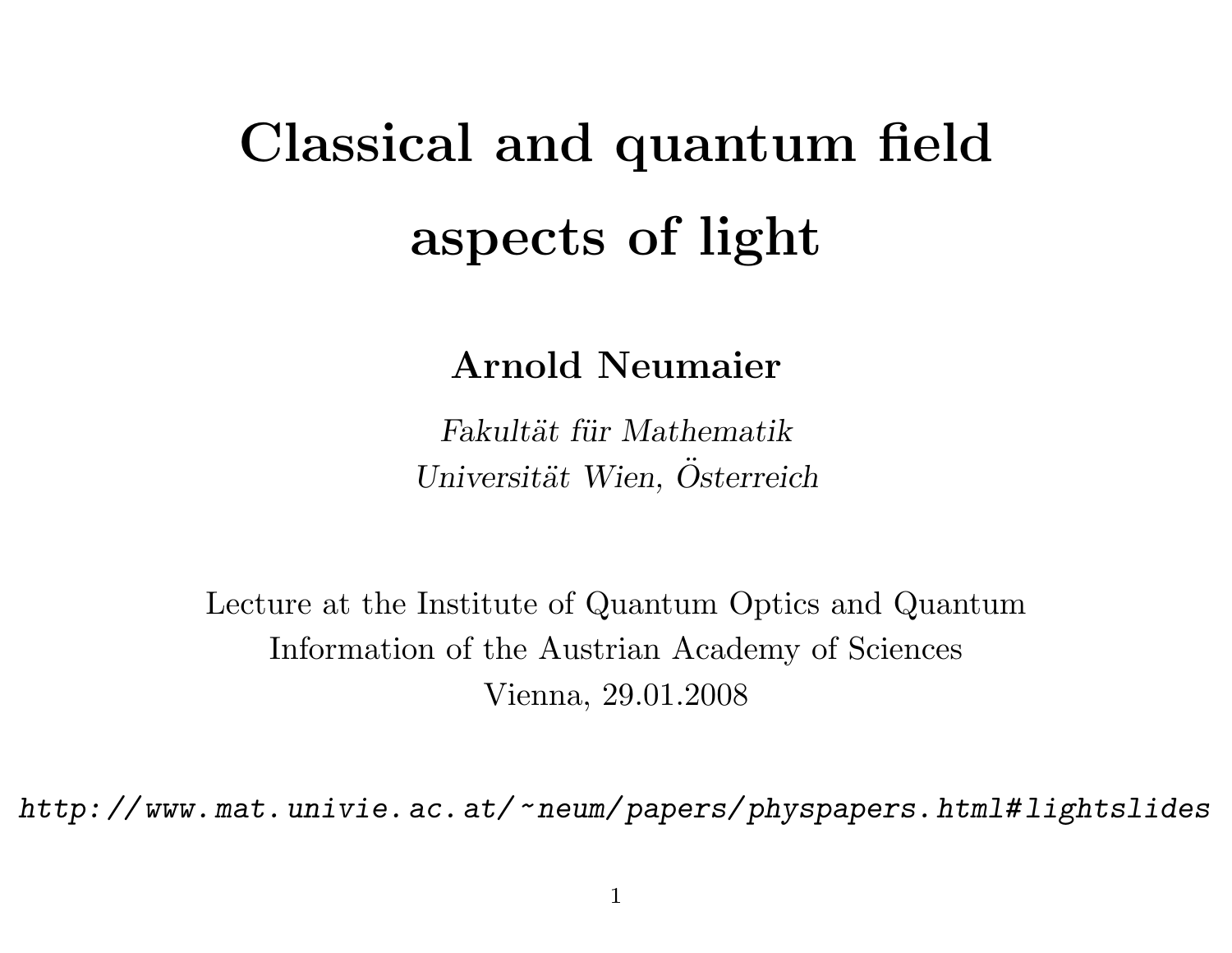# Classical and quantum field aspects of light

**Arnold Neumaier**

*Fakultät für Mathematik*
*Universität Wien, Österreich*

Lecture at the Institute of Quantum Optics and Quantum Information of the Austrian Academy of Sciences
Vienna, 29.01.2008

*http://www.mat.univie.ac.at/~neum/papers/physpapers.html#lightslides*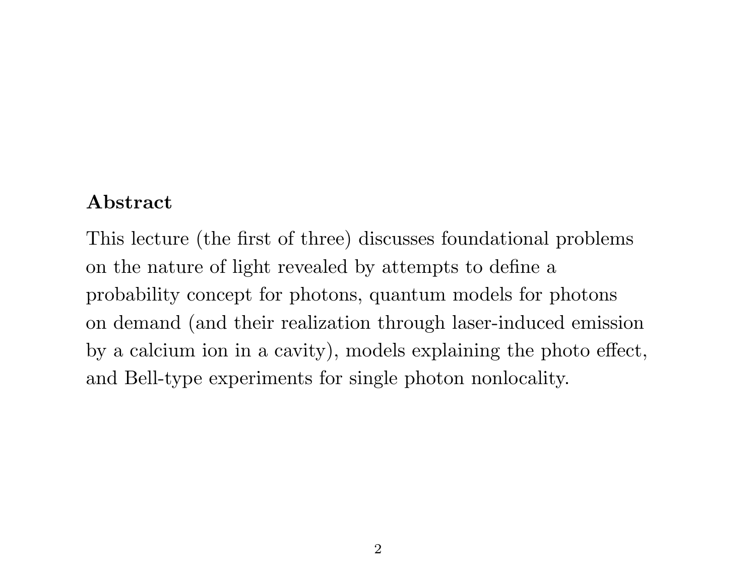## Abstract

This lecture (the first of three) discusses foundational problems on the nature of light revealed by attempts to define a probability concept for photons, quantum models for photons on demand (and their realization through laser-induced emission by a calcium ion in a cavity), models explaining the photo effect, and Bell-type experiments for single photon nonlocality.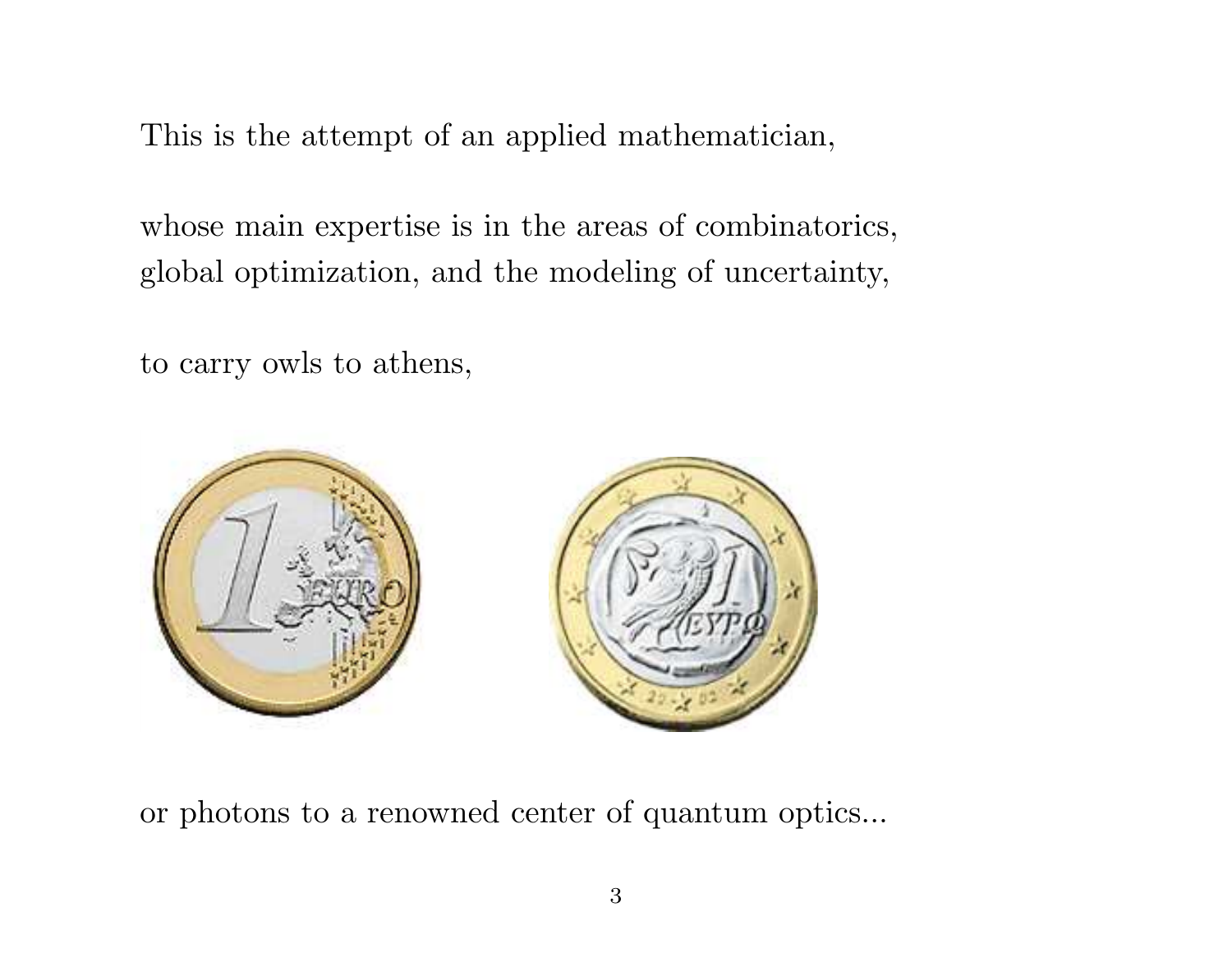This is the attempt of an applied mathematician,

whose main expertise is in the areas of combinatorics, global optimization, and the modeling of uncertainty,

to carry owls to athens,

or photons to a renowned center of quantum optics...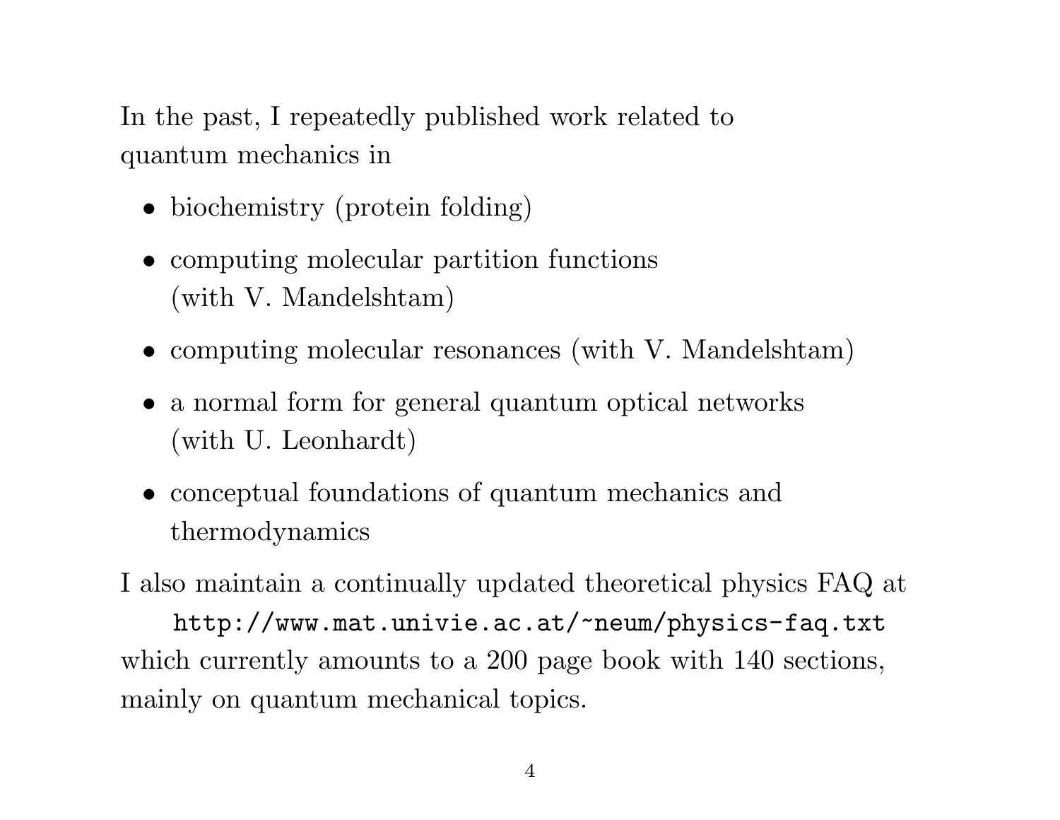In the past, I repeatedly published work related to quantum mechanics in

- biochemistry (protein folding)
- computing molecular partition functions (with V. Mandelshtam)
- computing molecular resonances (with V. Mandelshtam)
- a normal form for general quantum optical networks (with U. Leonhardt)
- conceptual foundations of quantum mechanics and thermodynamics

I also maintain a continually updated theoretical physics FAQ at

`http://www.mat.univie.ac.at/~neum/physics-faq.txt`

which currently amounts to a 200 page book with 140 sections, mainly on quantum mechanical topics.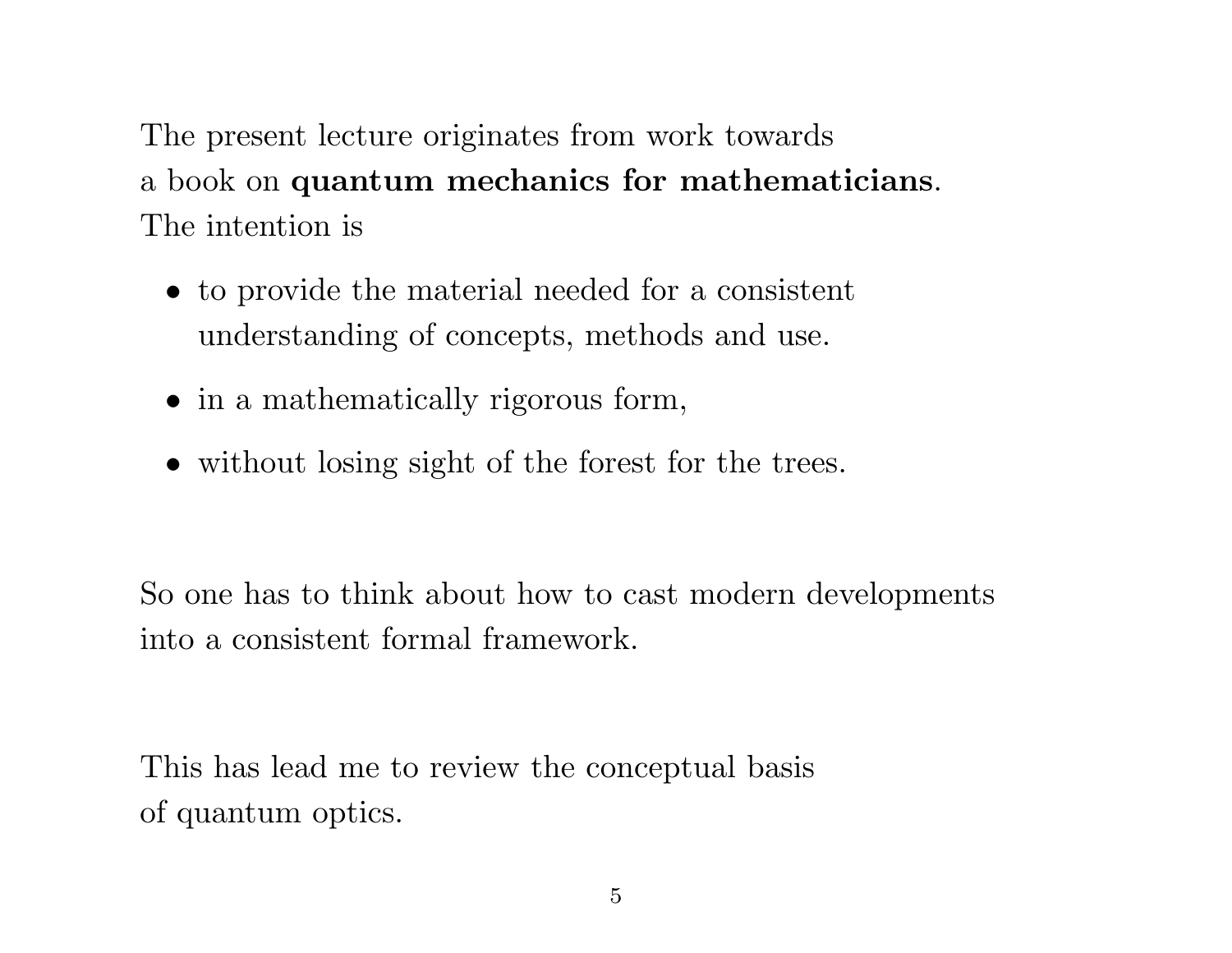The present lecture originates from work towards a book on **quantum mechanics for mathematicians**. The intention is

- to provide the material needed for a consistent understanding of concepts, methods and use.
- in a mathematically rigorous form,
- without losing sight of the forest for the trees.

So one has to think about how to cast modern developments into a consistent formal framework.

This has lead me to review the conceptual basis of quantum optics.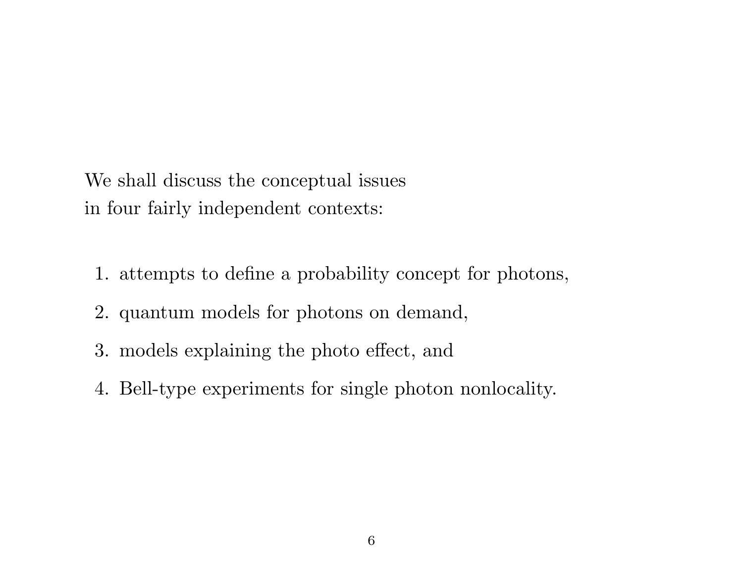We shall discuss the conceptual issues
in four fairly independent contexts:

1. attempts to define a probability concept for photons,
2. quantum models for photons on demand,
3. models explaining the photo effect, and
4. Bell-type experiments for single photon nonlocality.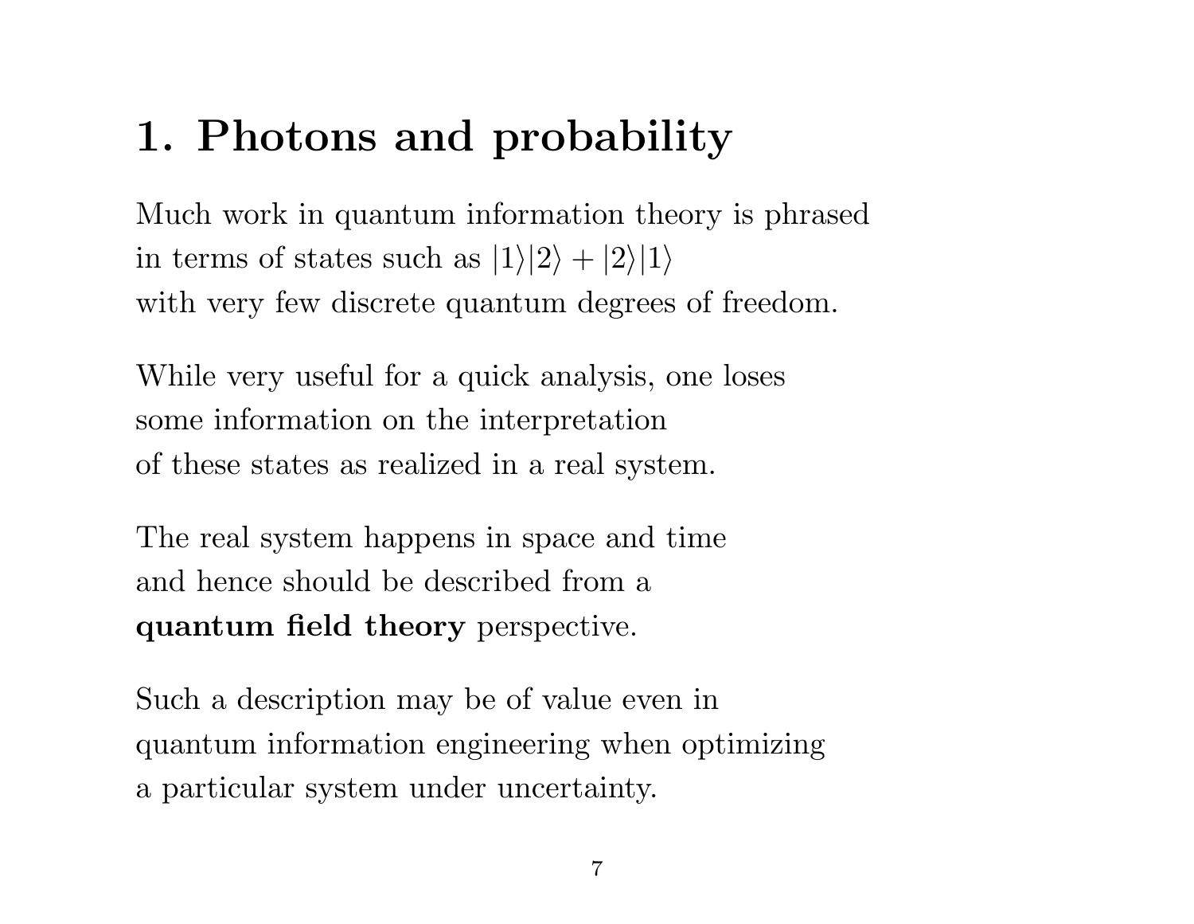# 1. Photons and probability

Much work in quantum information theory is phrased in terms of states such as $|1\rangle|2\rangle + |2\rangle|1\rangle$ with very few discrete quantum degrees of freedom.

While very useful for a quick analysis, one loses some information on the interpretation of these states as realized in a real system.

The real system happens in space and time and hence should be described from a **quantum field theory** perspective.

Such a description may be of value even in quantum information engineering when optimizing a particular system under uncertainty.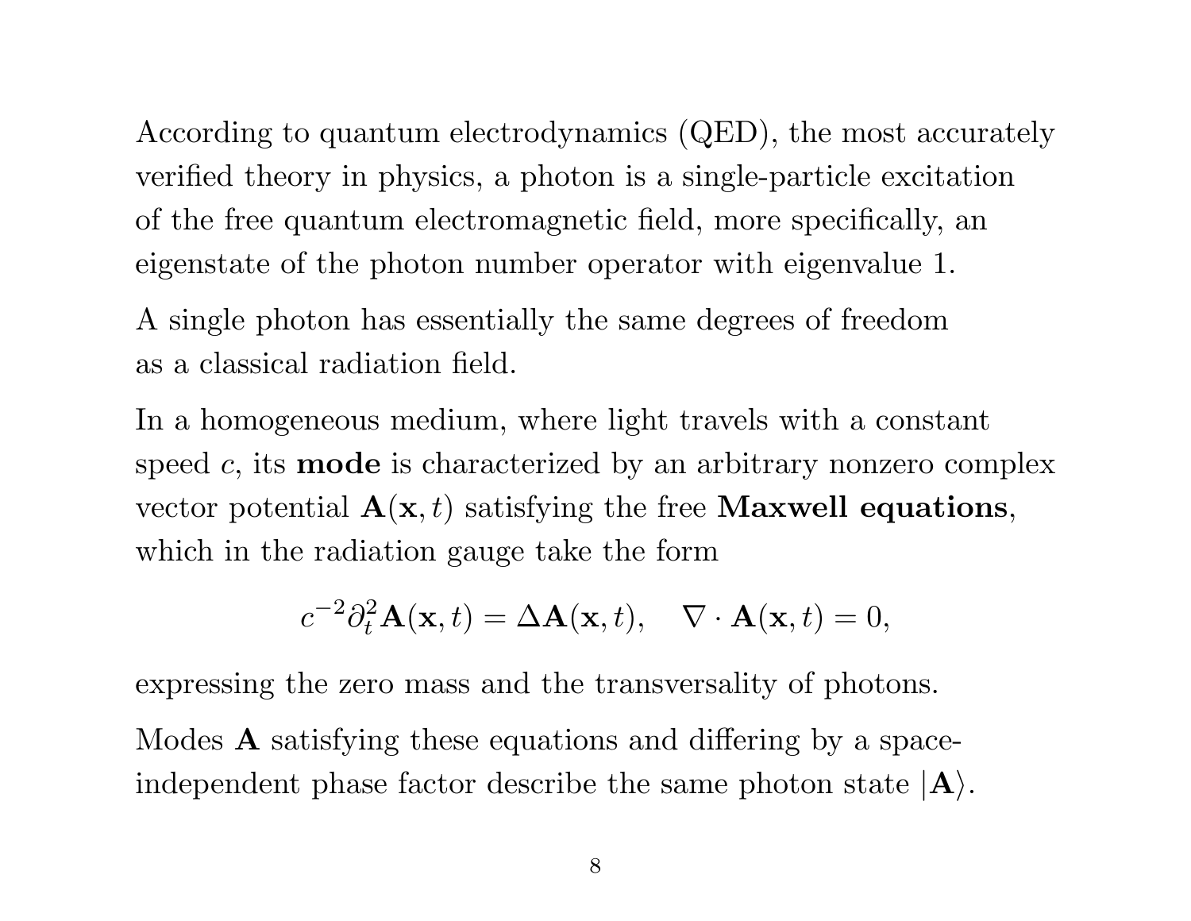According to quantum electrodynamics (QED), the most accurately verified theory in physics, a photon is a single-particle excitation of the free quantum electromagnetic field, more specifically, an eigenstate of the photon number operator with eigenvalue 1.

A single photon has essentially the same degrees of freedom as a classical radiation field.

In a homogeneous medium, where light travels with a constant speed $c$, its **mode** is characterized by an arbitrary nonzero complex vector potential $\mathbf{A}(\mathbf{x}, t)$ satisfying the free **Maxwell equations**, which in the radiation gauge take the form

$$c^{-2}\partial_t^2 \mathbf{A}(\mathbf{x}, t) = \Delta \mathbf{A}(\mathbf{x}, t), \quad \nabla \cdot \mathbf{A}(\mathbf{x}, t) = 0,$$

expressing the zero mass and the transversality of photons.

Modes $\mathbf{A}$ satisfying these equations and differing by a space-independent phase factor describe the same photon state $|\mathbf{A}\rangle$.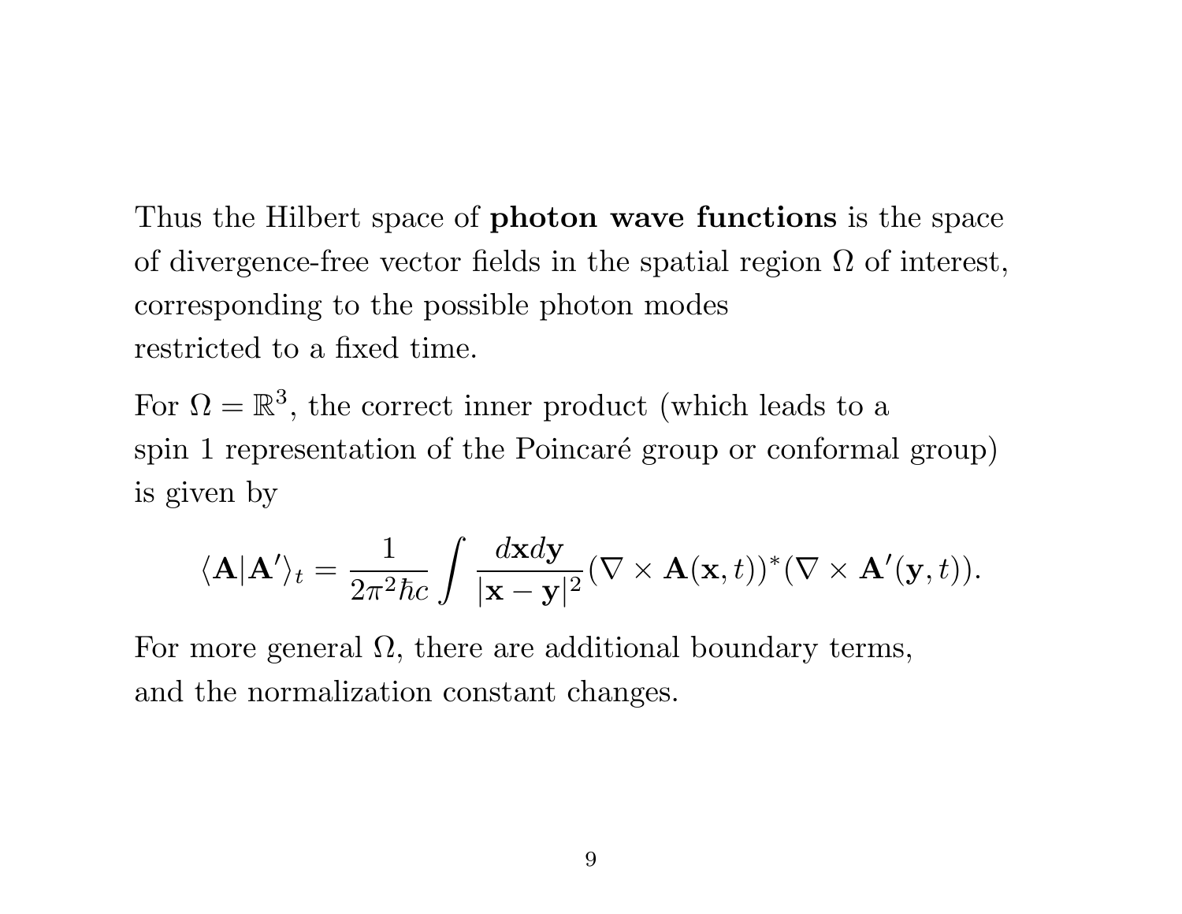Thus the Hilbert space of **photon wave functions** is the space of divergence-free vector fields in the spatial region $\Omega$ of interest, corresponding to the possible photon modes restricted to a fixed time.

For $\Omega = \mathbb{R}^3$, the correct inner product (which leads to a spin 1 representation of the Poincaré group or conformal group) is given by

$$\langle \mathbf{A} | \mathbf{A}' \rangle_t = \frac{1}{2\pi^2 \hbar c} \int \frac{d\mathbf{x} d\mathbf{y}}{|\mathbf{x} - \mathbf{y}|^2} (\nabla \times \mathbf{A}(\mathbf{x}, t))^* (\nabla \times \mathbf{A}'(\mathbf{y}, t)).$$

For more general $\Omega$, there are additional boundary terms, and the normalization constant changes.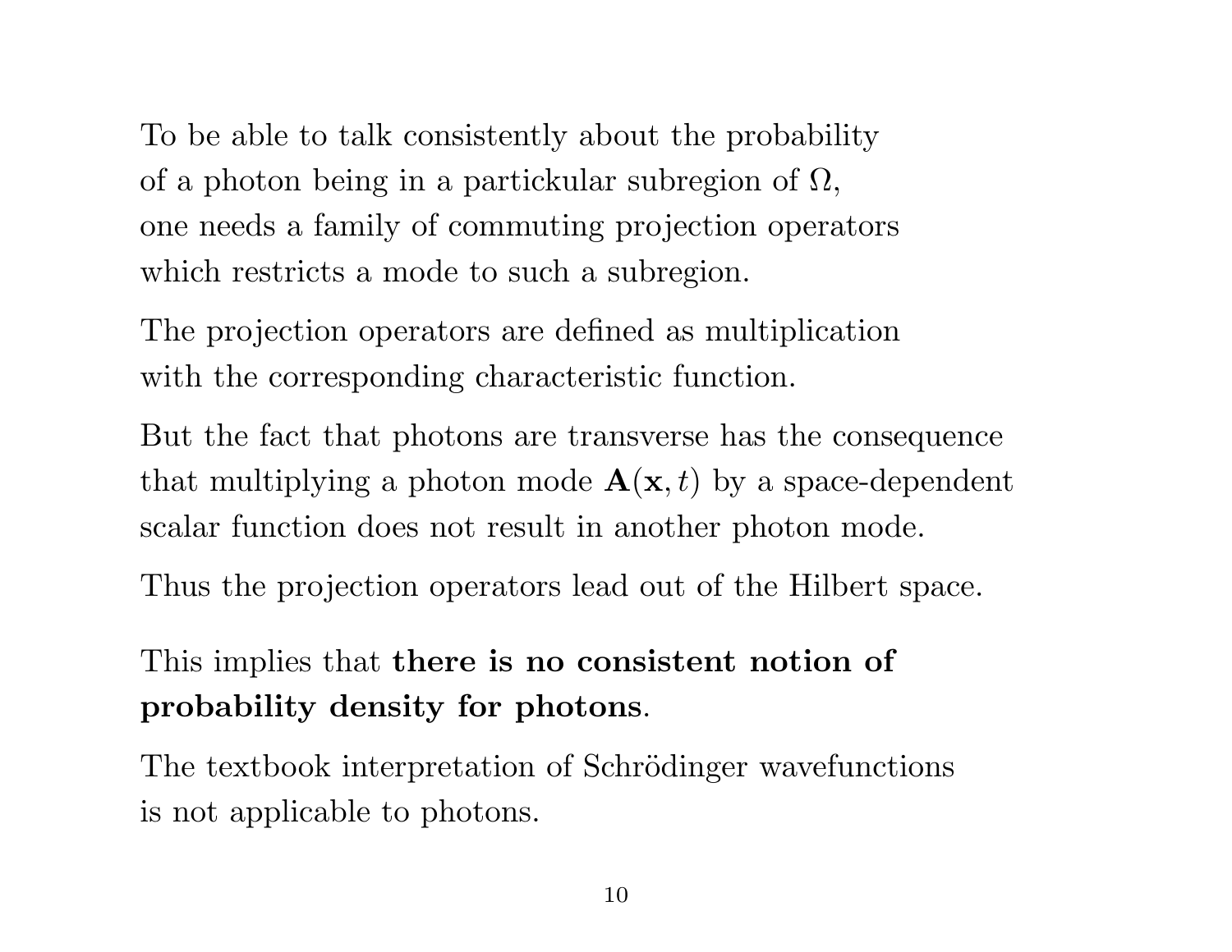To be able to talk consistently about the probability of a photon being in a partickular subregion of $\Omega$, one needs a family of commuting projection operators which restricts a mode to such a subregion.

The projection operators are defined as multiplication with the corresponding characteristic function.

But the fact that photons are transverse has the consequence that multiplying a photon mode $\mathbf{A}(\mathbf{x}, t)$ by a space-dependent scalar function does not result in another photon mode.

Thus the projection operators lead out of the Hilbert space.

This implies that **there is no consistent notion of probability density for photons**.

The textbook interpretation of Schrödinger wavefunctions is not applicable to photons.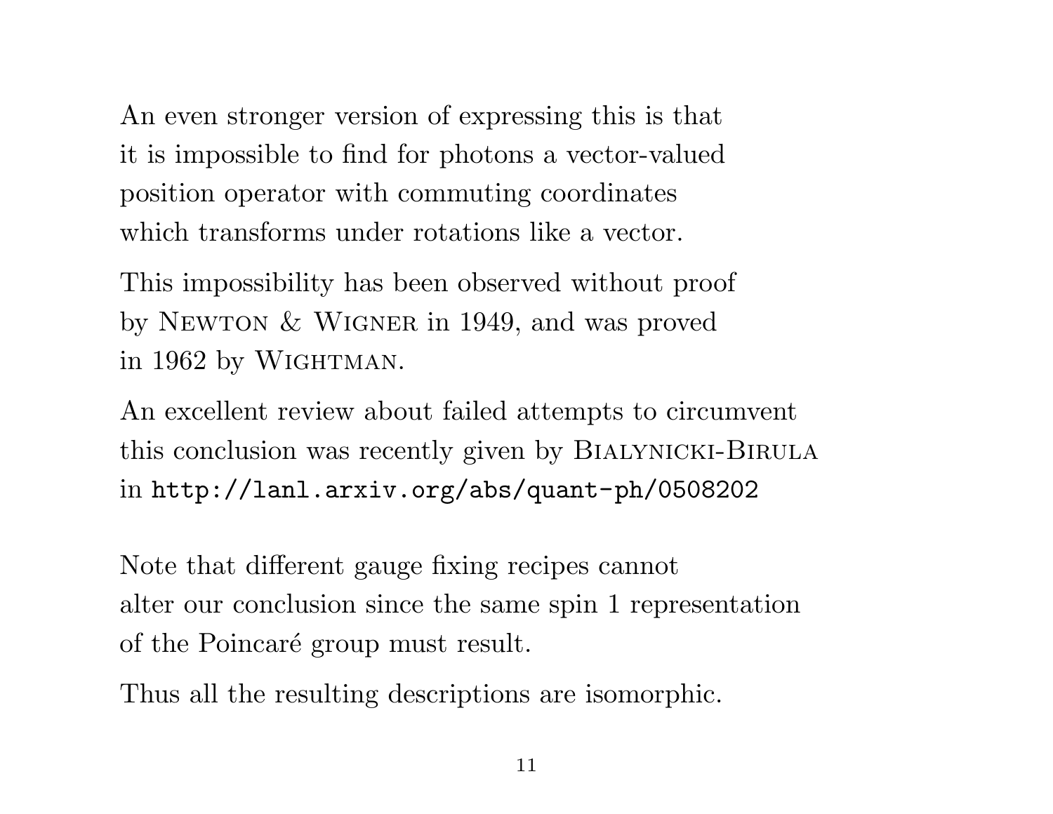An even stronger version of expressing this is that it is impossible to find for photons a vector-valued position operator with commuting coordinates which transforms under rotations like a vector.

This impossibility has been observed without proof by Newton & Wigner in 1949, and was proved in 1962 by Wightman.

An excellent review about failed attempts to circumvent this conclusion was recently given by Bialynicki-Birula in `http://lanl.arxiv.org/abs/quant-ph/0508202`

Note that different gauge fixing recipes cannot alter our conclusion since the same spin 1 representation of the Poincaré group must result.

Thus all the resulting descriptions are isomorphic.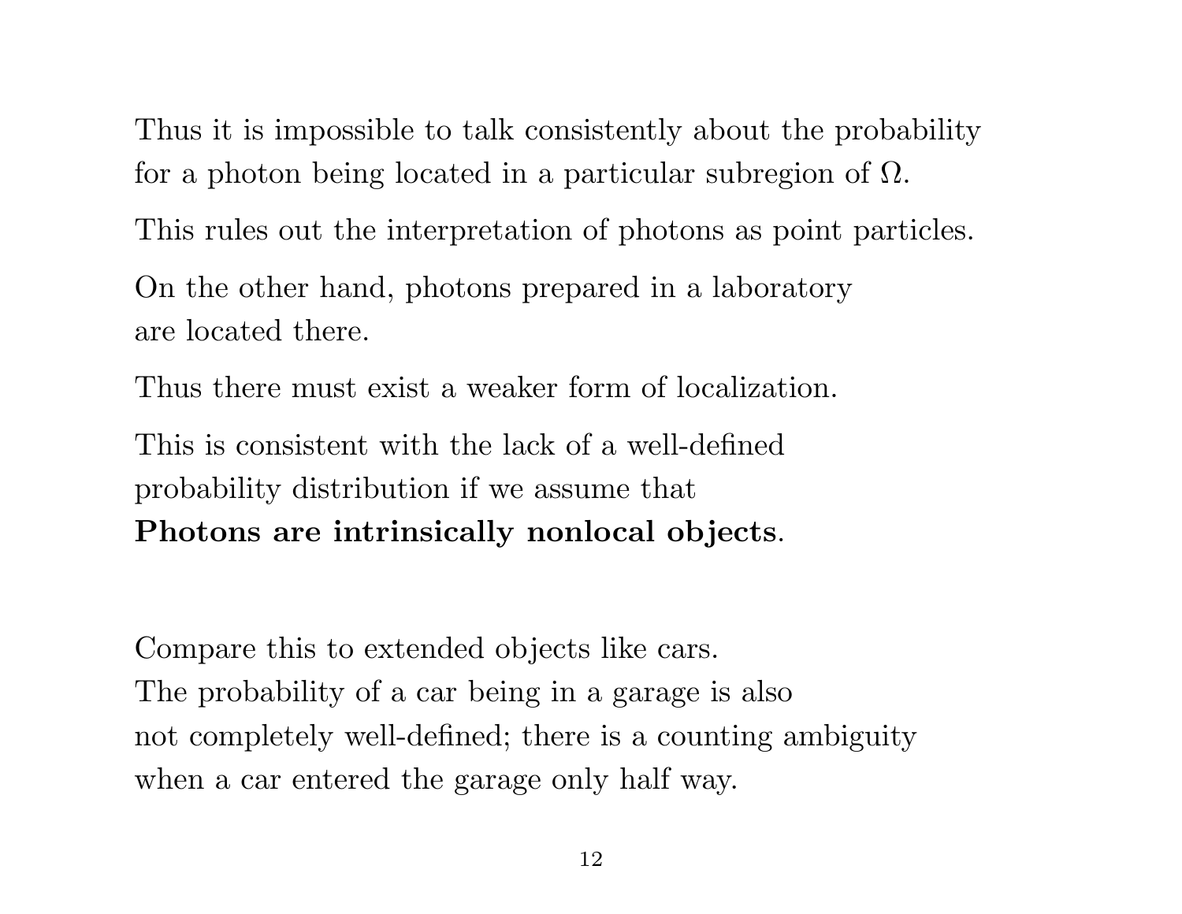Thus it is impossible to talk consistently about the probability for a photon being located in a particular subregion of $\Omega$.

This rules out the interpretation of photons as point particles.

On the other hand, photons prepared in a laboratory are located there.

Thus there must exist a weaker form of localization.

This is consistent with the lack of a well-defined probability distribution if we assume that **Photons are intrinsically nonlocal objects**.

Compare this to extended objects like cars. The probability of a car being in a garage is also not completely well-defined; there is a counting ambiguity when a car entered the garage only half way.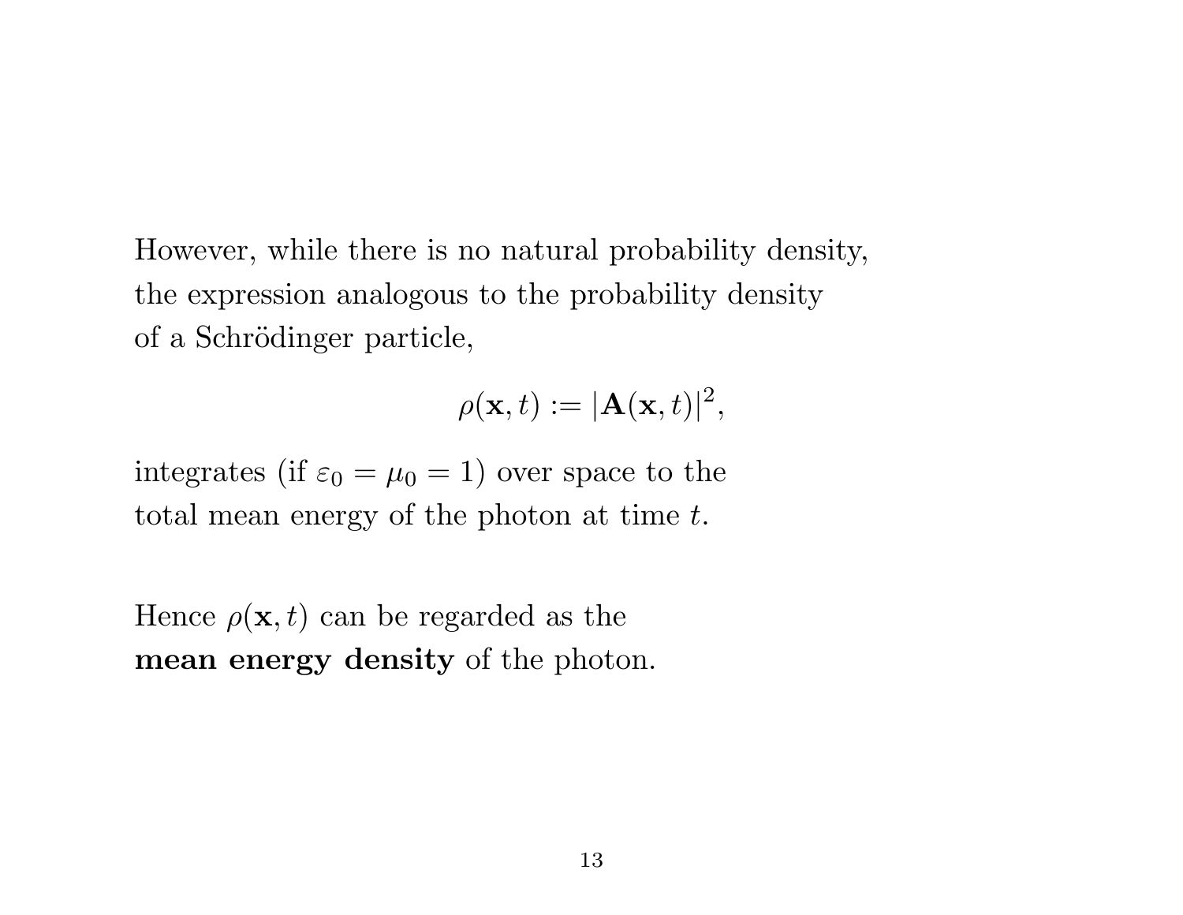However, while there is no natural probability density, the expression analogous to the probability density of a Schrödinger particle,

$$\rho(\mathbf{x}, t) := |\mathbf{A}(\mathbf{x}, t)|^2,$$

integrates (if $\varepsilon_0 = \mu_0 = 1$) over space to the total mean energy of the photon at time $t$.

Hence $\rho(\mathbf{x}, t)$ can be regarded as the **mean energy density** of the photon.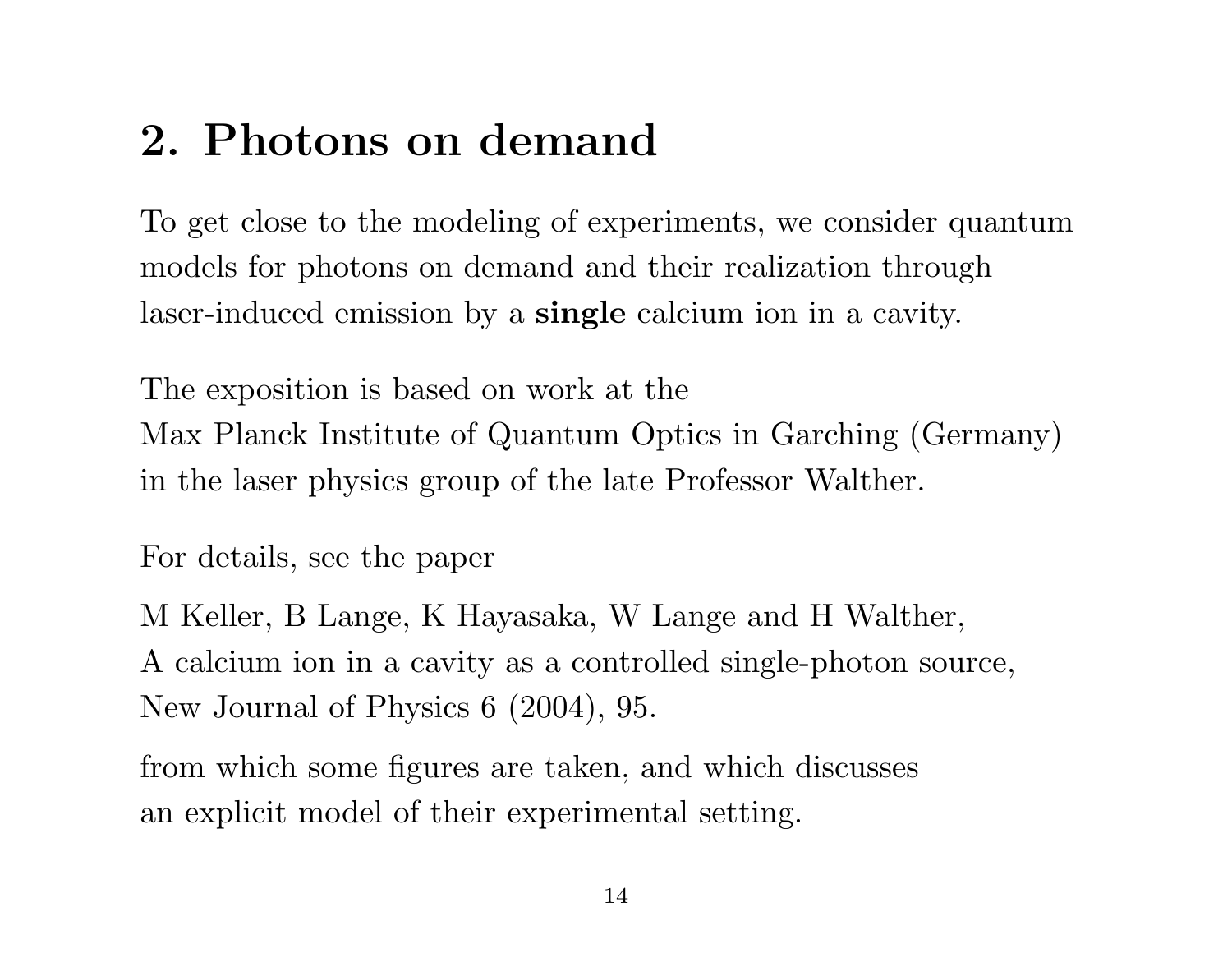## 2. Photons on demand

To get close to the modeling of experiments, we consider quantum models for photons on demand and their realization through laser-induced emission by a **single** calcium ion in a cavity.

The exposition is based on work at the Max Planck Institute of Quantum Optics in Garching (Germany) in the laser physics group of the late Professor Walther.

For details, see the paper

M Keller, B Lange, K Hayasaka, W Lange and H Walther, A calcium ion in a cavity as a controlled single-photon source, New Journal of Physics 6 (2004), 95.

from which some figures are taken, and which discusses an explicit model of their experimental setting.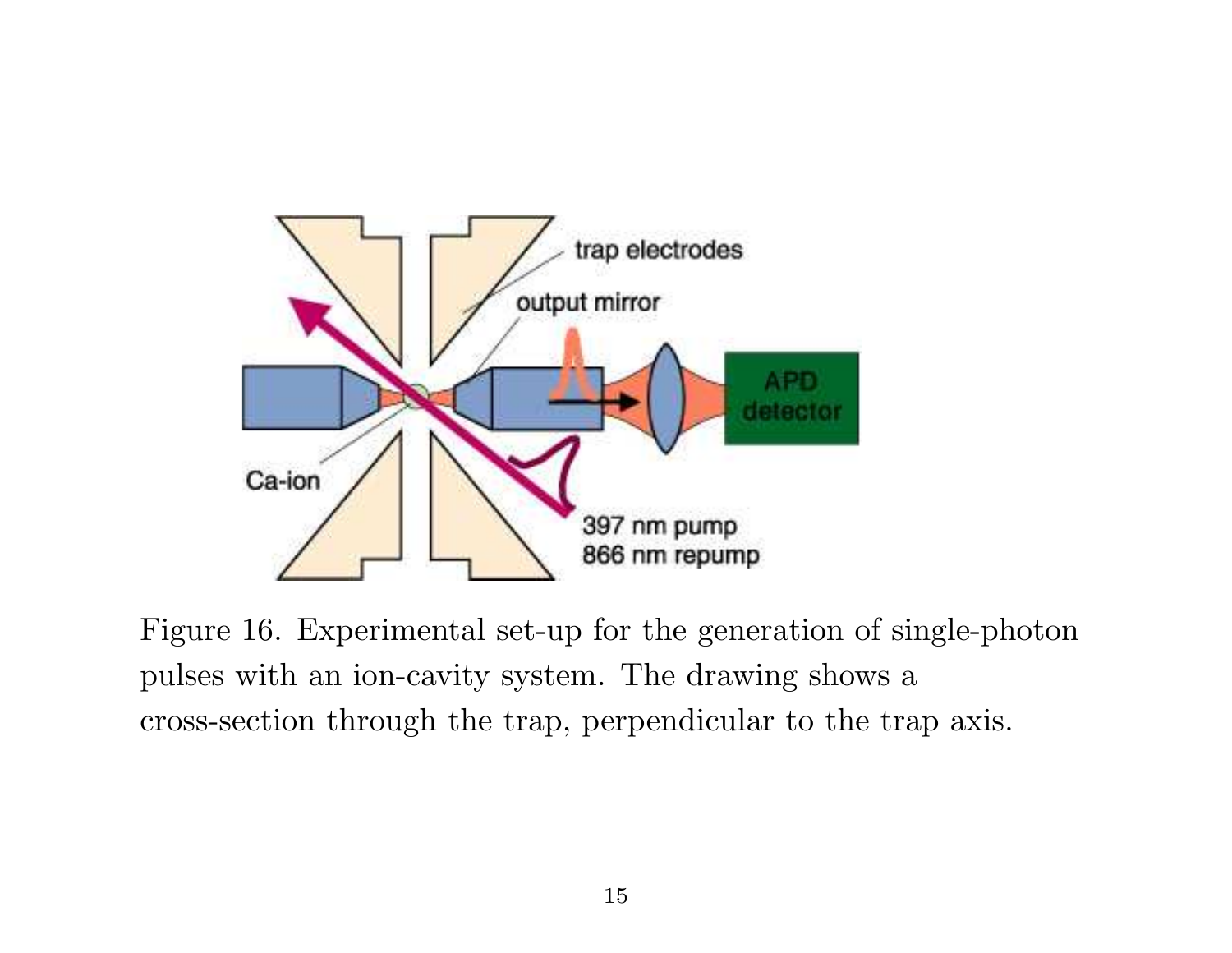Figure 16. Experimental set-up for the generation of single-photon pulses with an ion-cavity system. The drawing shows a cross-section through the trap, perpendicular to the trap axis.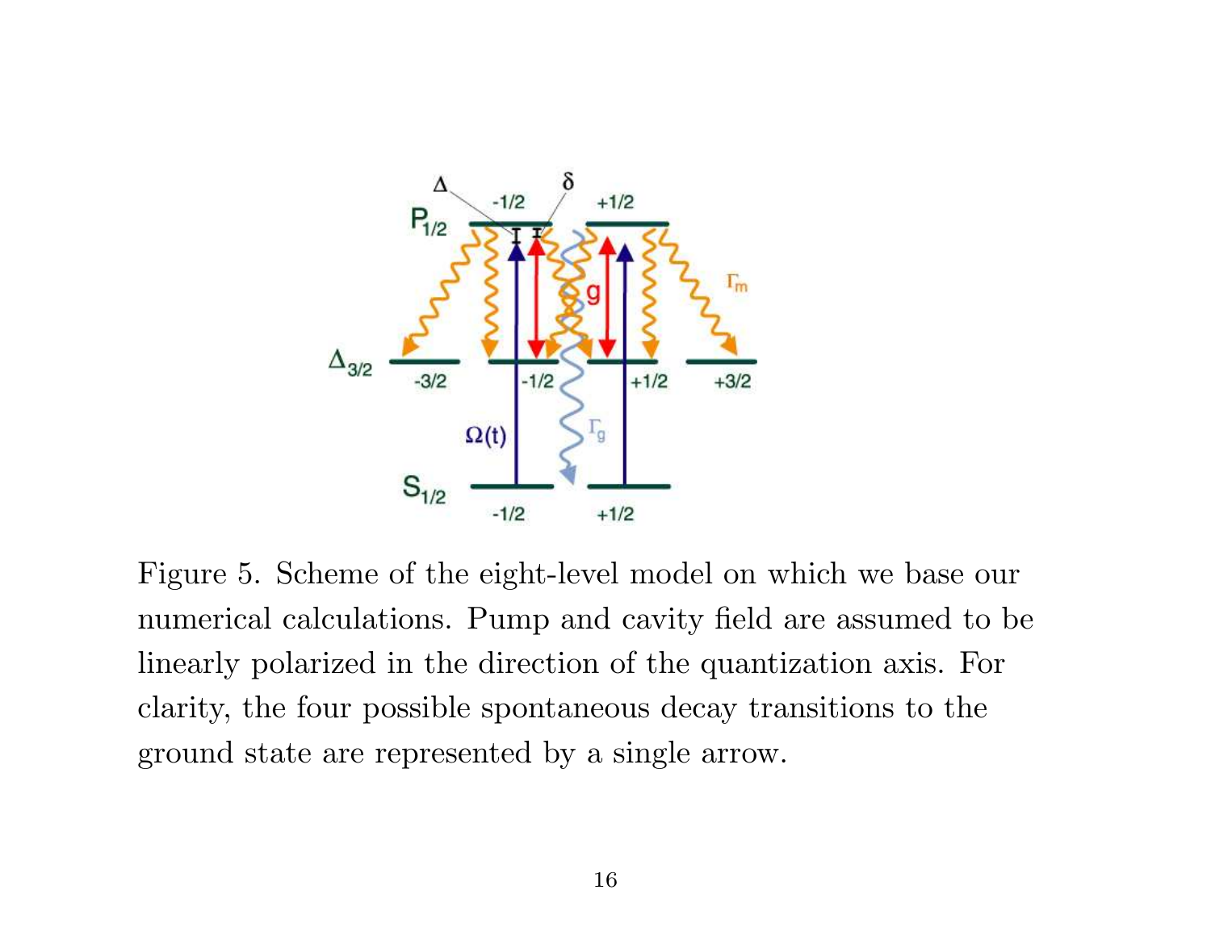Figure 5. Scheme of the eight-level model on which we base our numerical calculations. Pump and cavity field are assumed to be linearly polarized in the direction of the quantization axis. For clarity, the four possible spontaneous decay transitions to the ground state are represented by a single arrow.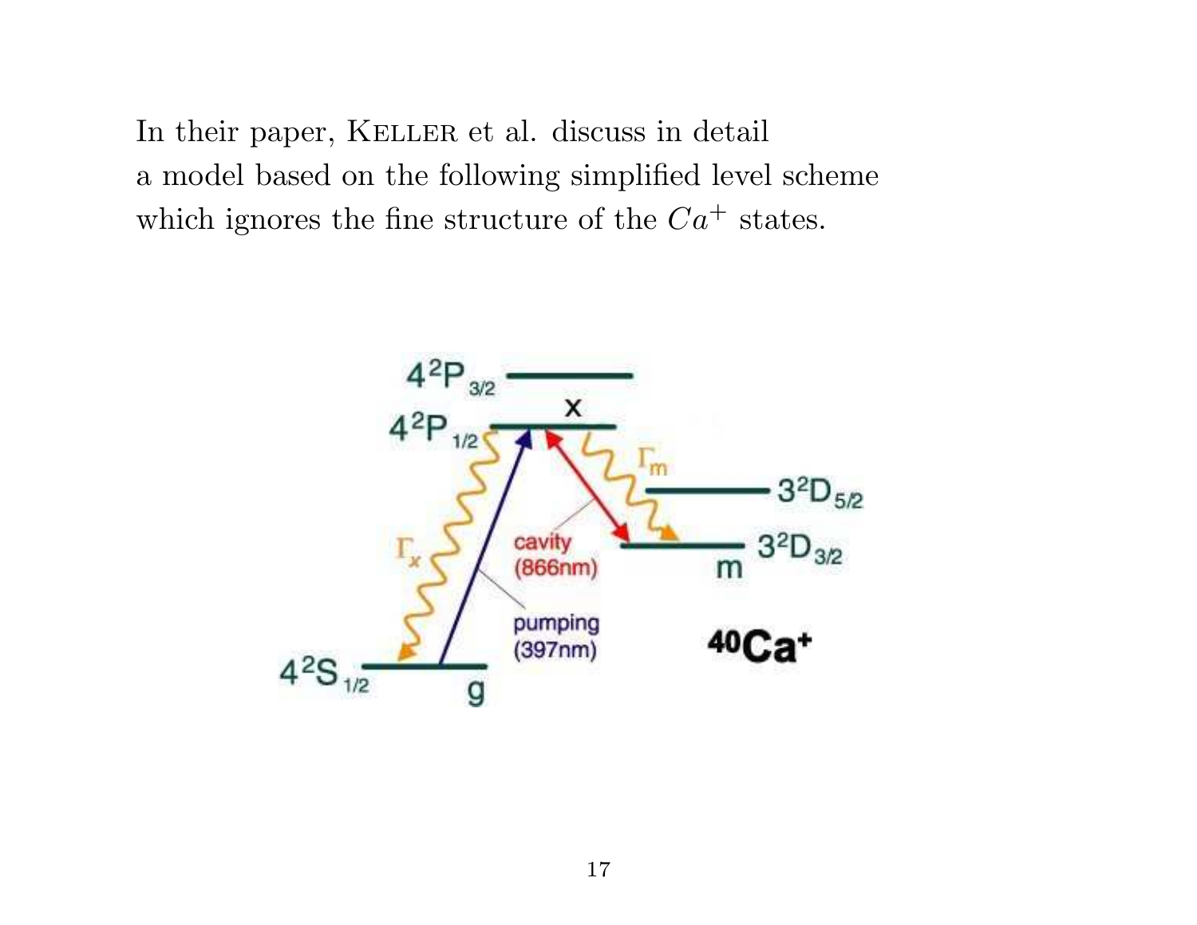In their paper, KELLER et al. discuss in detail a model based on the following simplified level scheme which ignores the fine structure of the $Ca^+$ states.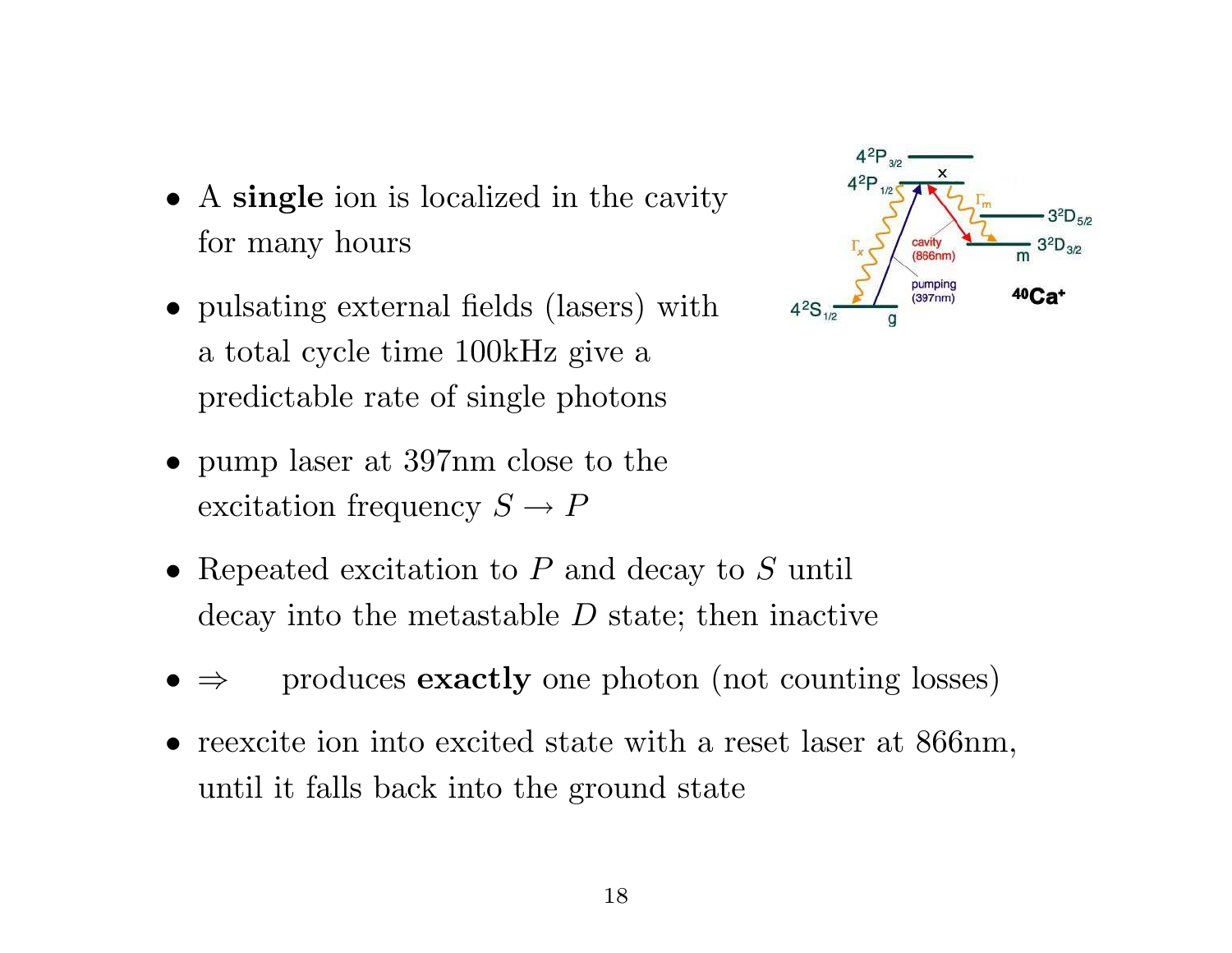- A **single** ion is localized in the cavity for many hours
- pulsating external fields (lasers) with a total cycle time 100kHz give a predictable rate of single photons
- pump laser at 397nm close to the excitation frequency $S \to P$
- Repeated excitation to $P$ and decay to $S$ until decay into the metastable $D$ state; then inactive
- $\Rightarrow$ produces **exactly** one photon (not counting losses)
- reexcite ion into excited state with a reset laser at 866nm, until it falls back into the ground state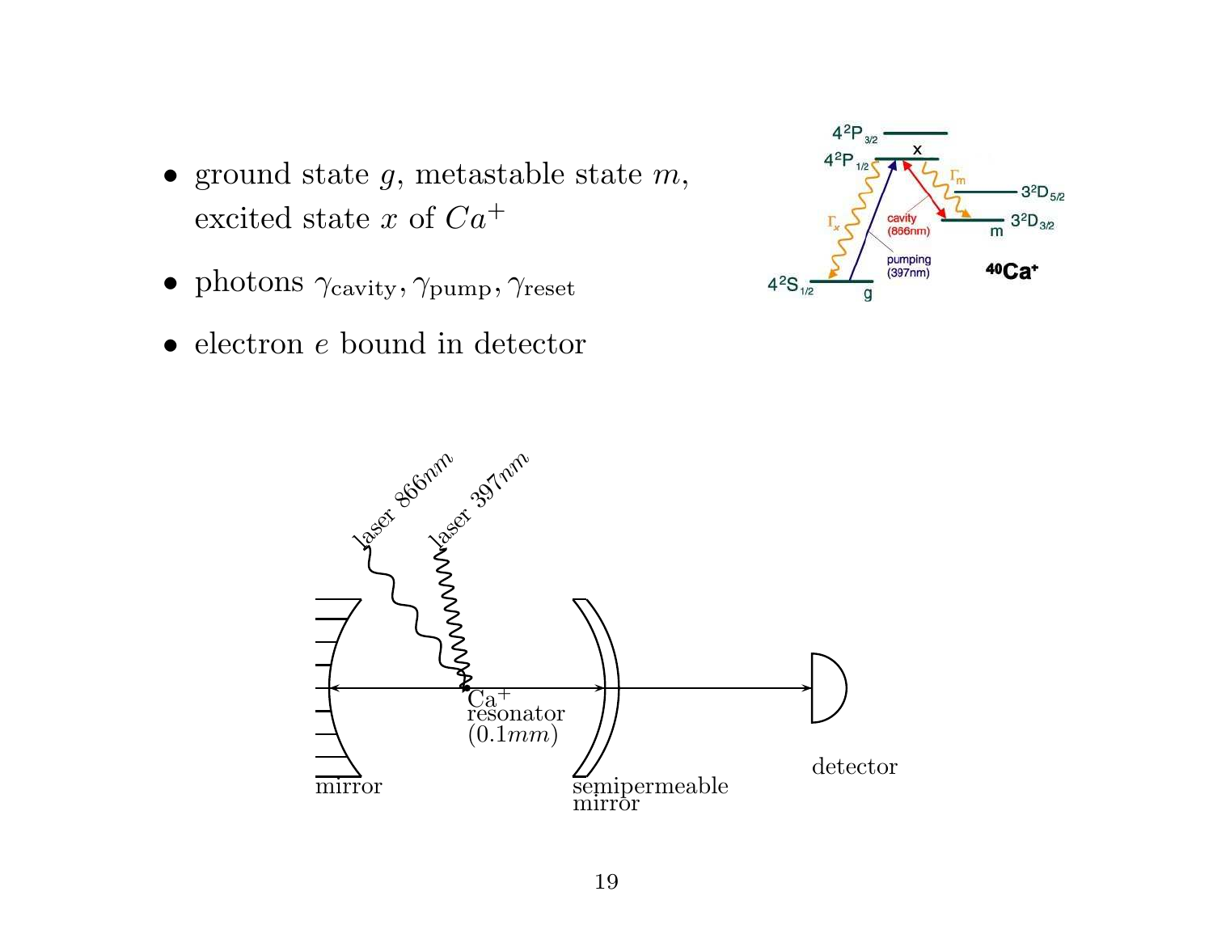- ground state $g$, metastable state $m$, excited state $x$ of $Ca^+$
- photons $\gamma_{\text{cavity}}, \gamma_{\text{pump}}, \gamma_{\text{reset}}$
- electron $e$ bound in detector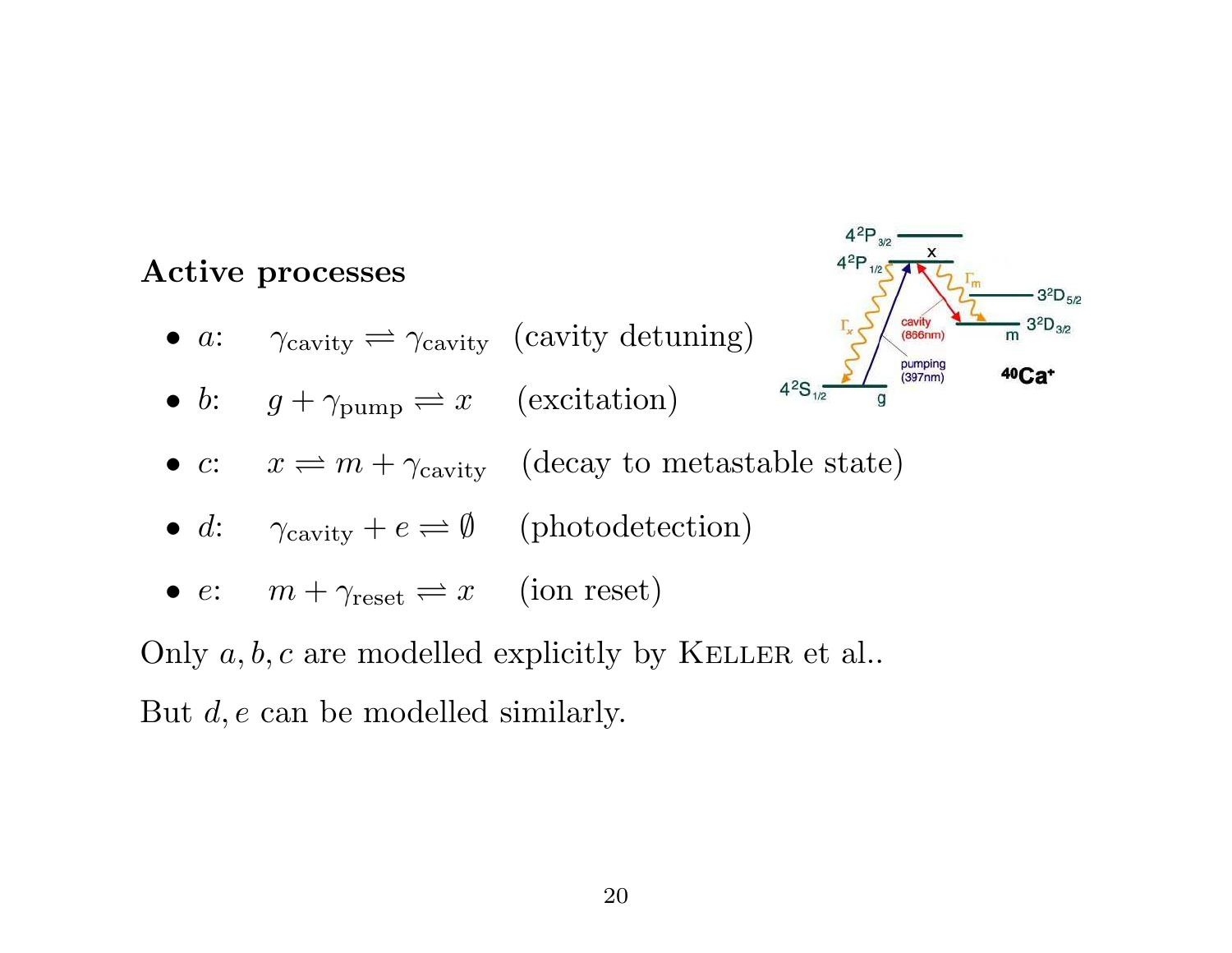**Active processes**

- $a$: $\gamma_{\text{cavity}} \rightleftharpoons \gamma_{\text{cavity}}$ (cavity detuning)
- $b$: $g + \gamma_{\text{pump}} \rightleftharpoons x$ (excitation)
- $c$: $x \rightleftharpoons m + \gamma_{\text{cavity}}$ (decay to metastable state)
- $d$: $\gamma_{\text{cavity}} + e \rightleftharpoons \emptyset$ (photodetection)
- $e$: $m + \gamma_{\text{reset}} \rightleftharpoons x$ (ion reset)

Only $a, b, c$ are modelled explicitly by Keller et al..

But $d, e$ can be modelled similarly.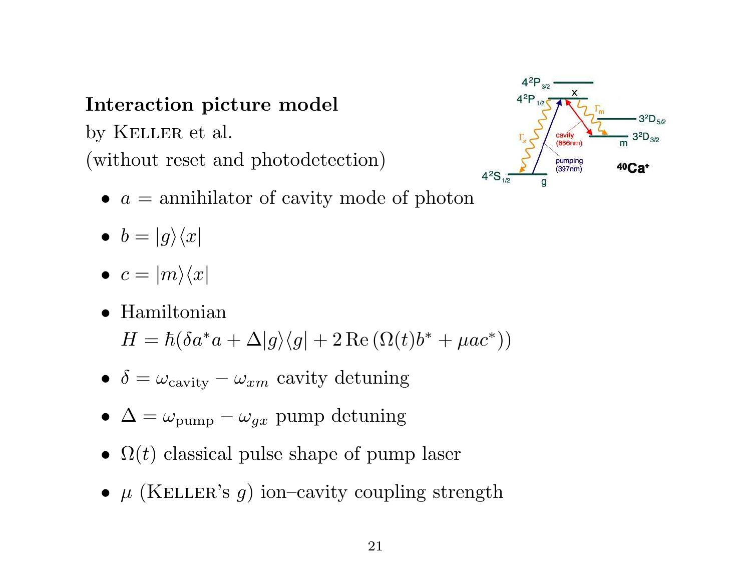**Interaction picture model**
by Keller et al.
(without reset and photodetection)

- $a$ = annihilator of cavity mode of photon
- $b = |g\rangle\langle x|$
- $c = |m\rangle\langle x|$
- Hamiltonian
  $H = \hbar(\delta a^* a + \Delta |g\rangle\langle g| + 2\,\mathrm{Re}\,(\Omega(t) b^* + \mu a c^*))$
- $\delta = \omega_{\text{cavity}} - \omega_{xm}$ cavity detuning
- $\Delta = \omega_{\text{pump}} - \omega_{gx}$ pump detuning
- $\Omega(t)$ classical pulse shape of pump laser
- $\mu$ (Keller's $g$) ion–cavity coupling strength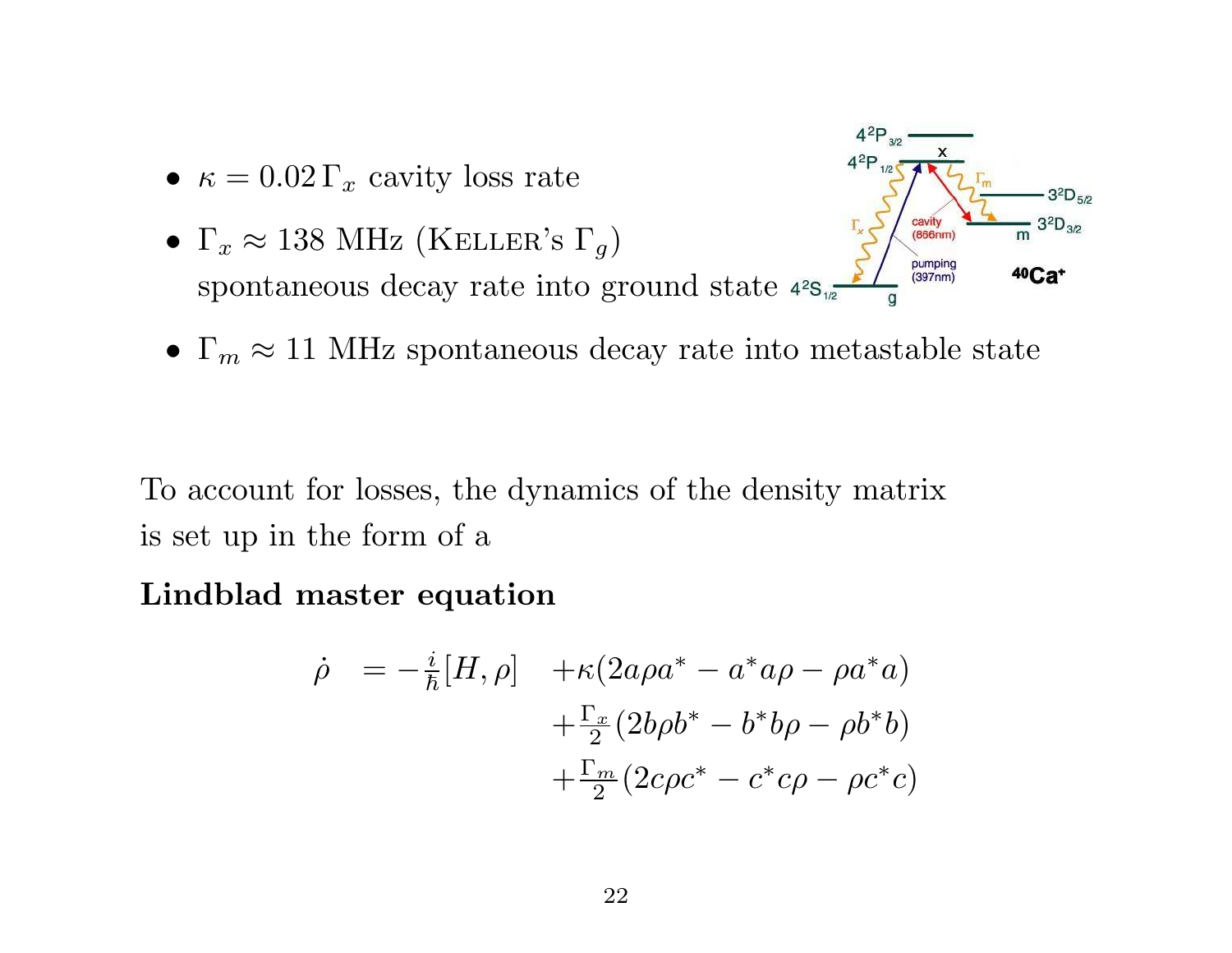- $\kappa = 0.02\,\Gamma_x$ cavity loss rate
- $\Gamma_x \approx 138$ MHz (KELLER's $\Gamma_g$) spontaneous decay rate into ground state
- $\Gamma_m \approx 11$ MHz spontaneous decay rate into metastable state

To account for losses, the dynamics of the density matrix is set up in the form of a

**Lindblad master equation**

$$
\begin{aligned}
\dot{\rho} \;&= -\tfrac{i}{\hbar}[H,\rho] \quad + \kappa(2a\rho a^* - a^*a\rho - \rho a^*a) \\
&\quad + \tfrac{\Gamma_x}{2}(2b\rho b^* - b^*b\rho - \rho b^*b) \\
&\quad + \tfrac{\Gamma_m}{2}(2c\rho c^* - c^*c\rho - \rho c^*c)
\end{aligned}
$$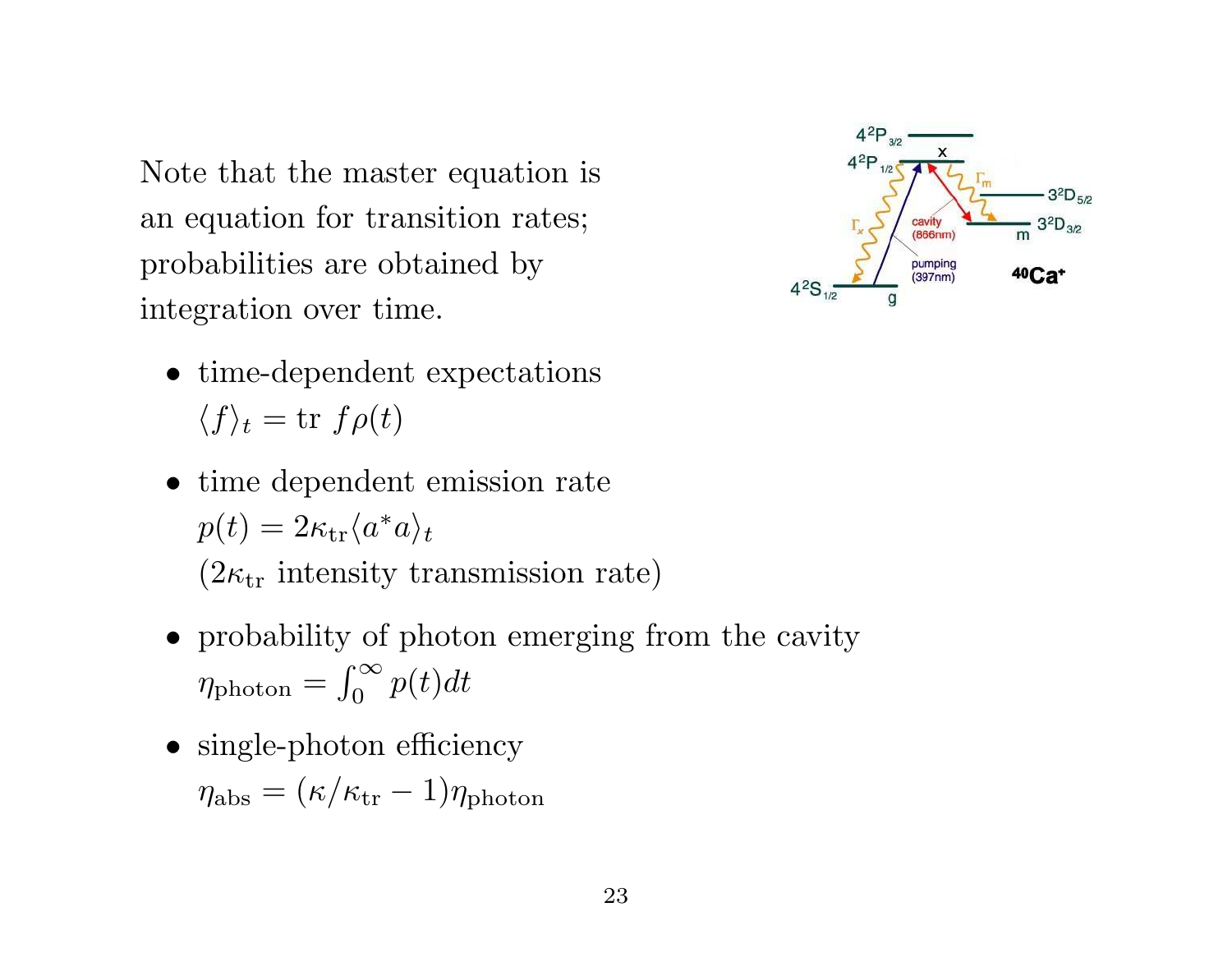Note that the master equation is an equation for transition rates; probabilities are obtained by integration over time.

- time-dependent expectations
  $\langle f \rangle_t = \text{tr } f\rho(t)$

- time dependent emission rate
  $p(t) = 2\kappa_{\text{tr}} \langle a^* a \rangle_t$
  ($2\kappa_{\text{tr}}$ intensity transmission rate)

- probability of photon emerging from the cavity
  $\eta_{\text{photon}} = \int_0^\infty p(t)dt$

- single-photon efficiency
  $\eta_{\text{abs}} = (\kappa/\kappa_{\text{tr}} - 1)\eta_{\text{photon}}$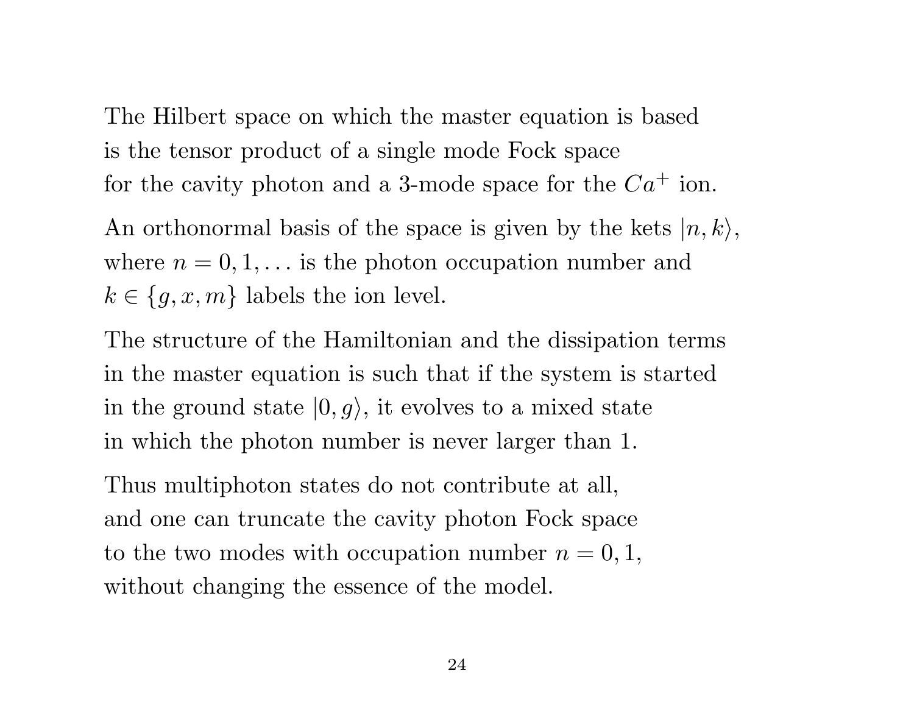The Hilbert space on which the master equation is based is the tensor product of a single mode Fock space for the cavity photon and a 3-mode space for the $Ca^+$ ion.

An orthonormal basis of the space is given by the kets $|n, k\rangle$, where $n = 0, 1, \ldots$ is the photon occupation number and $k \in \{g, x, m\}$ labels the ion level.

The structure of the Hamiltonian and the dissipation terms in the master equation is such that if the system is started in the ground state $|0, g\rangle$, it evolves to a mixed state in which the photon number is never larger than 1.

Thus multiphoton states do not contribute at all, and one can truncate the cavity photon Fock space to the two modes with occupation number $n = 0, 1$, without changing the essence of the model.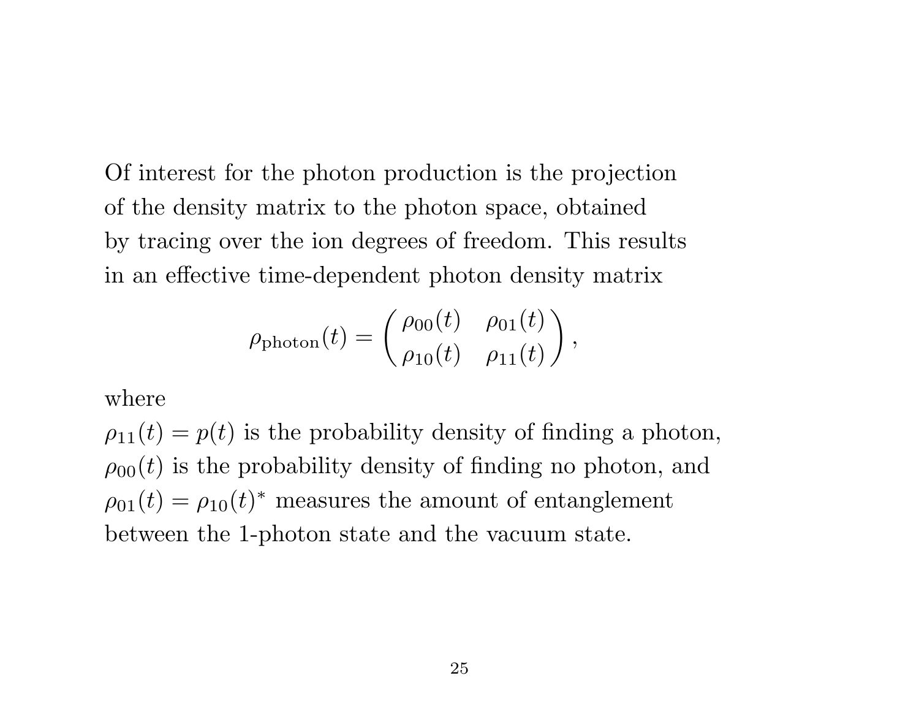Of interest for the photon production is the projection of the density matrix to the photon space, obtained by tracing over the ion degrees of freedom. This results in an effective time-dependent photon density matrix

$$\rho_{\text{photon}}(t) = \begin{pmatrix} \rho_{00}(t) & \rho_{01}(t) \\ \rho_{10}(t) & \rho_{11}(t) \end{pmatrix},$$

where

$\rho_{11}(t) = p(t)$ is the probability density of finding a photon,
$\rho_{00}(t)$ is the probability density of finding no photon, and
$\rho_{01}(t) = \rho_{10}(t)^*$ measures the amount of entanglement between the 1-photon state and the vacuum state.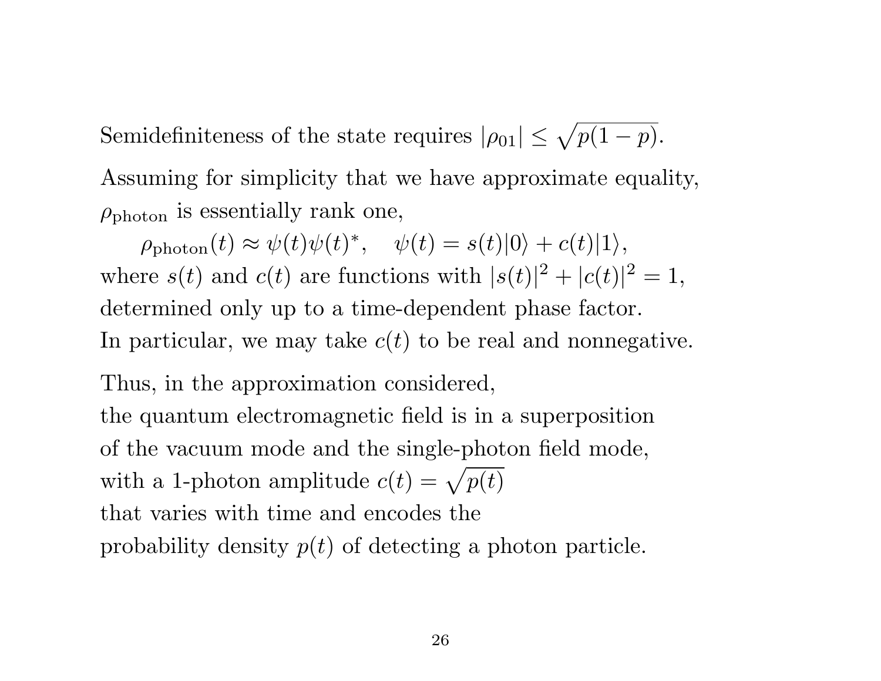Semidefiniteness of the state requires $|\rho_{01}| \leq \sqrt{p(1-p)}$.

Assuming for simplicity that we have approximate equality, $\rho_{\text{photon}}$ is essentially rank one,

$$\rho_{\text{photon}}(t) \approx \psi(t)\psi(t)^*, \quad \psi(t) = s(t)|0\rangle + c(t)|1\rangle,$$

where $s(t)$ and $c(t)$ are functions with $|s(t)|^2 + |c(t)|^2 = 1$, determined only up to a time-dependent phase factor. In particular, we may take $c(t)$ to be real and nonnegative.

Thus, in the approximation considered, the quantum electromagnetic field is in a superposition of the vacuum mode and the single-photon field mode, with a 1-photon amplitude $c(t) = \sqrt{p(t)}$ that varies with time and encodes the probability density $p(t)$ of detecting a photon particle.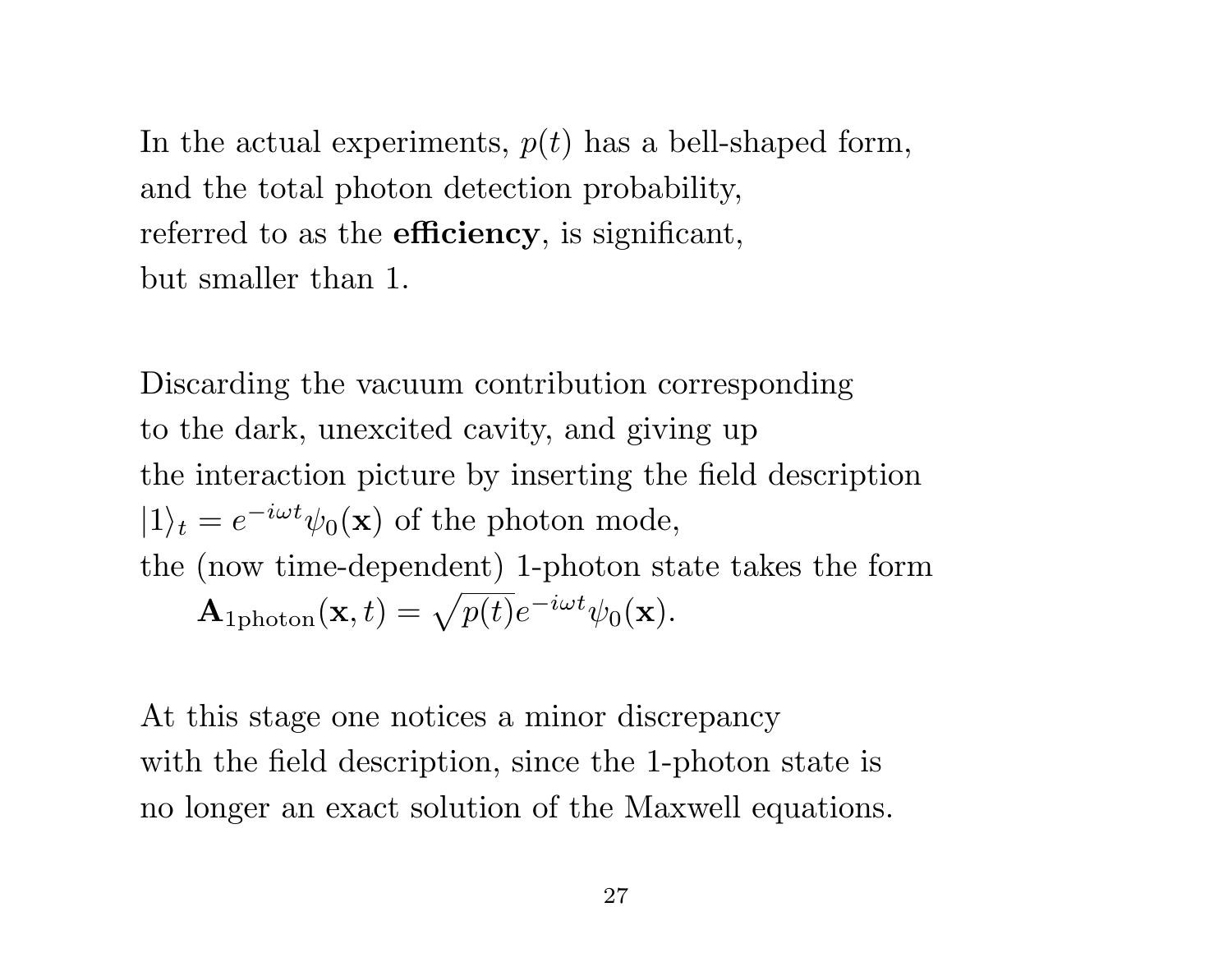In the actual experiments, $p(t)$ has a bell-shaped form, and the total photon detection probability, referred to as the **efficiency**, is significant, but smaller than 1.

Discarding the vacuum contribution corresponding to the dark, unexcited cavity, and giving up the interaction picture by inserting the field description $|1\rangle_t = e^{-i\omega t}\psi_0(\mathbf{x})$ of the photon mode, the (now time-dependent) 1-photon state takes the form

$$\mathbf{A}_{1\text{photon}}(\mathbf{x},t) = \sqrt{p(t)}e^{-i\omega t}\psi_0(\mathbf{x}).$$

At this stage one notices a minor discrepancy with the field description, since the 1-photon state is no longer an exact solution of the Maxwell equations.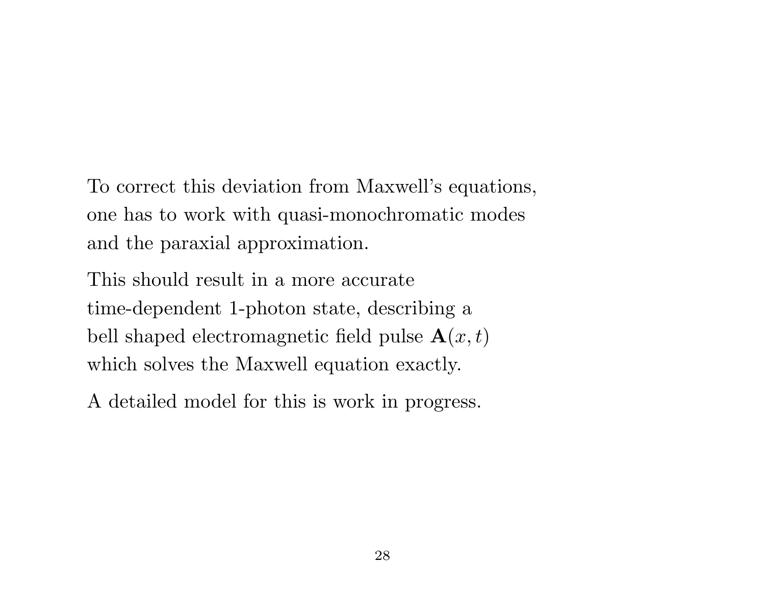To correct this deviation from Maxwell's equations, one has to work with quasi-monochromatic modes and the paraxial approximation.

This should result in a more accurate time-dependent 1-photon state, describing a bell shaped electromagnetic field pulse $\mathbf{A}(x, t)$ which solves the Maxwell equation exactly.

A detailed model for this is work in progress.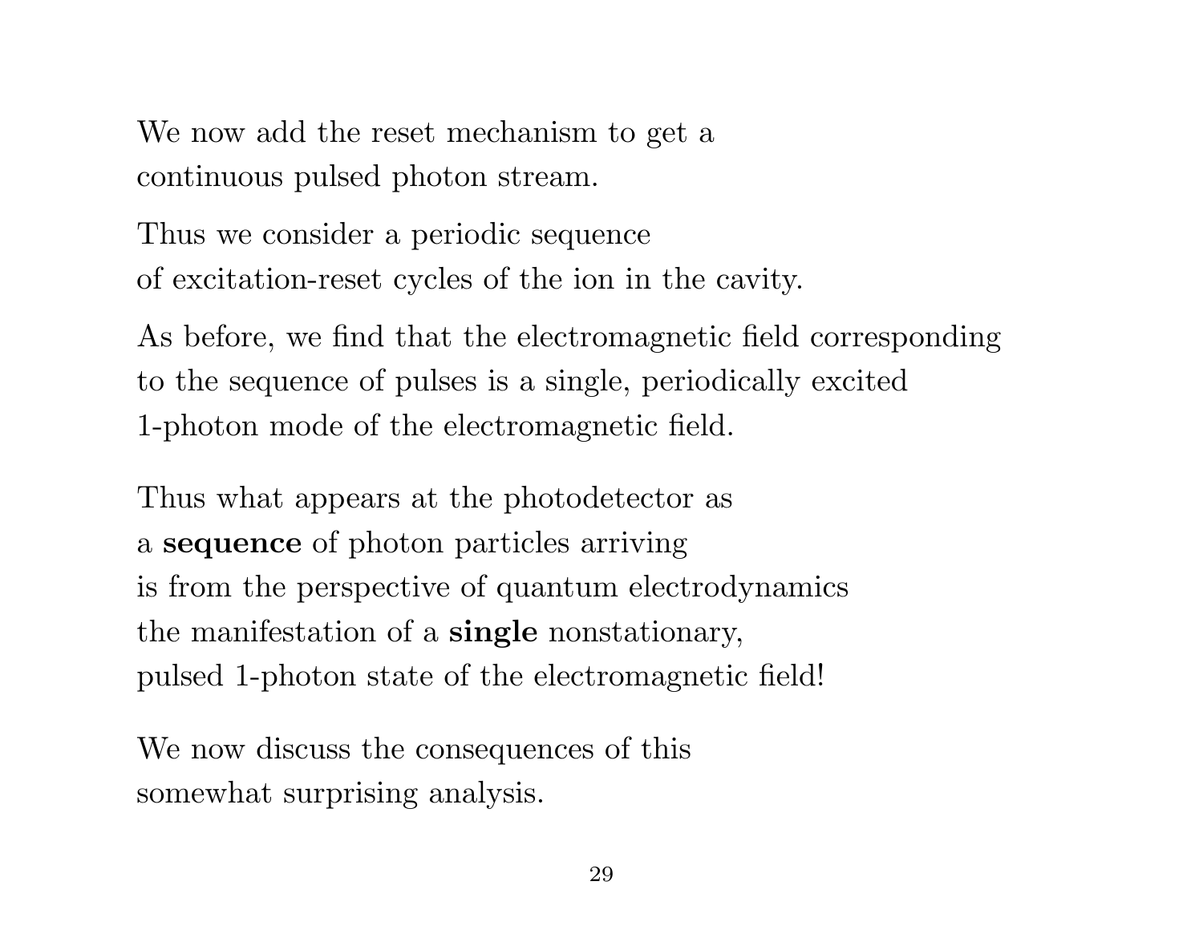We now add the reset mechanism to get a continuous pulsed photon stream.

Thus we consider a periodic sequence of excitation-reset cycles of the ion in the cavity.

As before, we find that the electromagnetic field corresponding to the sequence of pulses is a single, periodically excited 1-photon mode of the electromagnetic field.

Thus what appears at the photodetector as a **sequence** of photon particles arriving is from the perspective of quantum electrodynamics the manifestation of a **single** nonstationary, pulsed 1-photon state of the electromagnetic field!

We now discuss the consequences of this somewhat surprising analysis.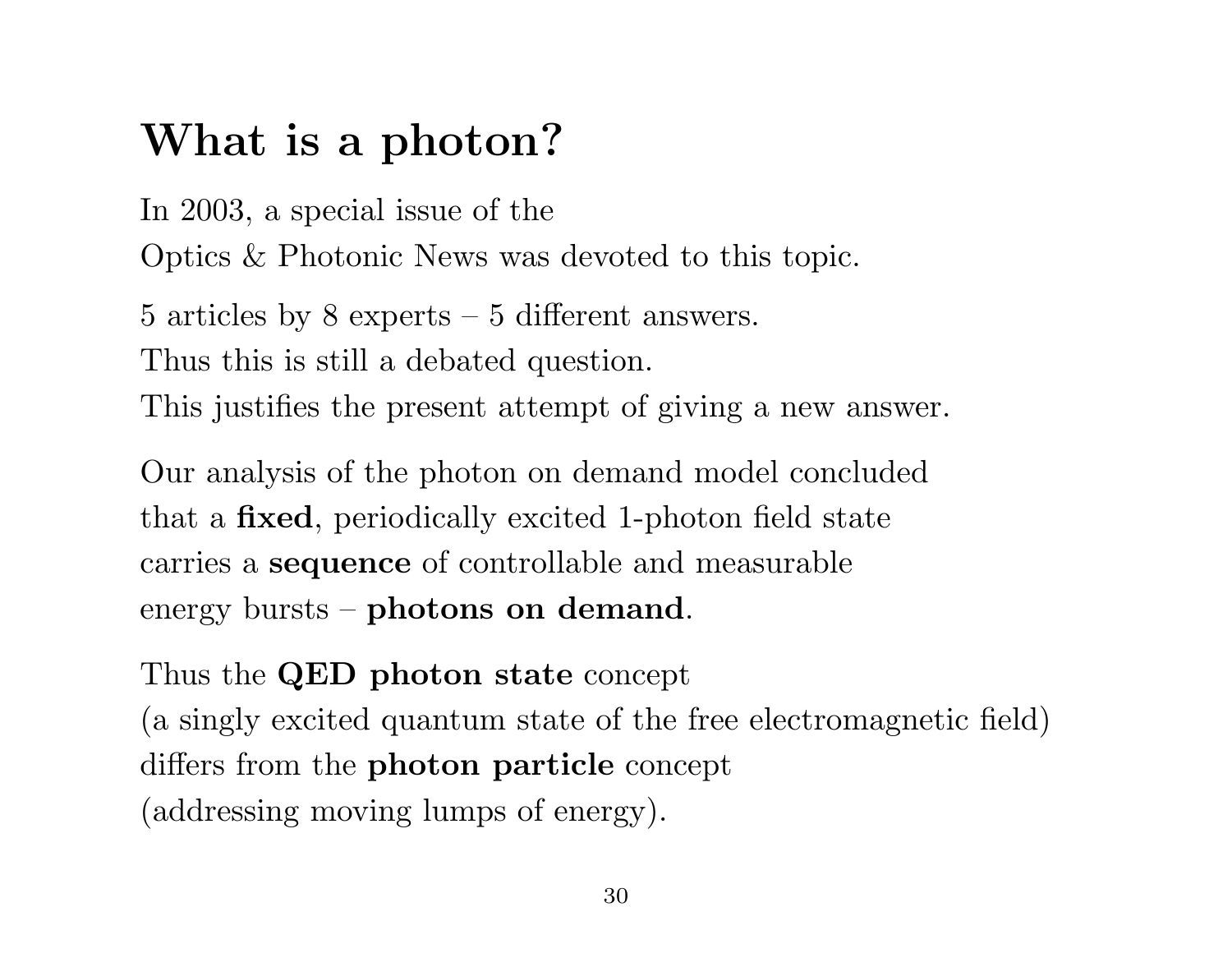# What is a photon?

In 2003, a special issue of the
Optics & Photonic News was devoted to this topic.

5 articles by 8 experts – 5 different answers.
Thus this is still a debated question.
This justifies the present attempt of giving a new answer.

Our analysis of the photon on demand model concluded
that a **fixed**, periodically excited 1-photon field state
carries a **sequence** of controllable and measurable
energy bursts – **photons on demand**.

Thus the **QED photon state** concept
(a singly excited quantum state of the free electromagnetic field)
differs from the **photon particle** concept
(addressing moving lumps of energy).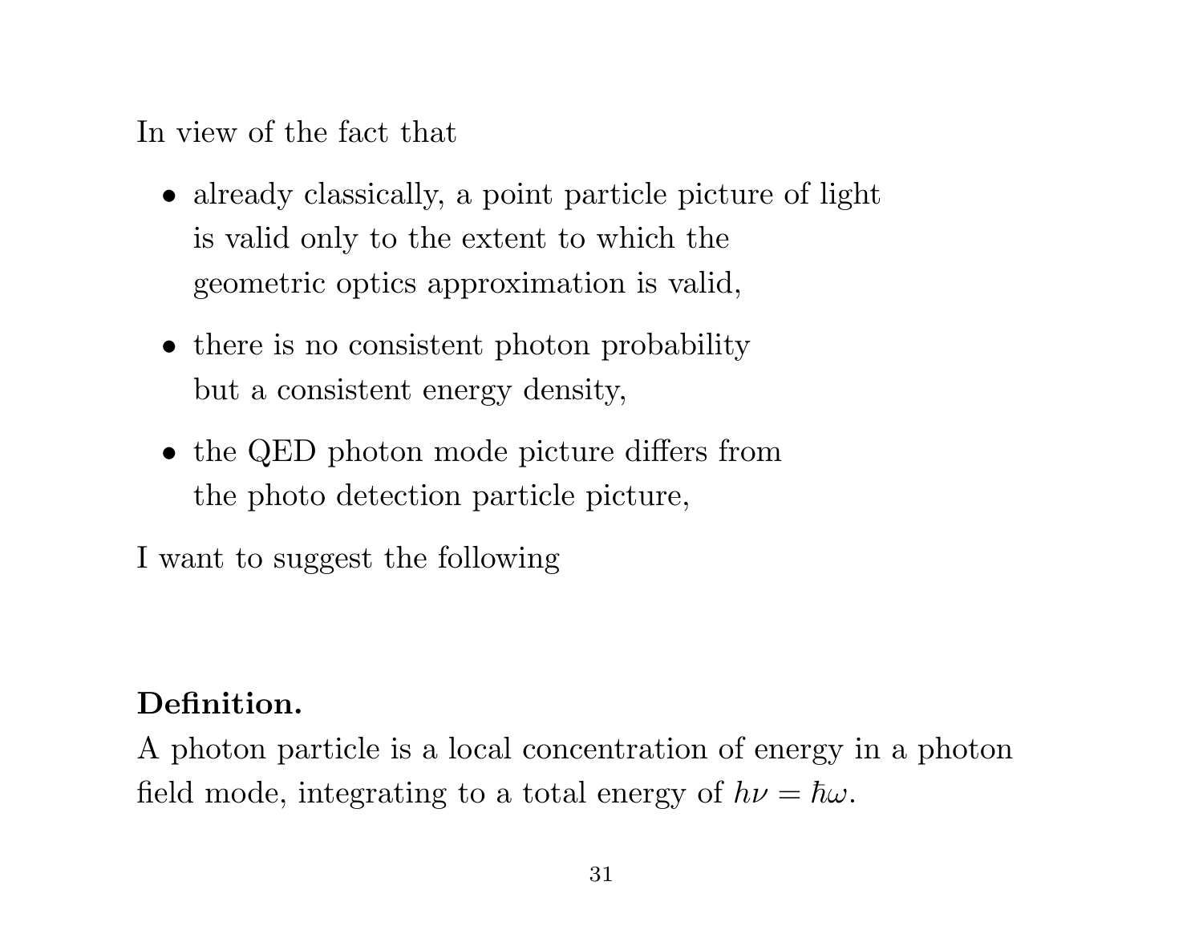In view of the fact that

- already classically, a point particle picture of light is valid only to the extent to which the geometric optics approximation is valid,
- there is no consistent photon probability but a consistent energy density,
- the QED photon mode picture differs from the photo detection particle picture,

I want to suggest the following

**Definition.**
A photon particle is a local concentration of energy in a photon field mode, integrating to a total energy of $h\nu = \hbar\omega$.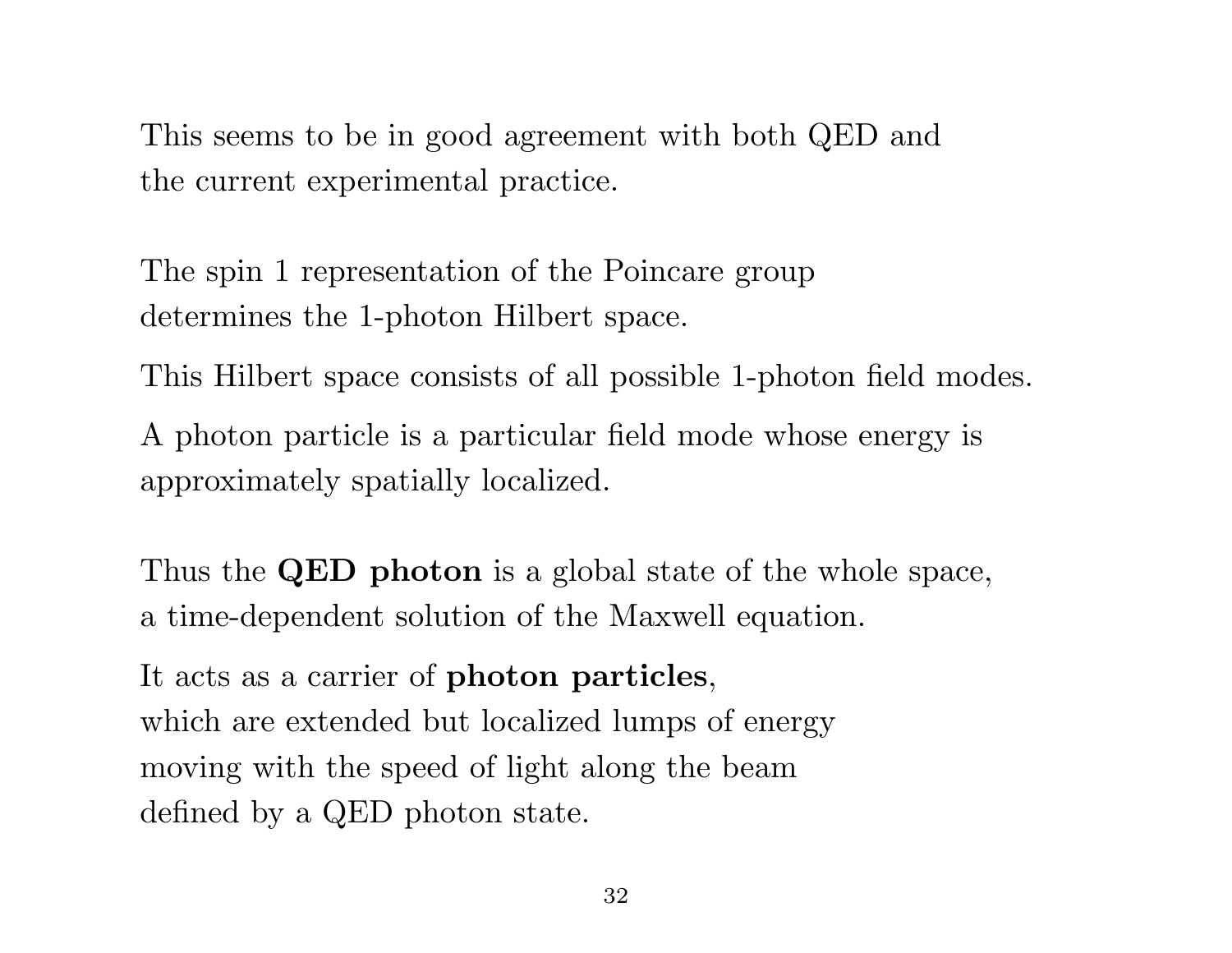This seems to be in good agreement with both QED and the current experimental practice.

The spin 1 representation of the Poincare group determines the 1-photon Hilbert space.

This Hilbert space consists of all possible 1-photon field modes.

A photon particle is a particular field mode whose energy is approximately spatially localized.

Thus the **QED photon** is a global state of the whole space, a time-dependent solution of the Maxwell equation.

It acts as a carrier of **photon particles**, which are extended but localized lumps of energy moving with the speed of light along the beam defined by a QED photon state.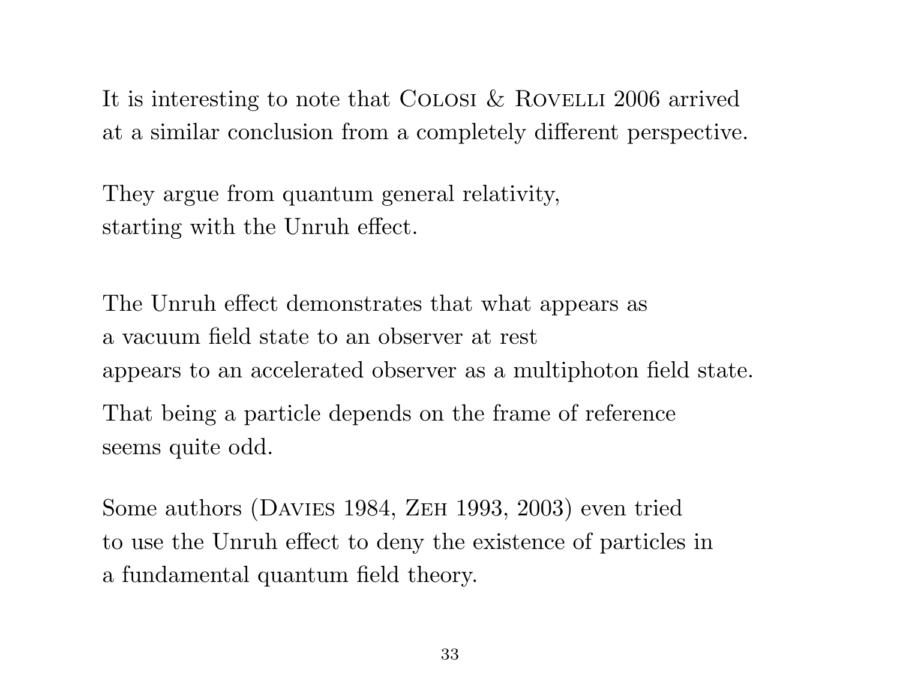It is interesting to note that Colosi & Rovelli 2006 arrived at a similar conclusion from a completely different perspective.

They argue from quantum general relativity,
starting with the Unruh effect.

The Unruh effect demonstrates that what appears as
a vacuum field state to an observer at rest
appears to an accelerated observer as a multiphoton field state.

That being a particle depends on the frame of reference
seems quite odd.

Some authors (Davies 1984, Zeh 1993, 2003) even tried
to use the Unruh effect to deny the existence of particles in
a fundamental quantum field theory.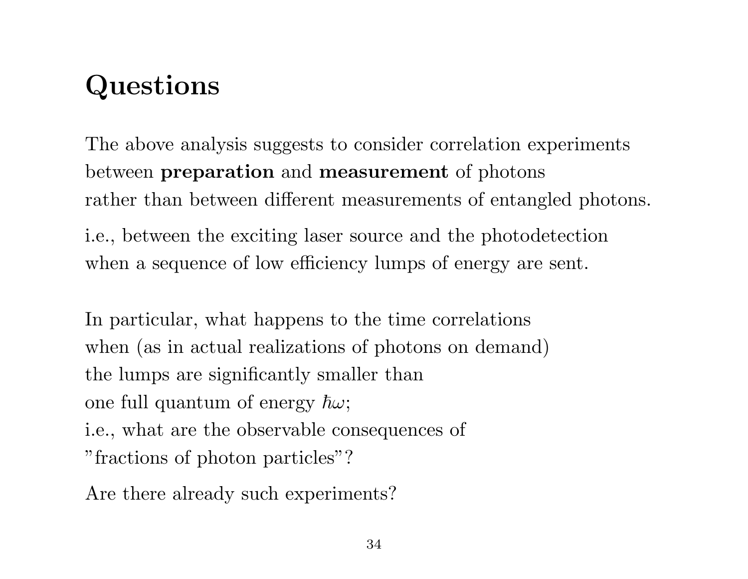# Questions

The above analysis suggests to consider correlation experiments between **preparation** and **measurement** of photons rather than between different measurements of entangled photons.

i.e., between the exciting laser source and the photodetection when a sequence of low efficiency lumps of energy are sent.

In particular, what happens to the time correlations when (as in actual realizations of photons on demand) the lumps are significantly smaller than one full quantum of energy $\hbar\omega$; i.e., what are the observable consequences of "fractions of photon particles"?

Are there already such experiments?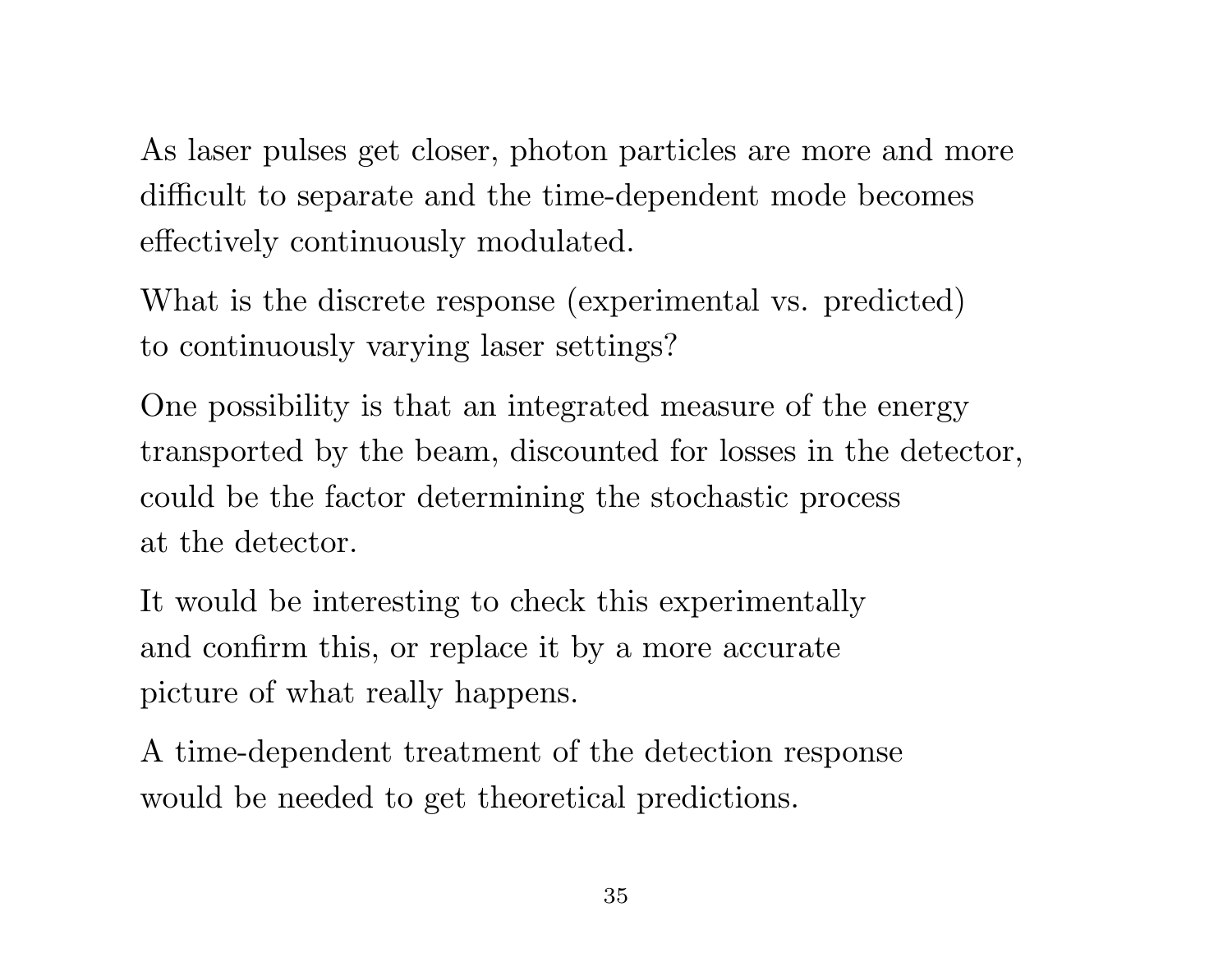As laser pulses get closer, photon particles are more and more difficult to separate and the time-dependent mode becomes effectively continuously modulated.

What is the discrete response (experimental vs. predicted) to continuously varying laser settings?

One possibility is that an integrated measure of the energy transported by the beam, discounted for losses in the detector, could be the factor determining the stochastic process at the detector.

It would be interesting to check this experimentally and confirm this, or replace it by a more accurate picture of what really happens.

A time-dependent treatment of the detection response would be needed to get theoretical predictions.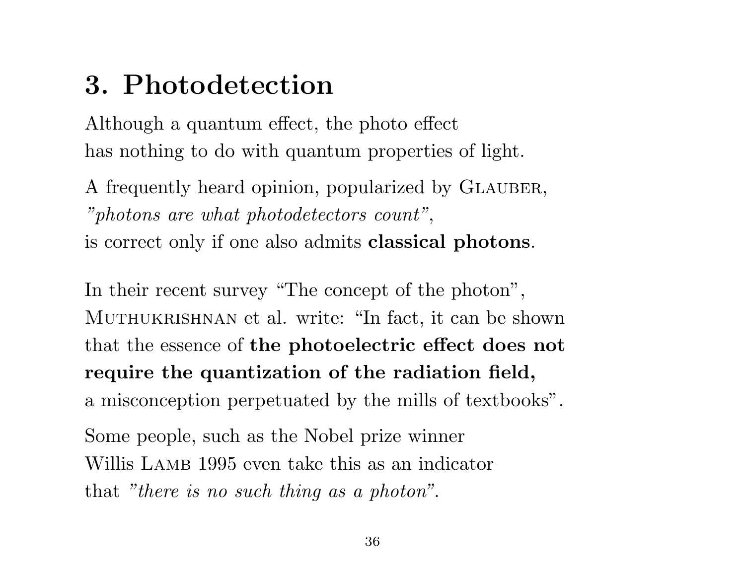# 3. Photodetection

Although a quantum effect, the photo effect
has nothing to do with quantum properties of light.

A frequently heard opinion, popularized by GLAUBER,
*"photons are what photodetectors count"*,
is correct only if one also admits **classical photons**.

In their recent survey "The concept of the photon",
MUTHUKRISHNAN et al. write: "In fact, it can be shown
that the essence of **the photoelectric effect does not
require the quantization of the radiation field,**
a misconception perpetuated by the mills of textbooks".

Some people, such as the Nobel prize winner
Willis LAMB 1995 even take this as an indicator
that *"there is no such thing as a photon"*.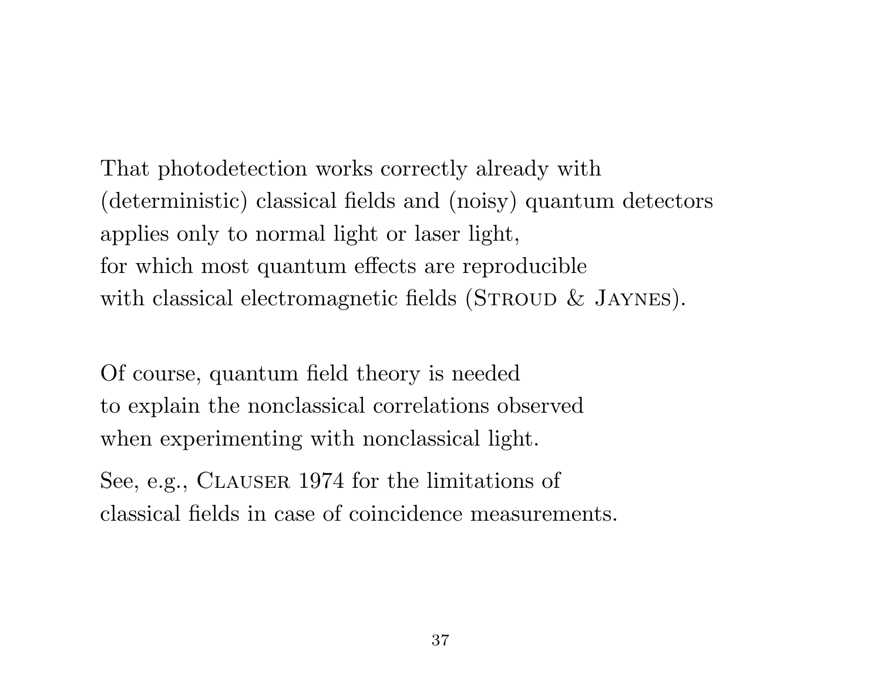That photodetection works correctly already with (deterministic) classical fields and (noisy) quantum detectors applies only to normal light or laser light, for which most quantum effects are reproducible with classical electromagnetic fields (Stroud & Jaynes).

Of course, quantum field theory is needed to explain the nonclassical correlations observed when experimenting with nonclassical light.

See, e.g., Clauser 1974 for the limitations of classical fields in case of coincidence measurements.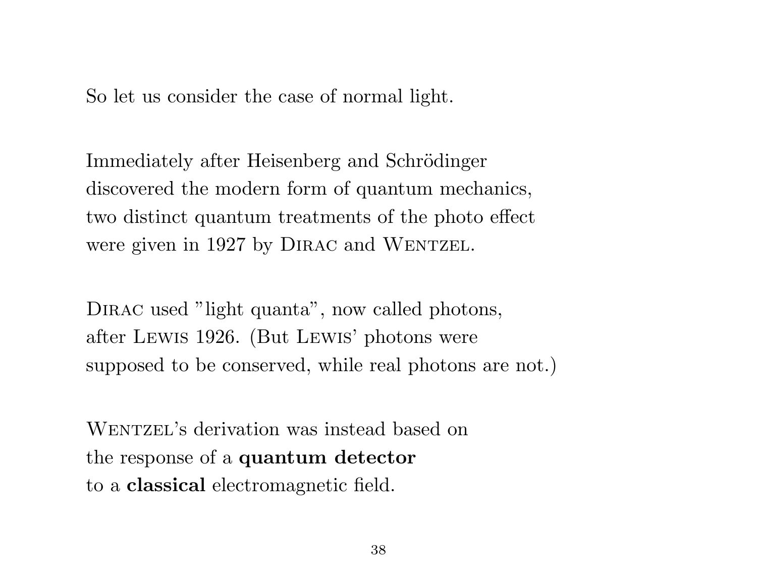So let us consider the case of normal light.

Immediately after Heisenberg and Schrödinger discovered the modern form of quantum mechanics, two distinct quantum treatments of the photo effect were given in 1927 by Dirac and Wentzel.

Dirac used "light quanta", now called photons, after Lewis 1926. (But Lewis' photons were supposed to be conserved, while real photons are not.)

Wentzel's derivation was instead based on the response of a **quantum detector** to a **classical** electromagnetic field.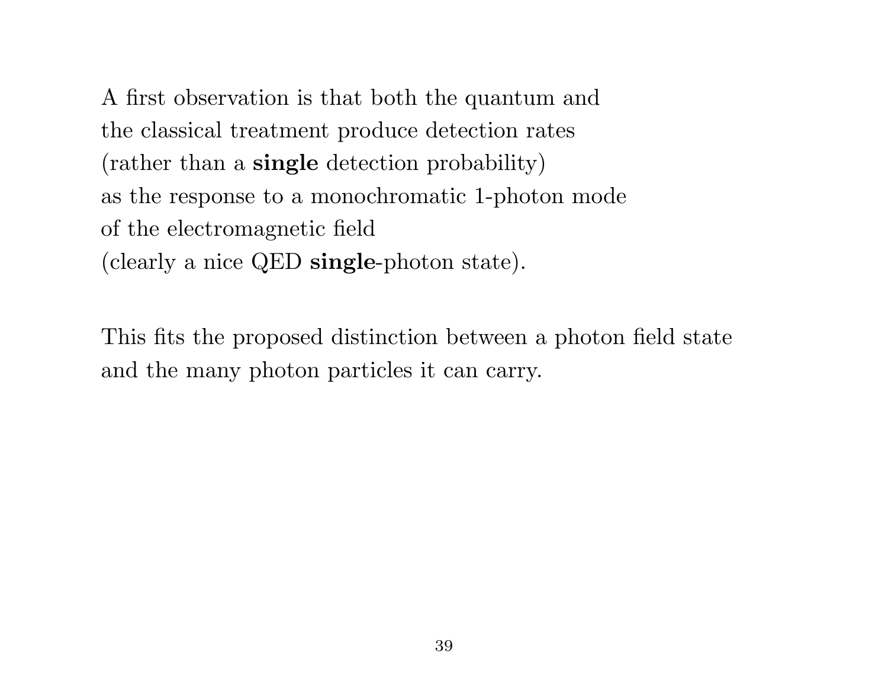A first observation is that both the quantum and the classical treatment produce detection rates (rather than a **single** detection probability) as the response to a monochromatic 1-photon mode of the electromagnetic field (clearly a nice QED **single**-photon state).

This fits the proposed distinction between a photon field state and the many photon particles it can carry.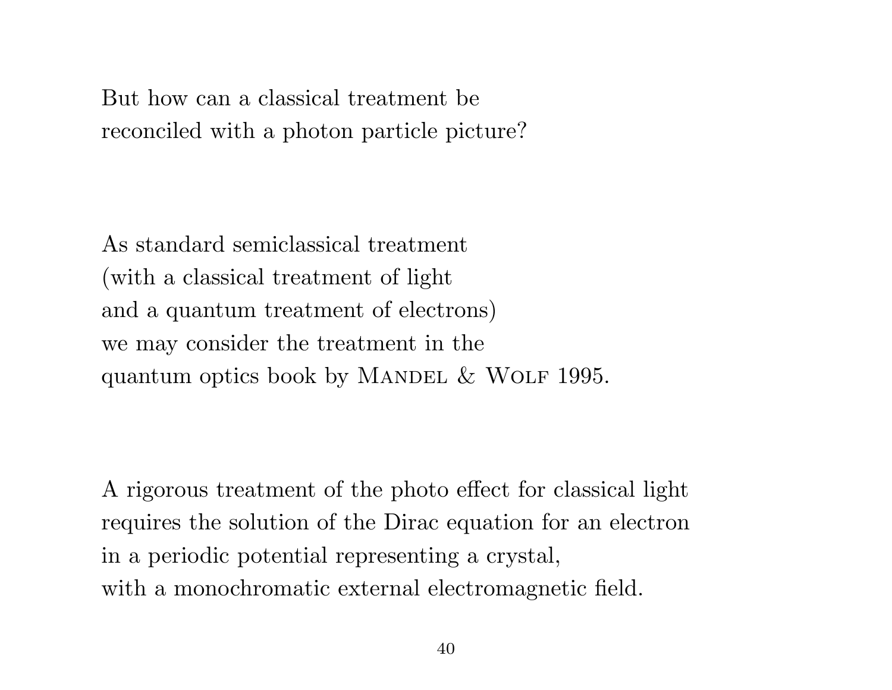But how can a classical treatment be
reconciled with a photon particle picture?

As standard semiclassical treatment
(with a classical treatment of light
and a quantum treatment of electrons)
we may consider the treatment in the
quantum optics book by Mandel & Wolf 1995.

A rigorous treatment of the photo effect for classical light
requires the solution of the Dirac equation for an electron
in a periodic potential representing a crystal,
with a monochromatic external electromagnetic field.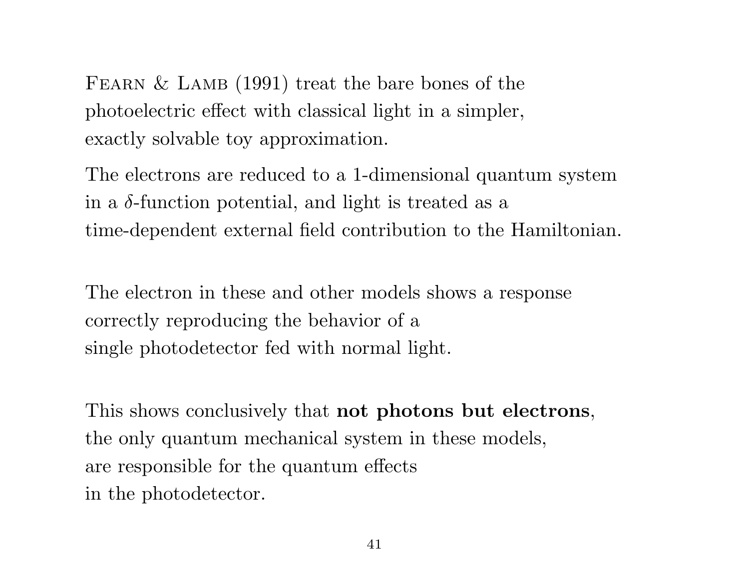Fearn & Lamb (1991) treat the bare bones of the photoelectric effect with classical light in a simpler, exactly solvable toy approximation.

The electrons are reduced to a 1-dimensional quantum system in a $\delta$-function potential, and light is treated as a time-dependent external field contribution to the Hamiltonian.

The electron in these and other models shows a response correctly reproducing the behavior of a single photodetector fed with normal light.

This shows conclusively that **not photons but electrons**, the only quantum mechanical system in these models, are responsible for the quantum effects in the photodetector.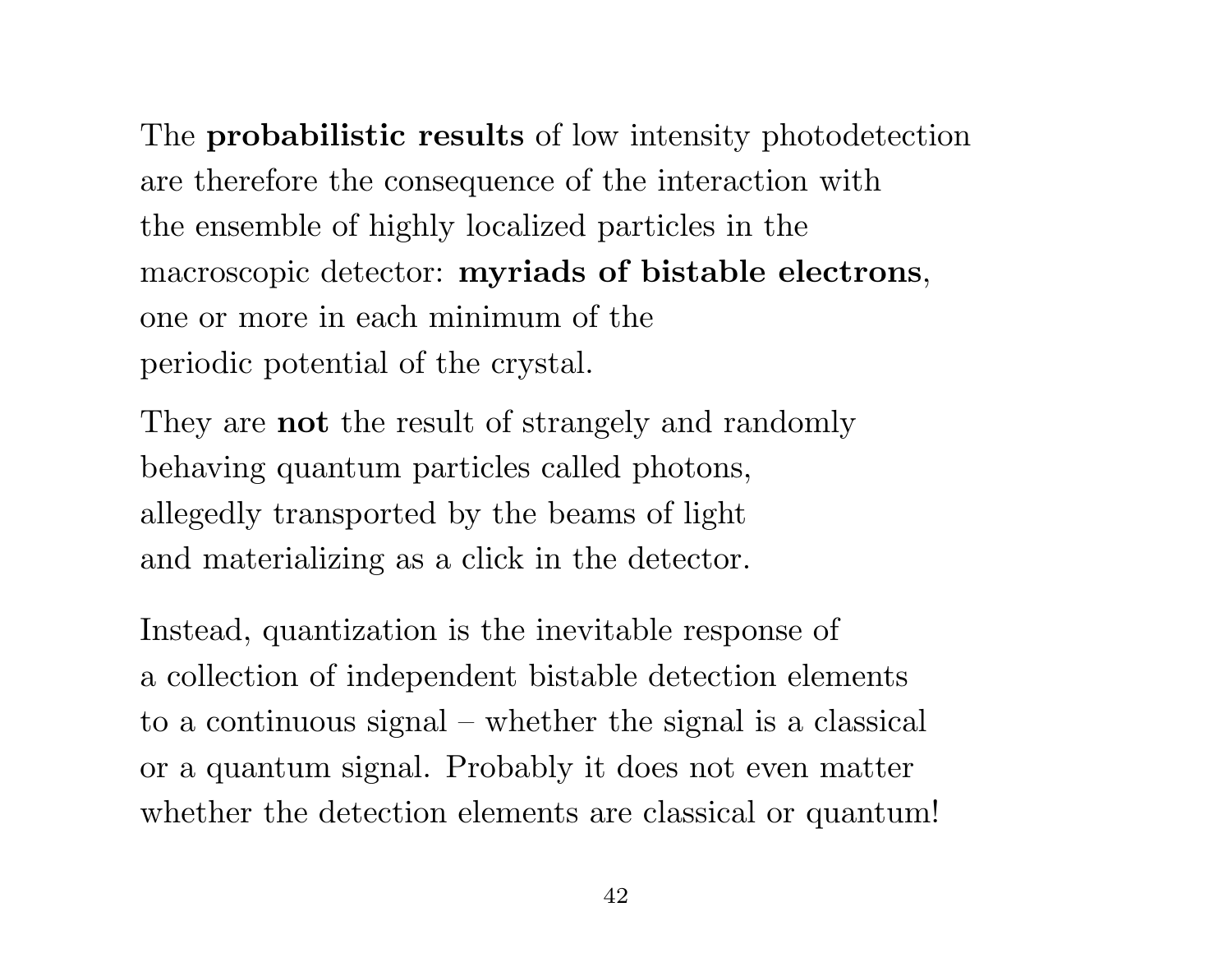The **probabilistic results** of low intensity photodetection are therefore the consequence of the interaction with the ensemble of highly localized particles in the macroscopic detector: **myriads of bistable electrons**, one or more in each minimum of the periodic potential of the crystal.

They are **not** the result of strangely and randomly behaving quantum particles called photons, allegedly transported by the beams of light and materializing as a click in the detector.

Instead, quantization is the inevitable response of a collection of independent bistable detection elements to a continuous signal – whether the signal is a classical or a quantum signal. Probably it does not even matter whether the detection elements are classical or quantum!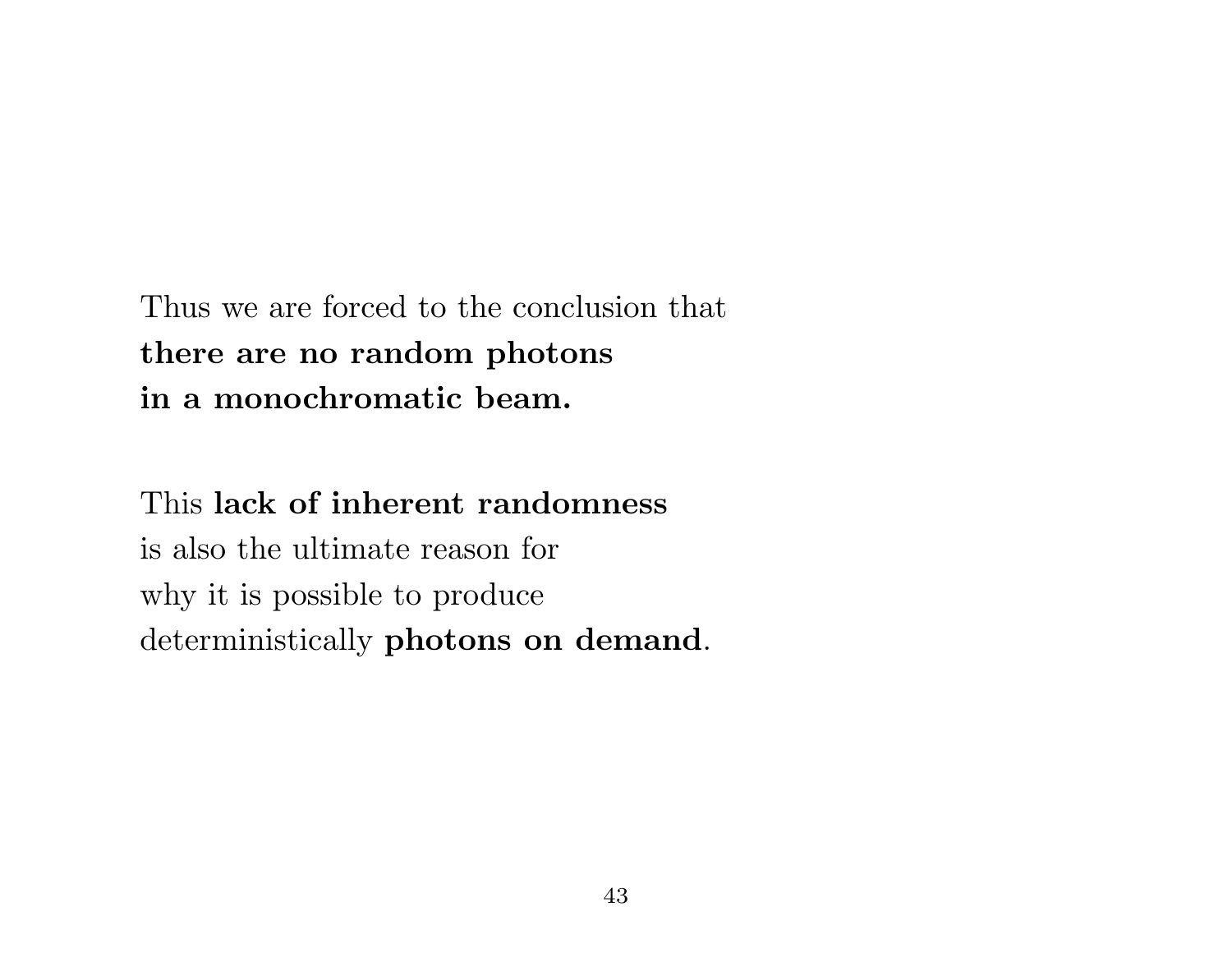Thus we are forced to the conclusion that
**there are no random photons**
**in a monochromatic beam.**

This **lack of inherent randomness**
is also the ultimate reason for
why it is possible to produce
deterministically **photons on demand**.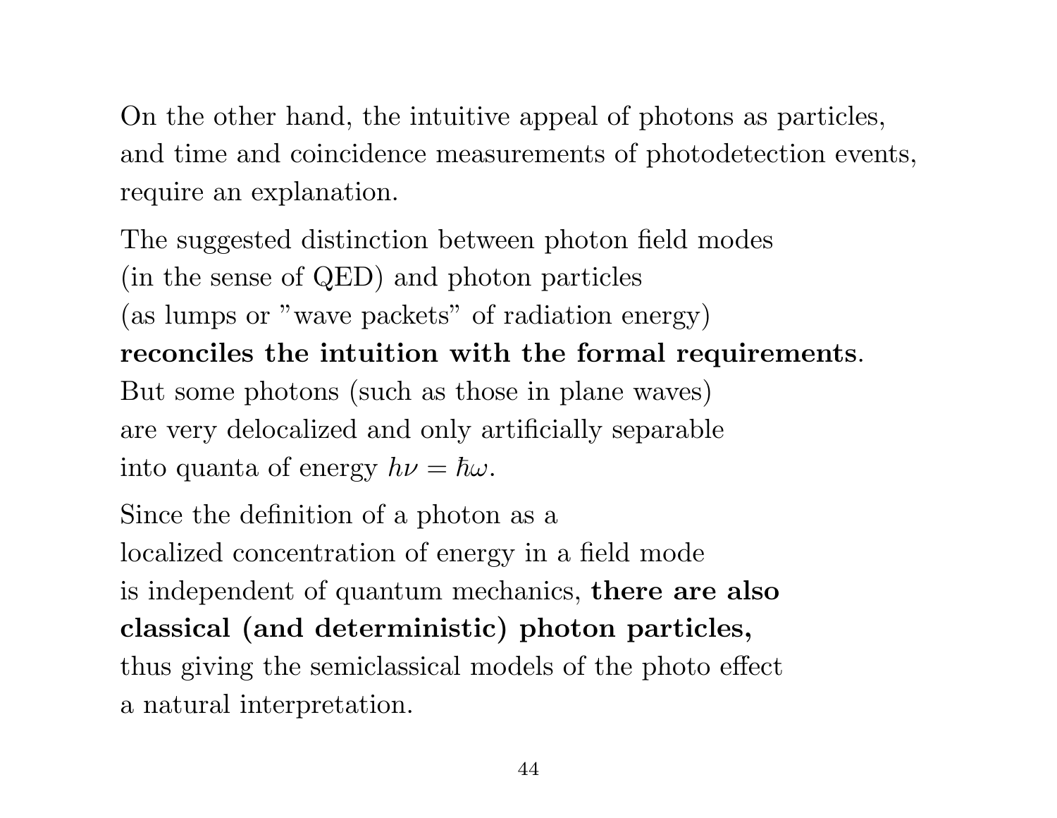On the other hand, the intuitive appeal of photons as particles, and time and coincidence measurements of photodetection events, require an explanation.

The suggested distinction between photon field modes
(in the sense of QED) and photon particles
(as lumps or "wave packets" of radiation energy)
**reconciles the intuition with the formal requirements**.
But some photons (such as those in plane waves)
are very delocalized and only artificially separable
into quanta of energy $h\nu = \hbar\omega$.

Since the definition of a photon as a
localized concentration of energy in a field mode
is independent of quantum mechanics, **there are also classical (and deterministic) photon particles,**
thus giving the semiclassical models of the photo effect
a natural interpretation.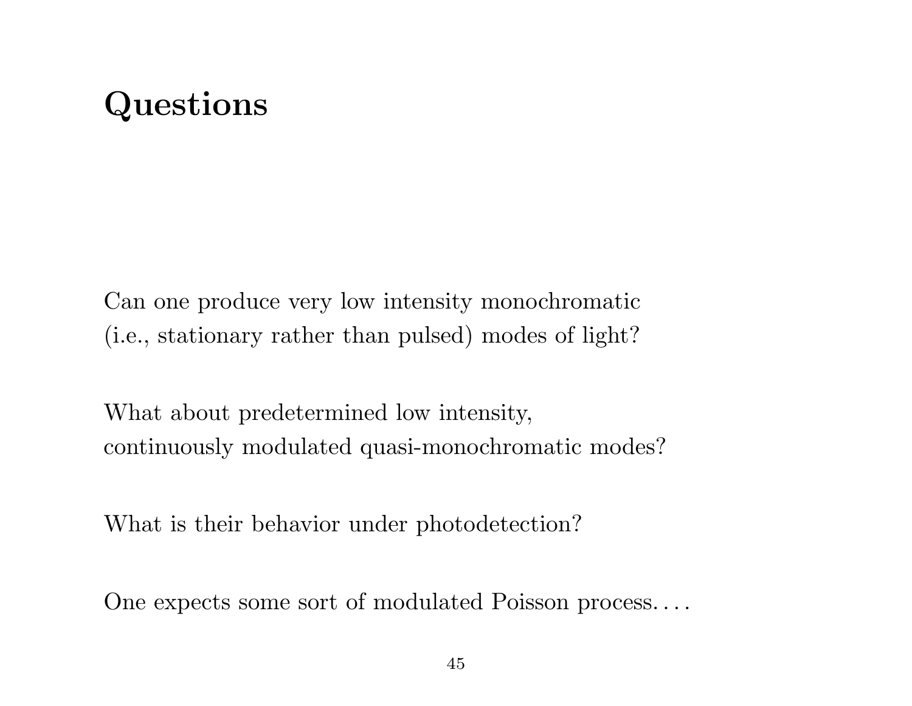# Questions

Can one produce very low intensity monochromatic (i.e., stationary rather than pulsed) modes of light?

What about predetermined low intensity, continuously modulated quasi-monochromatic modes?

What is their behavior under photodetection?

One expects some sort of modulated Poisson process. . . .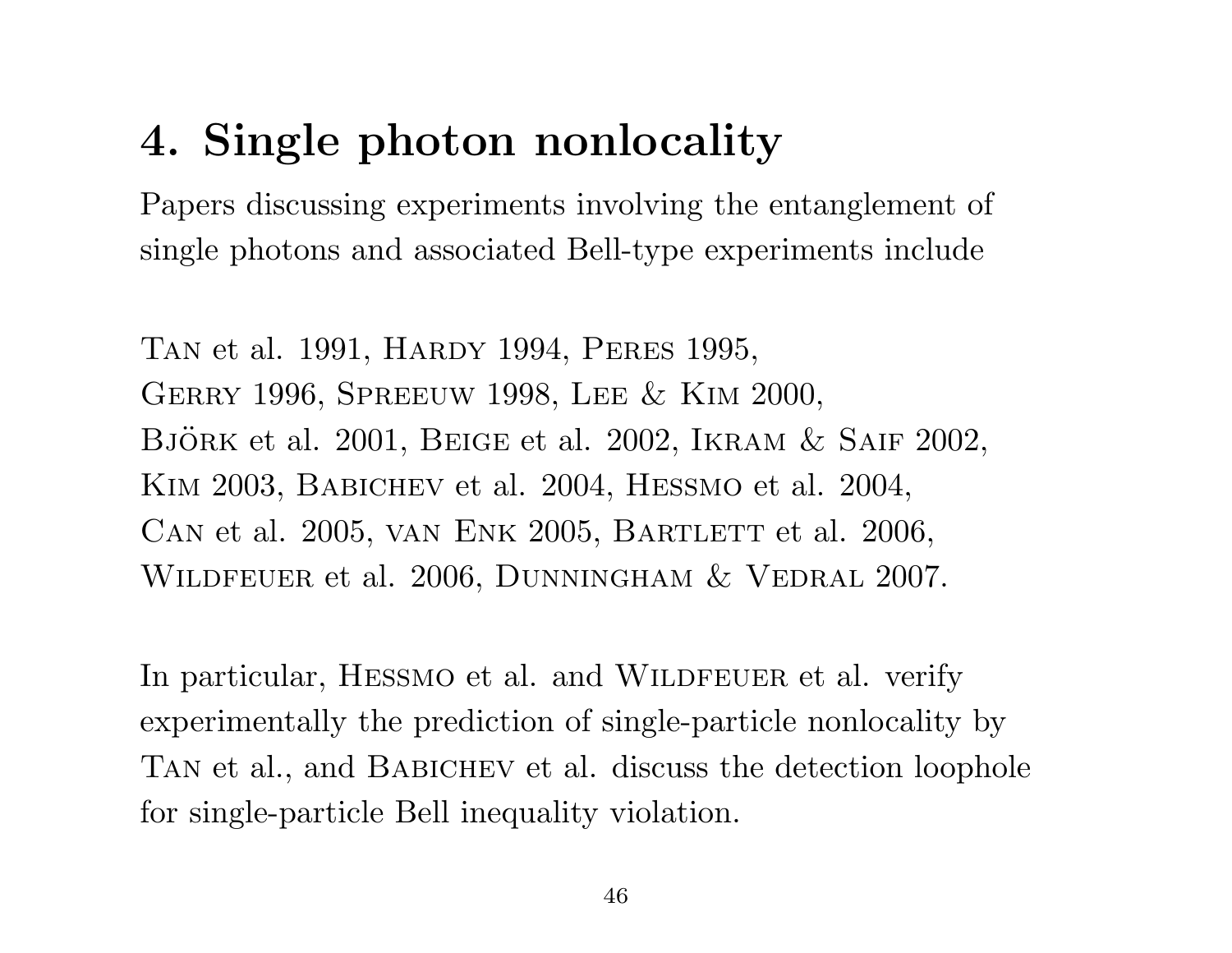# 4. Single photon nonlocality

Papers discussing experiments involving the entanglement of single photons and associated Bell-type experiments include

Tan et al. 1991, Hardy 1994, Peres 1995, Gerry 1996, Spreeuw 1998, Lee & Kim 2000, Björk et al. 2001, Beige et al. 2002, Ikram & Saif 2002, Kim 2003, Babichev et al. 2004, Hessmo et al. 2004, Can et al. 2005, van Enk 2005, Bartlett et al. 2006, Wildfeuer et al. 2006, Dunningham & Vedral 2007.

In particular, Hessmo et al. and Wildfeuer et al. verify experimentally the prediction of single-particle nonlocality by Tan et al., and Babichev et al. discuss the detection loophole for single-particle Bell inequality violation.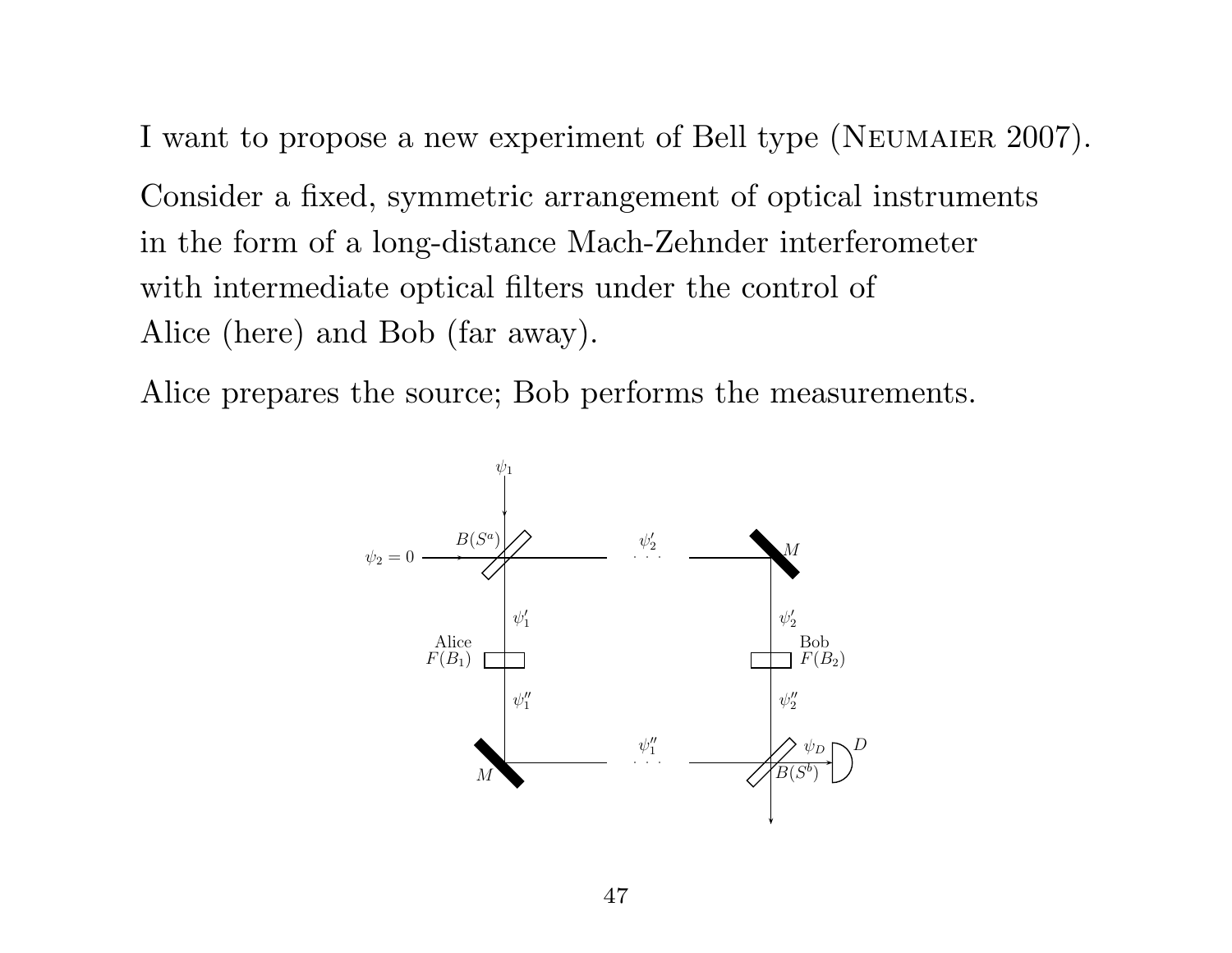I want to propose a new experiment of Bell type (Neumaier 2007).

Consider a fixed, symmetric arrangement of optical instruments in the form of a long-distance Mach-Zehnder interferometer with intermediate optical filters under the control of Alice (here) and Bob (far away).

Alice prepares the source; Bob performs the measurements.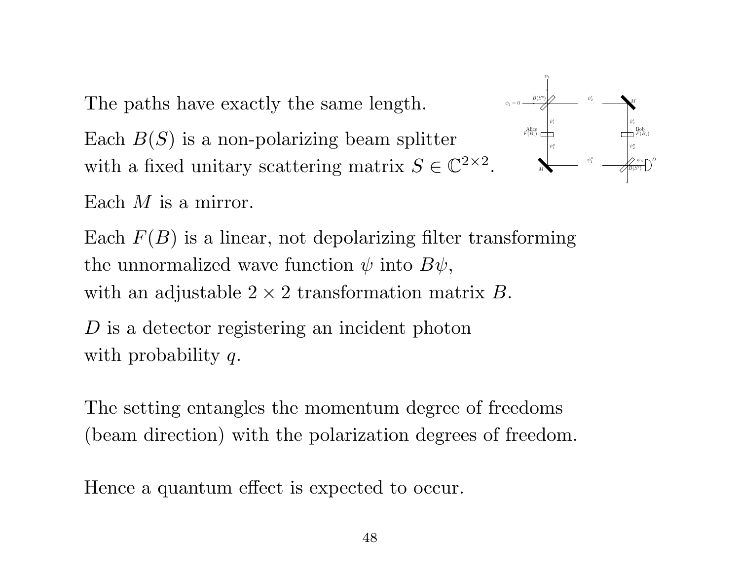The paths have exactly the same length.

Each $B(S)$ is a non-polarizing beam splitter with a fixed unitary scattering matrix $S \in \mathbb{C}^{2\times 2}$.

Each $M$ is a mirror.

Each $F(B)$ is a linear, not depolarizing filter transforming the unnormalized wave function $\psi$ into $B\psi$, with an adjustable $2 \times 2$ transformation matrix $B$.

$D$ is a detector registering an incident photon with probability $q$.

The setting entangles the momentum degree of freedoms (beam direction) with the polarization degrees of freedom.

Hence a quantum effect is expected to occur.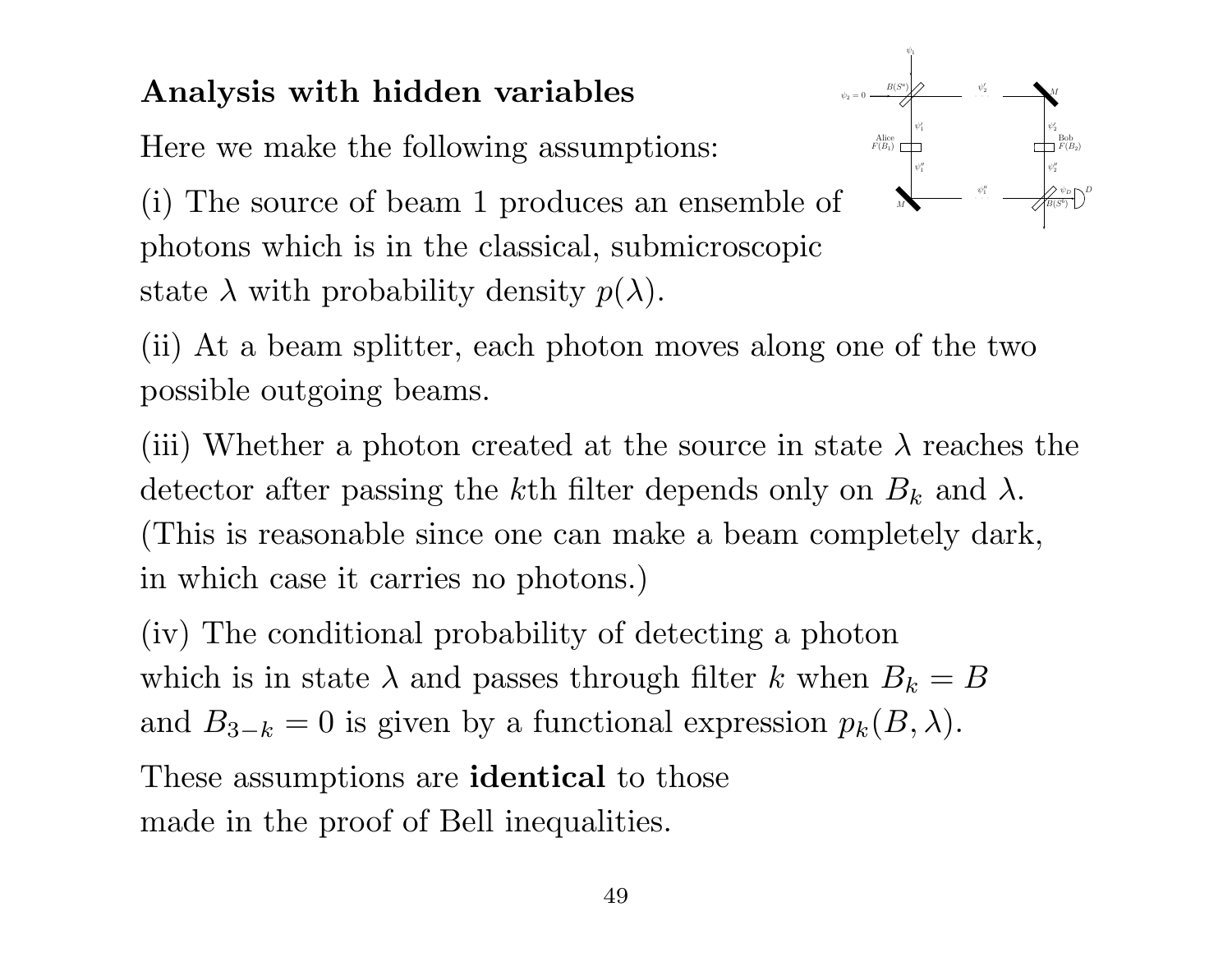**Analysis with hidden variables**

Here we make the following assumptions:

(i) The source of beam 1 produces an ensemble of photons which is in the classical, submicroscopic state $\lambda$ with probability density $p(\lambda)$.

(ii) At a beam splitter, each photon moves along one of the two possible outgoing beams.

(iii) Whether a photon created at the source in state $\lambda$ reaches the detector after passing the $k$th filter depends only on $B_k$ and $\lambda$. (This is reasonable since one can make a beam completely dark, in which case it carries no photons.)

(iv) The conditional probability of detecting a photon which is in state $\lambda$ and passes through filter $k$ when $B_k = B$ and $B_{3-k} = 0$ is given by a functional expression $p_k(B, \lambda)$.

These assumptions are **identical** to those made in the proof of Bell inequalities.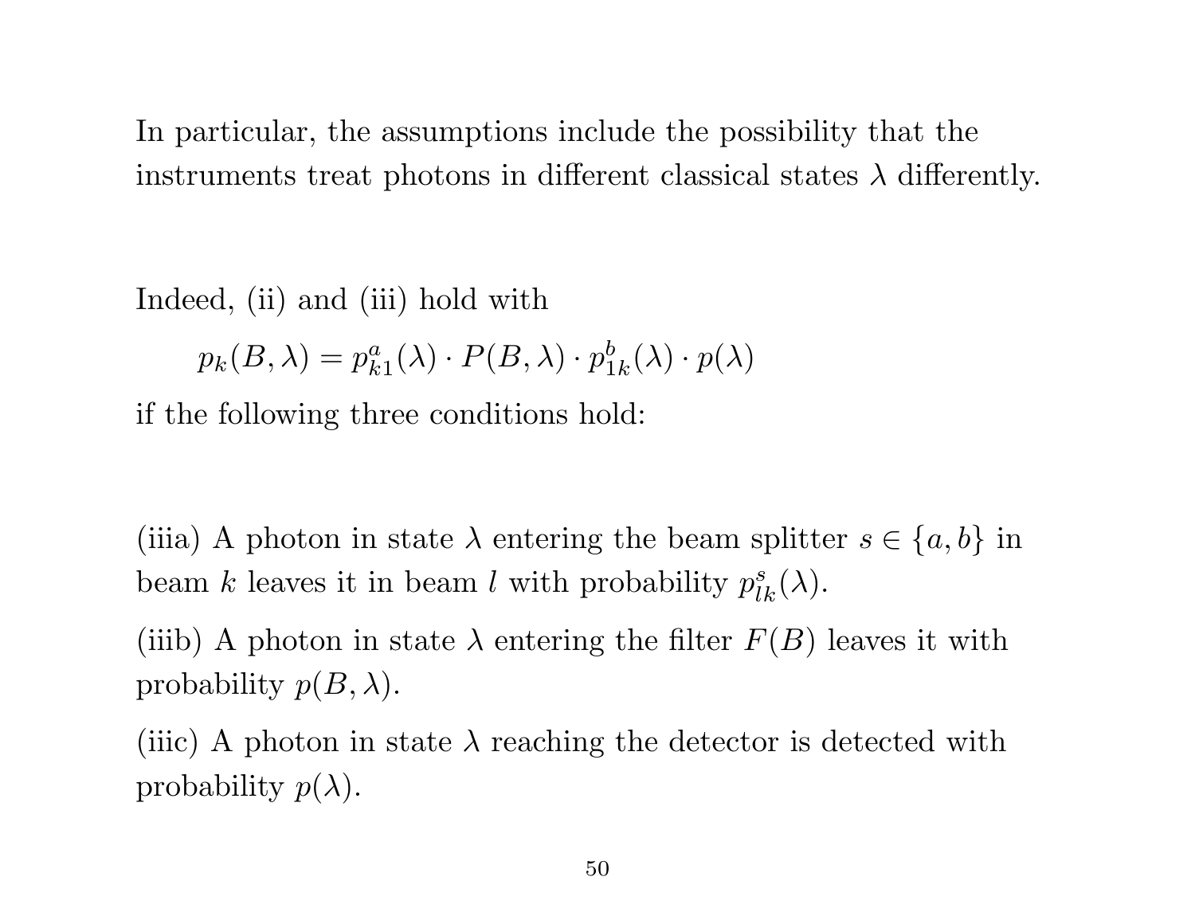In particular, the assumptions include the possibility that the instruments treat photons in different classical states $\lambda$ differently.

Indeed, (ii) and (iii) hold with

$$p_k(B, \lambda) = p^a_{k1}(\lambda) \cdot P(B, \lambda) \cdot p^b_{1k}(\lambda) \cdot p(\lambda)$$

if the following three conditions hold:

(iiia) A photon in state $\lambda$ entering the beam splitter $s \in \{a, b\}$ in beam $k$ leaves it in beam $l$ with probability $p^s_{lk}(\lambda)$.

(iiib) A photon in state $\lambda$ entering the filter $F(B)$ leaves it with probability $p(B, \lambda)$.

(iiic) A photon in state $\lambda$ reaching the detector is detected with probability $p(\lambda)$.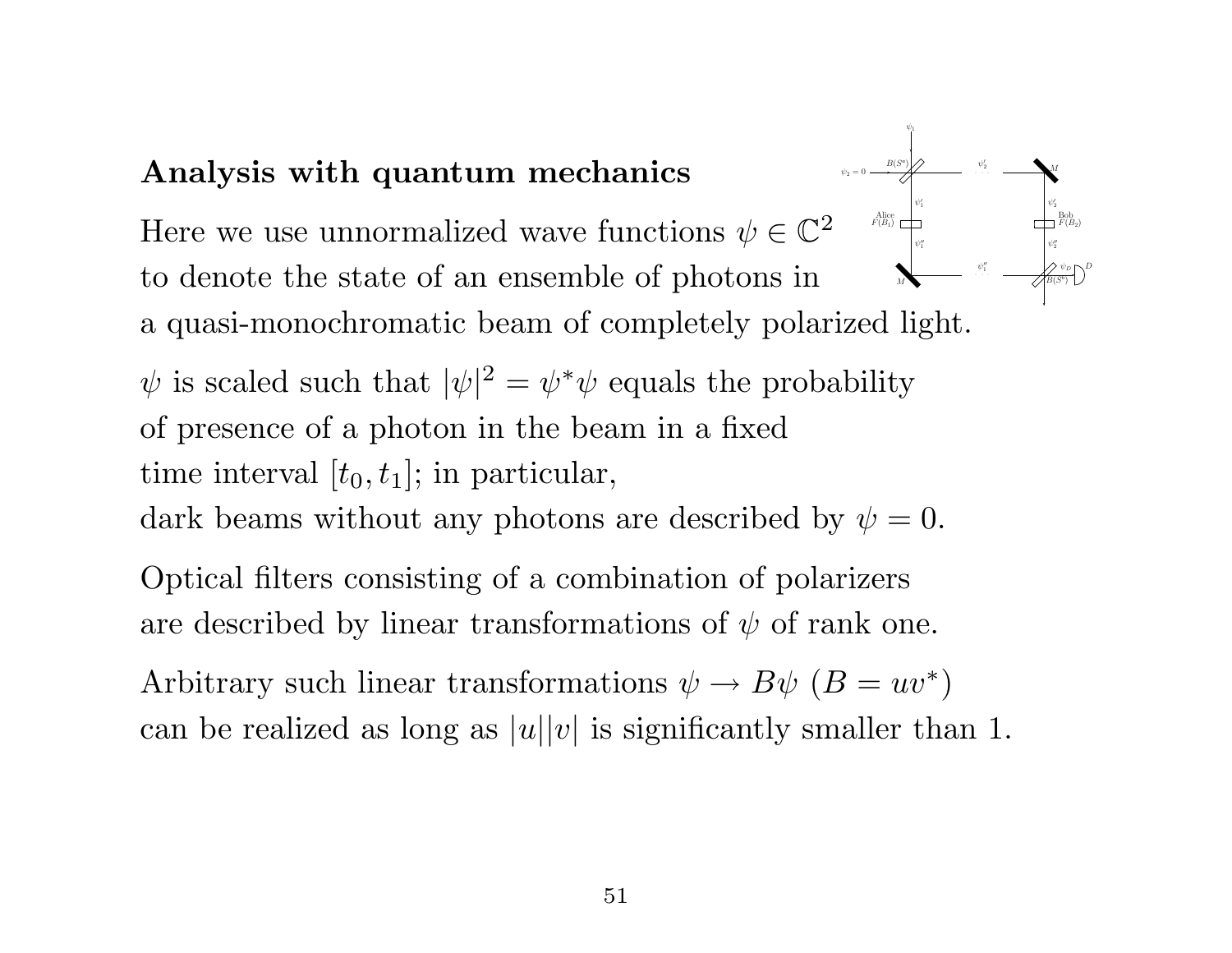**Analysis with quantum mechanics**

Here we use unnormalized wave functions $\psi \in \mathbb{C}^2$ to denote the state of an ensemble of photons in a quasi-monochromatic beam of completely polarized light.

$\psi$ is scaled such that $|\psi|^2 = \psi^* \psi$ equals the probability of presence of a photon in the beam in a fixed time interval $[t_0, t_1]$; in particular, dark beams without any photons are described by $\psi = 0$.

Optical filters consisting of a combination of polarizers are described by linear transformations of $\psi$ of rank one.

Arbitrary such linear transformations $\psi \to B\psi$ $(B = uv^*)$ can be realized as long as $|u||v|$ is significantly smaller than 1.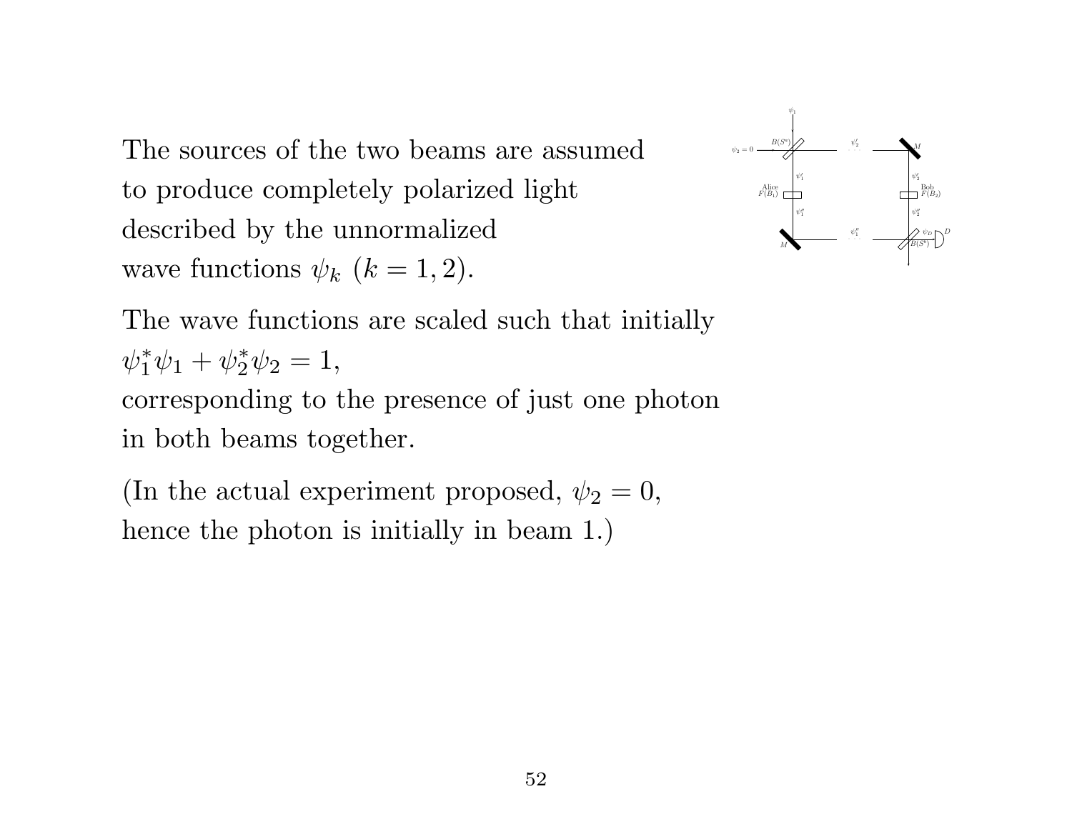The sources of the two beams are assumed to produce completely polarized light described by the unnormalized wave functions $\psi_k$ $(k = 1, 2)$.

The wave functions are scaled such that initially $\psi_1^*\psi_1 + \psi_2^*\psi_2 = 1$, corresponding to the presence of just one photon in both beams together.

(In the actual experiment proposed, $\psi_2 = 0$, hence the photon is initially in beam 1.)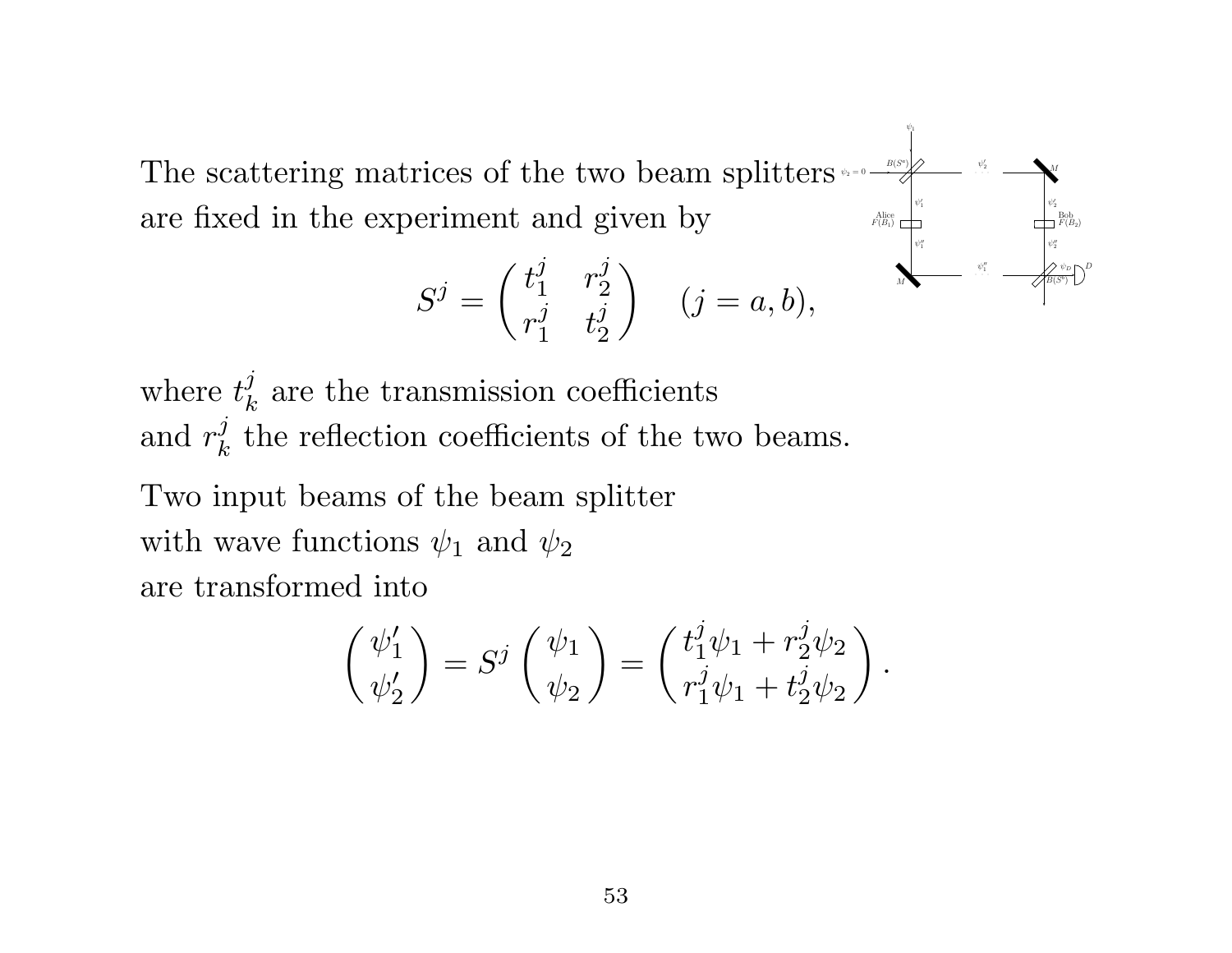The scattering matrices of the two beam splitters are fixed in the experiment and given by

$$S^j = \begin{pmatrix} t_1^j & r_2^j \\ r_1^j & t_2^j \end{pmatrix} \quad (j = a, b),$$

where $t_k^j$ are the transmission coefficients and $r_k^j$ the reflection coefficients of the two beams.

Two input beams of the beam splitter with wave functions $\psi_1$ and $\psi_2$ are transformed into

$$\begin{pmatrix} \psi_1' \\ \psi_2' \end{pmatrix} = S^j \begin{pmatrix} \psi_1 \\ \psi_2 \end{pmatrix} = \begin{pmatrix} t_1^j \psi_1 + r_2^j \psi_2 \\ r_1^j \psi_1 + t_2^j \psi_2 \end{pmatrix}.$$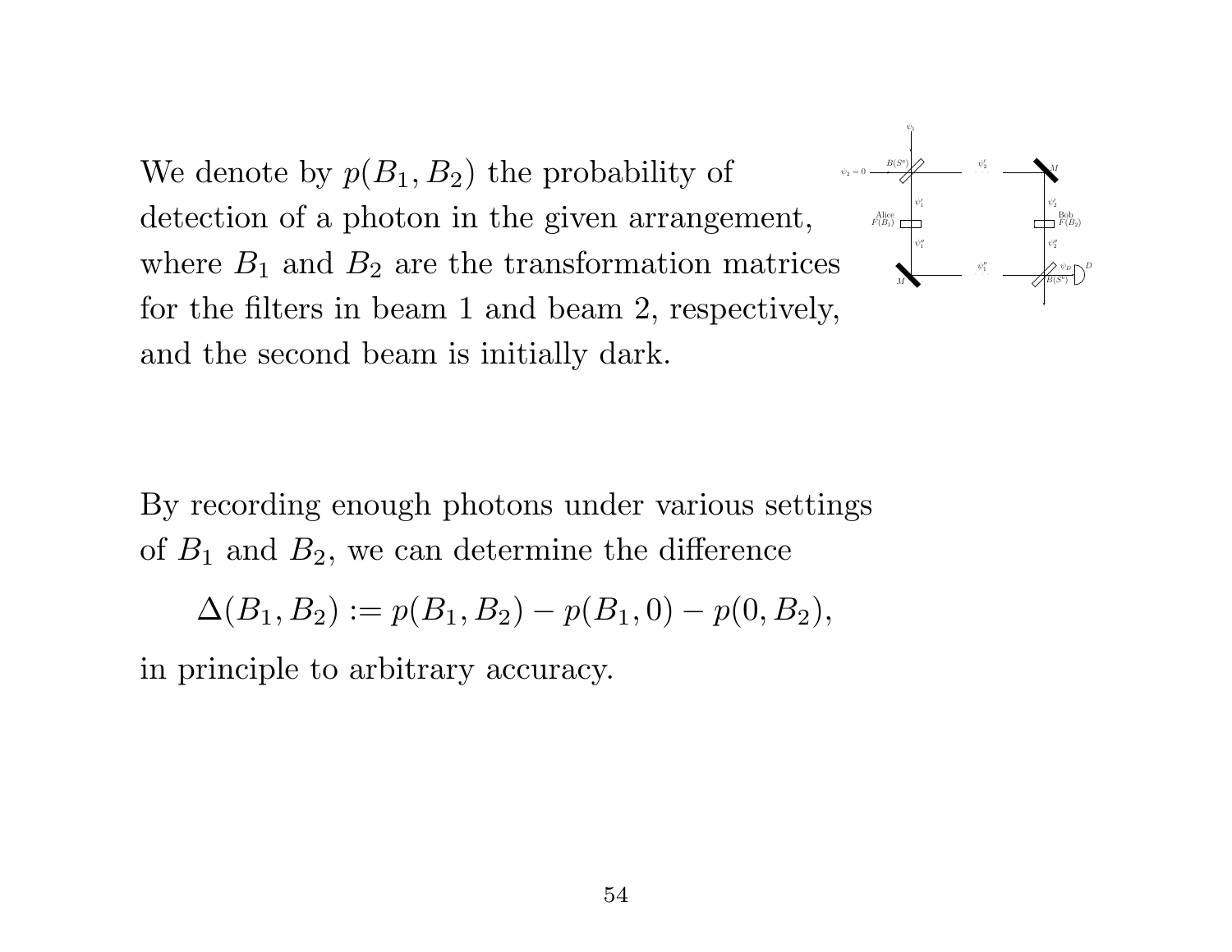We denote by $p(B_1, B_2)$ the probability of detection of a photon in the given arrangement, where $B_1$ and $B_2$ are the transformation matrices for the filters in beam 1 and beam 2, respectively, and the second beam is initially dark.

By recording enough photons under various settings of $B_1$ and $B_2$, we can determine the difference

$$\Delta(B_1, B_2) := p(B_1, B_2) - p(B_1, 0) - p(0, B_2),$$

in principle to arbitrary accuracy.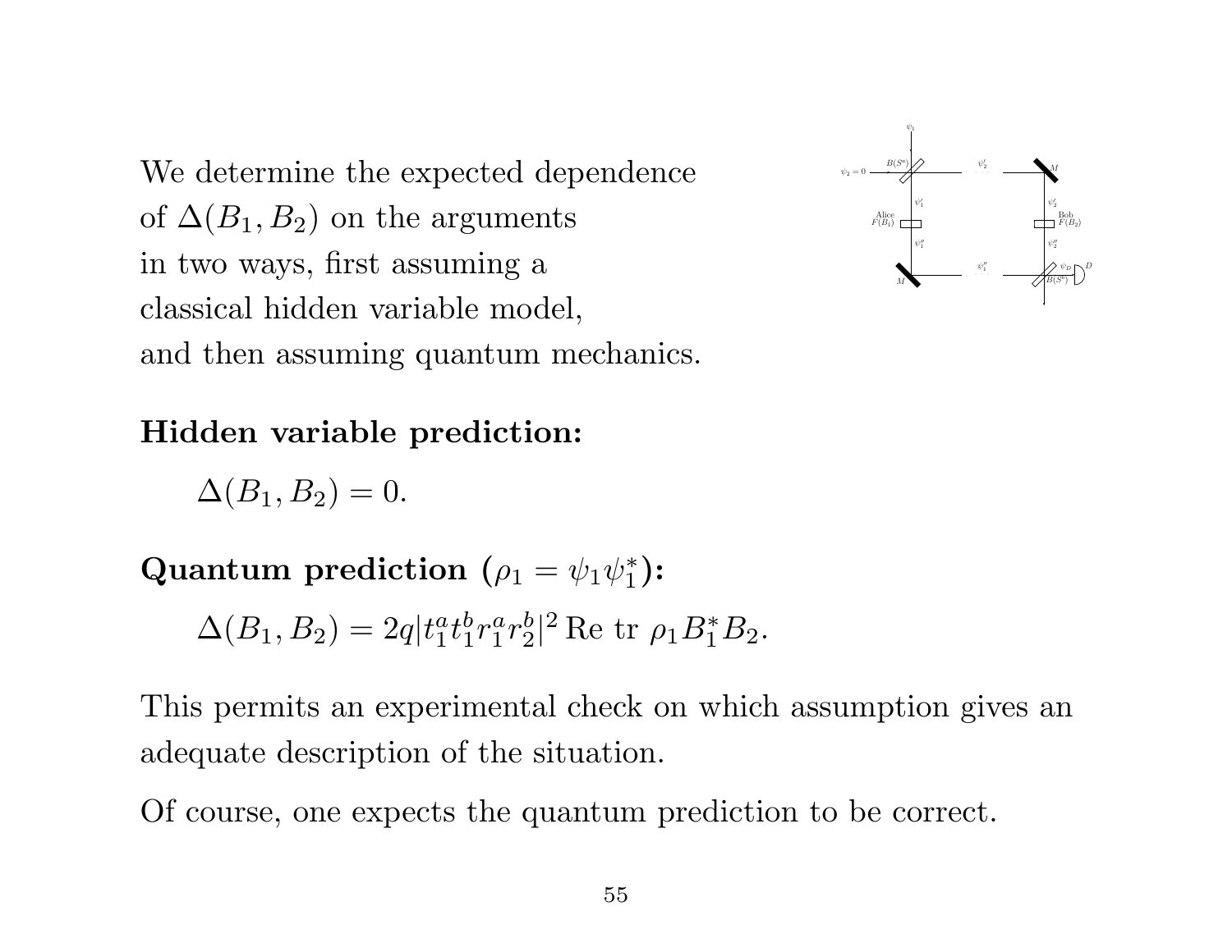We determine the expected dependence of $\Delta(B_1, B_2)$ on the arguments in two ways, first assuming a classical hidden variable model, and then assuming quantum mechanics.

**Hidden variable prediction:**

$$\Delta(B_1, B_2) = 0.$$

**Quantum prediction ($\rho_1 = \psi_1 \psi_1^*$):**

$$\Delta(B_1, B_2) = 2q|t_1^a t_1^b r_1^a r_2^b|^2 \operatorname{Re} \operatorname{tr} \rho_1 B_1^* B_2.$$

This permits an experimental check on which assumption gives an adequate description of the situation.

Of course, one expects the quantum prediction to be correct.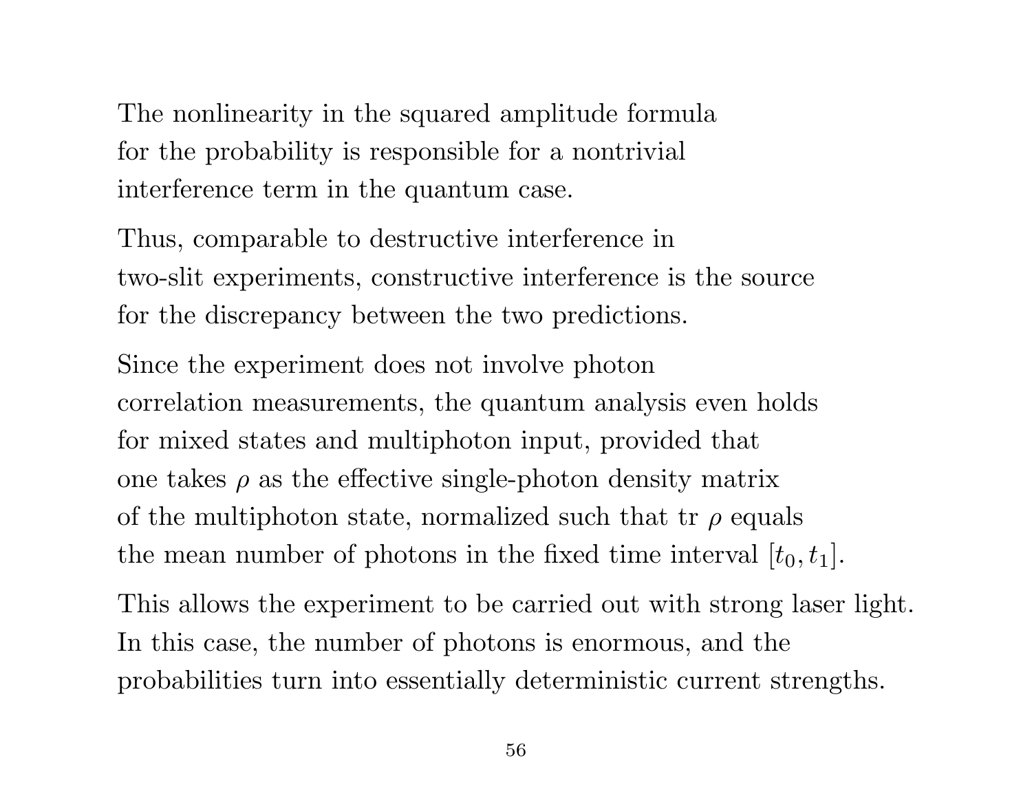The nonlinearity in the squared amplitude formula for the probability is responsible for a nontrivial interference term in the quantum case.

Thus, comparable to destructive interference in two-slit experiments, constructive interference is the source for the discrepancy between the two predictions.

Since the experiment does not involve photon correlation measurements, the quantum analysis even holds for mixed states and multiphoton input, provided that one takes $\rho$ as the effective single-photon density matrix of the multiphoton state, normalized such that tr $\rho$ equals the mean number of photons in the fixed time interval $[t_0, t_1]$.

This allows the experiment to be carried out with strong laser light. In this case, the number of photons is enormous, and the probabilities turn into essentially deterministic current strengths.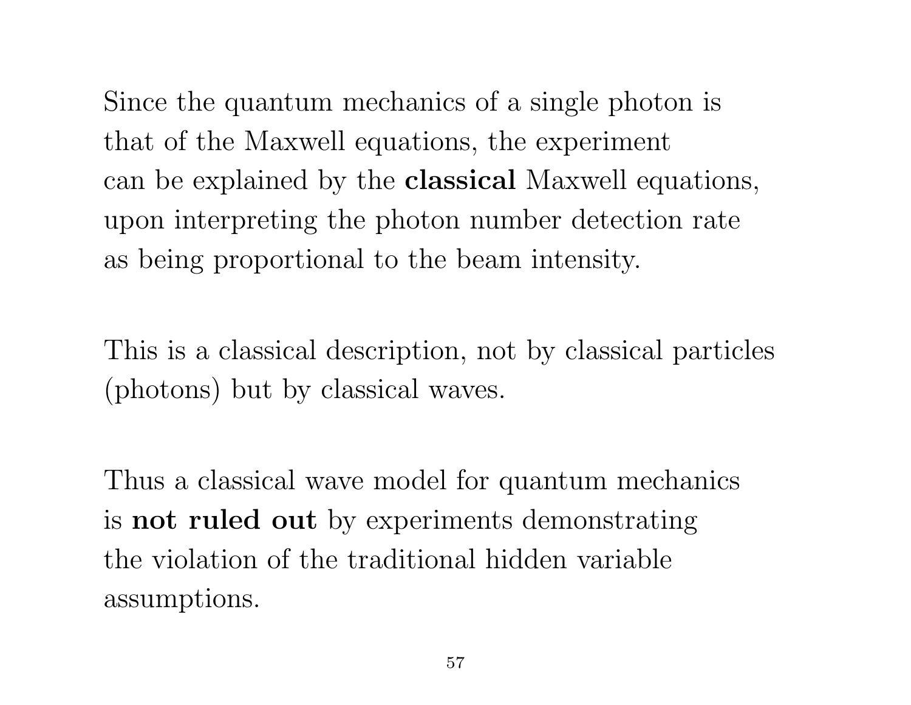Since the quantum mechanics of a single photon is that of the Maxwell equations, the experiment can be explained by the **classical** Maxwell equations, upon interpreting the photon number detection rate as being proportional to the beam intensity.

This is a classical description, not by classical particles (photons) but by classical waves.

Thus a classical wave model for quantum mechanics is **not ruled out** by experiments demonstrating the violation of the traditional hidden variable assumptions.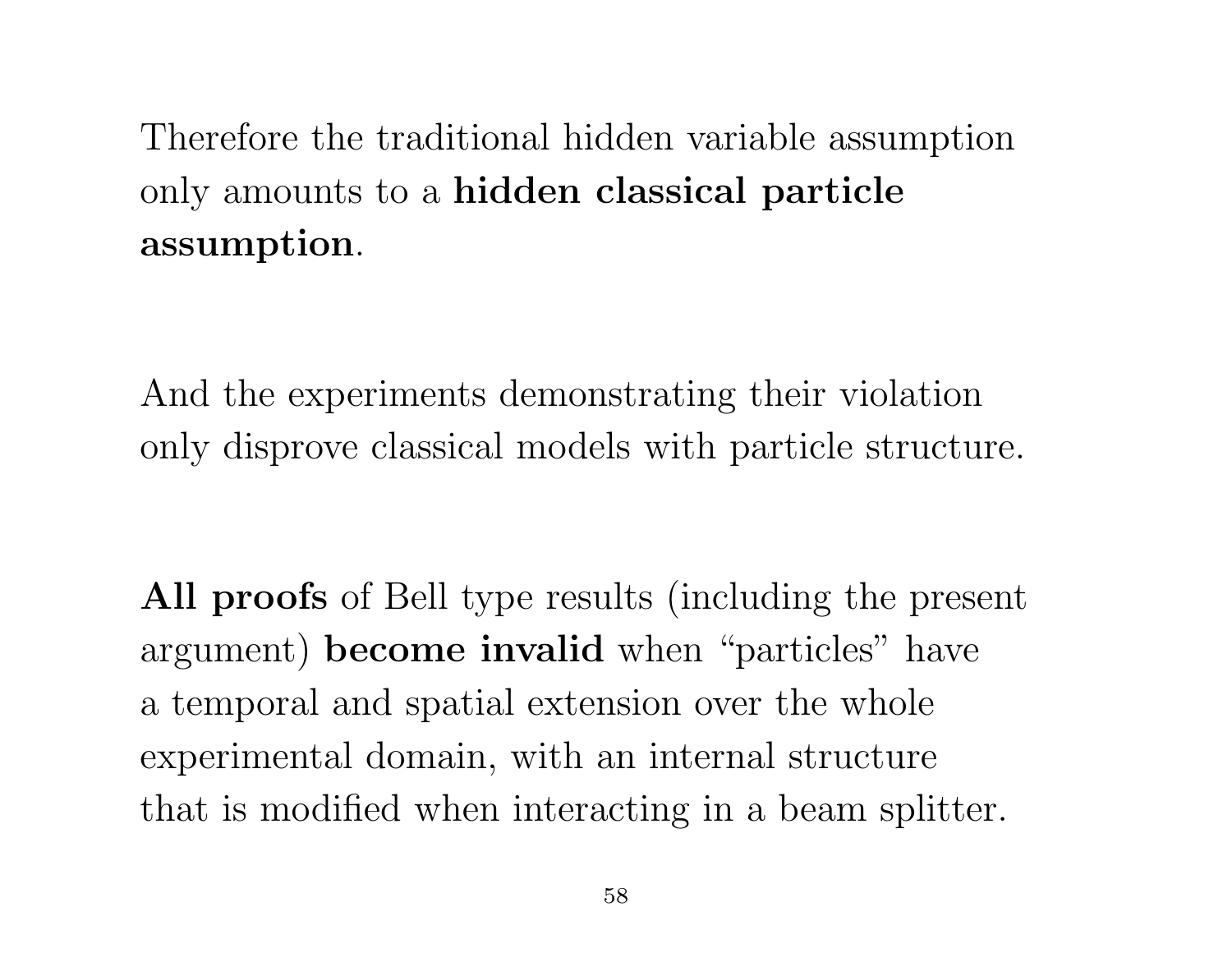Therefore the traditional hidden variable assumption only amounts to a **hidden classical particle assumption**.

And the experiments demonstrating their violation only disprove classical models with particle structure.

**All proofs** of Bell type results (including the present argument) **become invalid** when “particles” have a temporal and spatial extension over the whole experimental domain, with an internal structure that is modified when interacting in a beam splitter.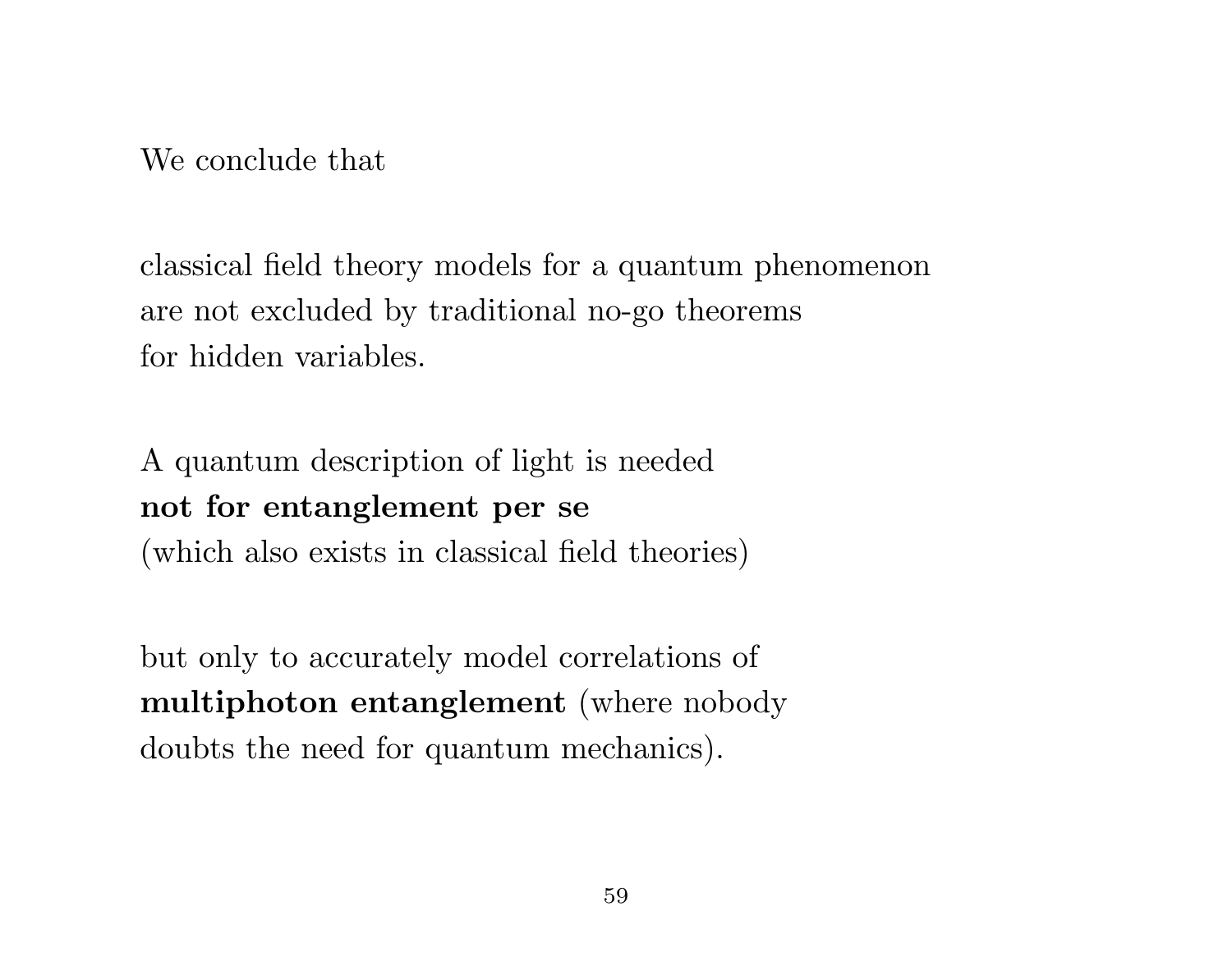We conclude that

classical field theory models for a quantum phenomenon
are not excluded by traditional no-go theorems
for hidden variables.

A quantum description of light is needed
**not for entanglement per se**
(which also exists in classical field theories)

but only to accurately model correlations of
**multiphoton entanglement** (where nobody
doubts the need for quantum mechanics).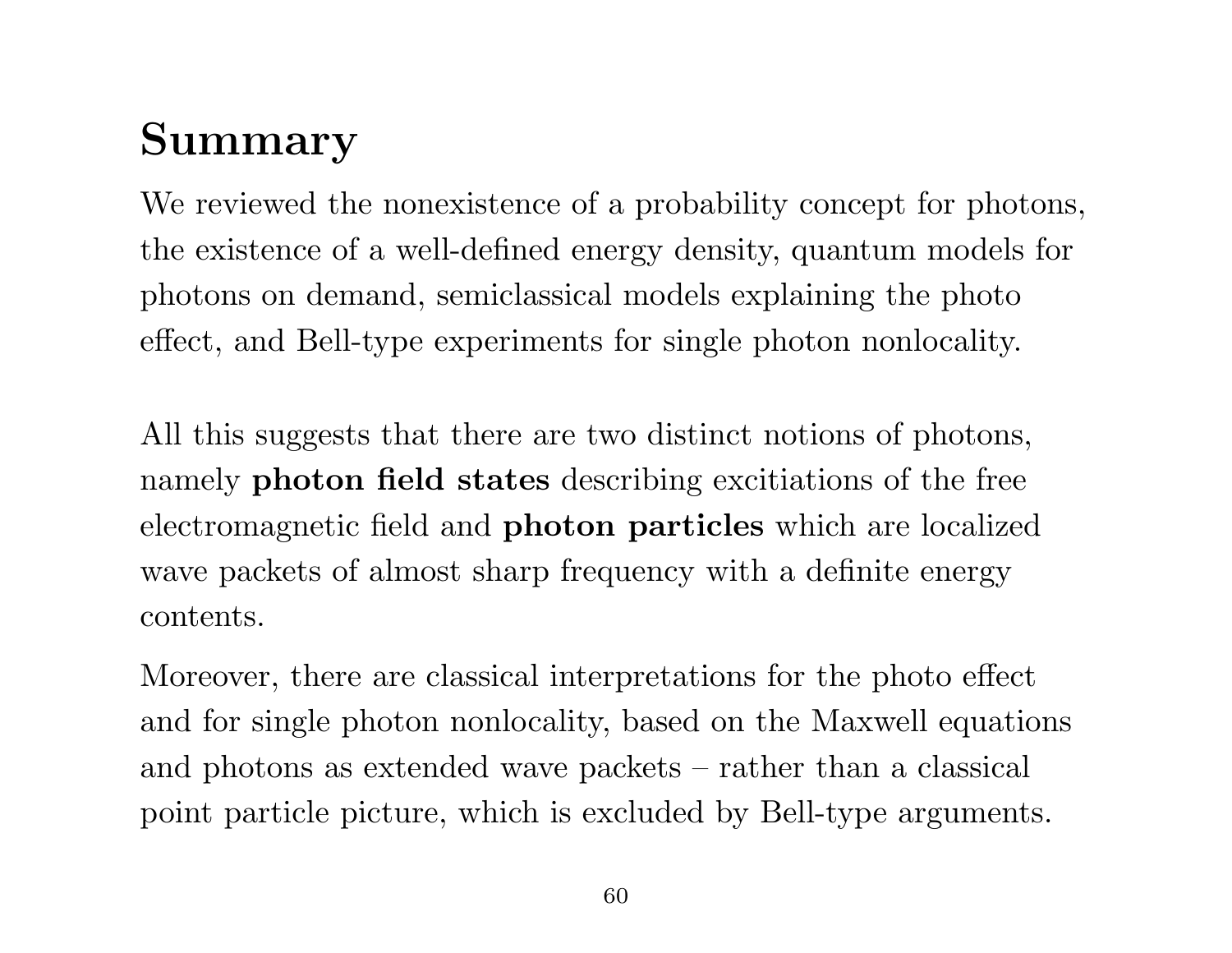# Summary

We reviewed the nonexistence of a probability concept for photons, the existence of a well-defined energy density, quantum models for photons on demand, semiclassical models explaining the photo effect, and Bell-type experiments for single photon nonlocality.

All this suggests that there are two distinct notions of photons, namely **photon field states** describing excitiations of the free electromagnetic field and **photon particles** which are localized wave packets of almost sharp frequency with a definite energy contents.

Moreover, there are classical interpretations for the photo effect and for single photon nonlocality, based on the Maxwell equations and photons as extended wave packets – rather than a classical point particle picture, which is excluded by Bell-type arguments.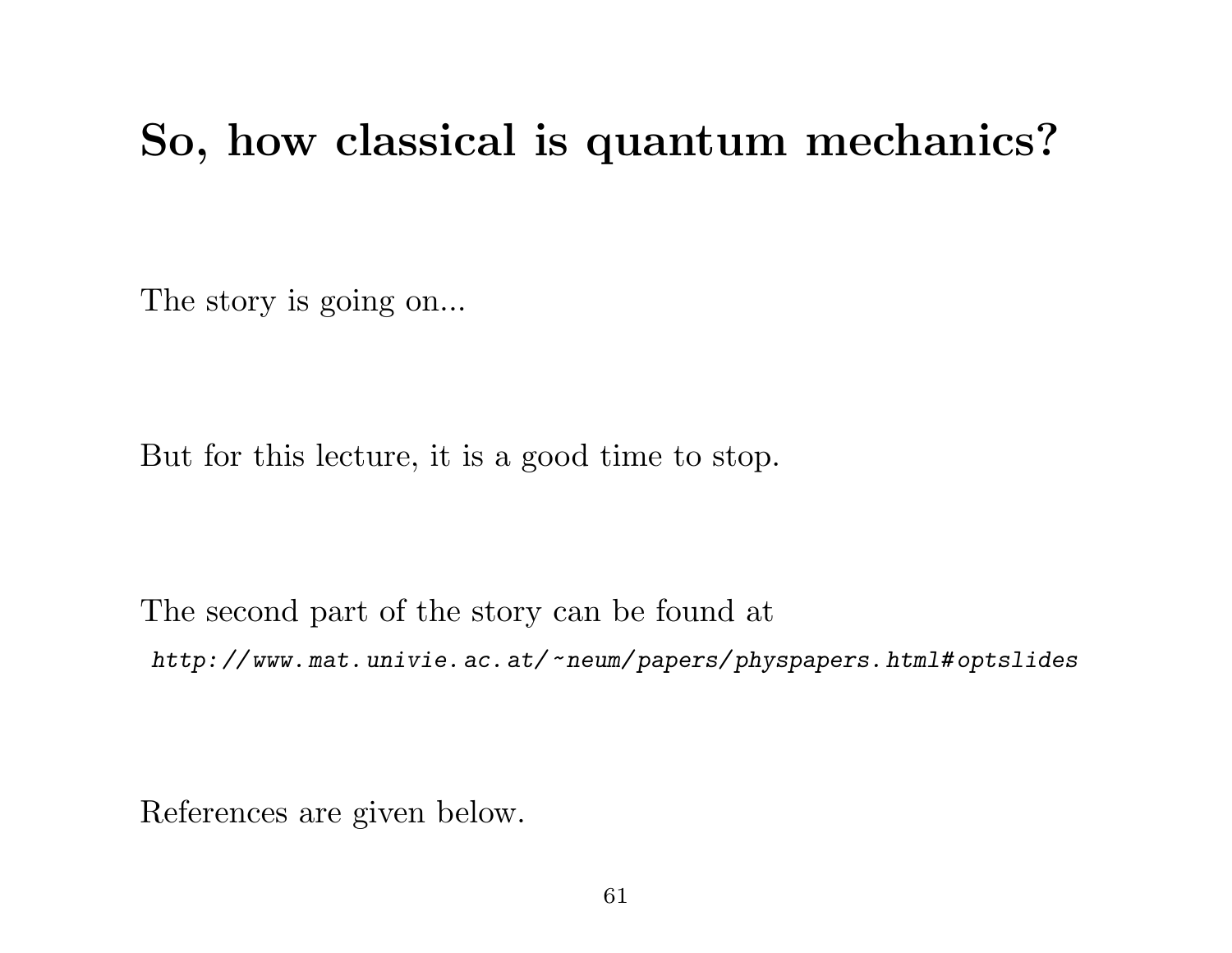# So, how classical is quantum mechanics?

The story is going on...

But for this lecture, it is a good time to stop.

The second part of the story can be found at
*http://www.mat.univie.ac.at/~neum/papers/physpapers.html#optslides*

References are given below.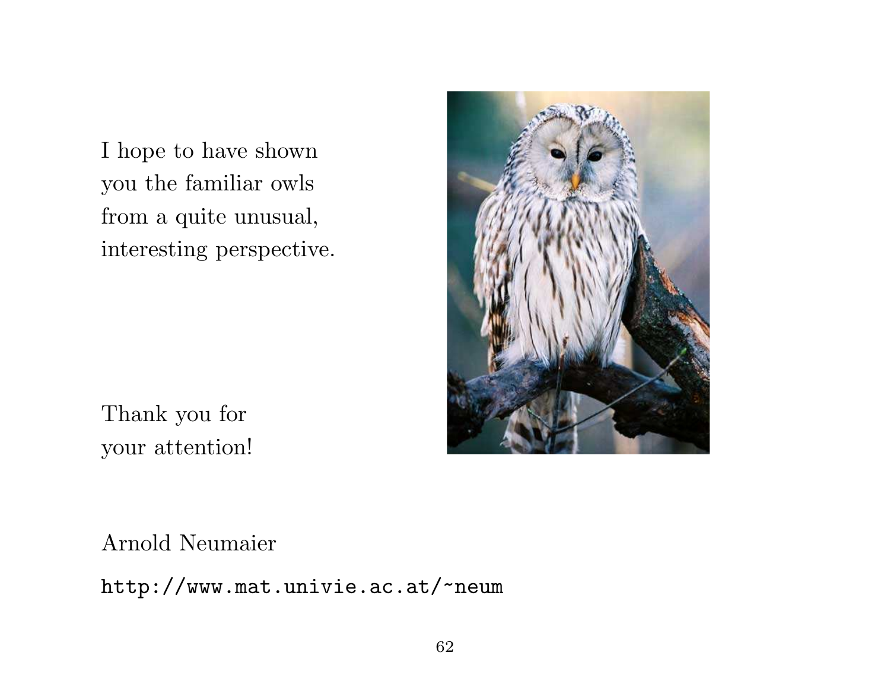I hope to have shown you the familiar owls from a quite unusual, interesting perspective.

Thank you for your attention!

Arnold Neumaier

`http://www.mat.univie.ac.at/~neum`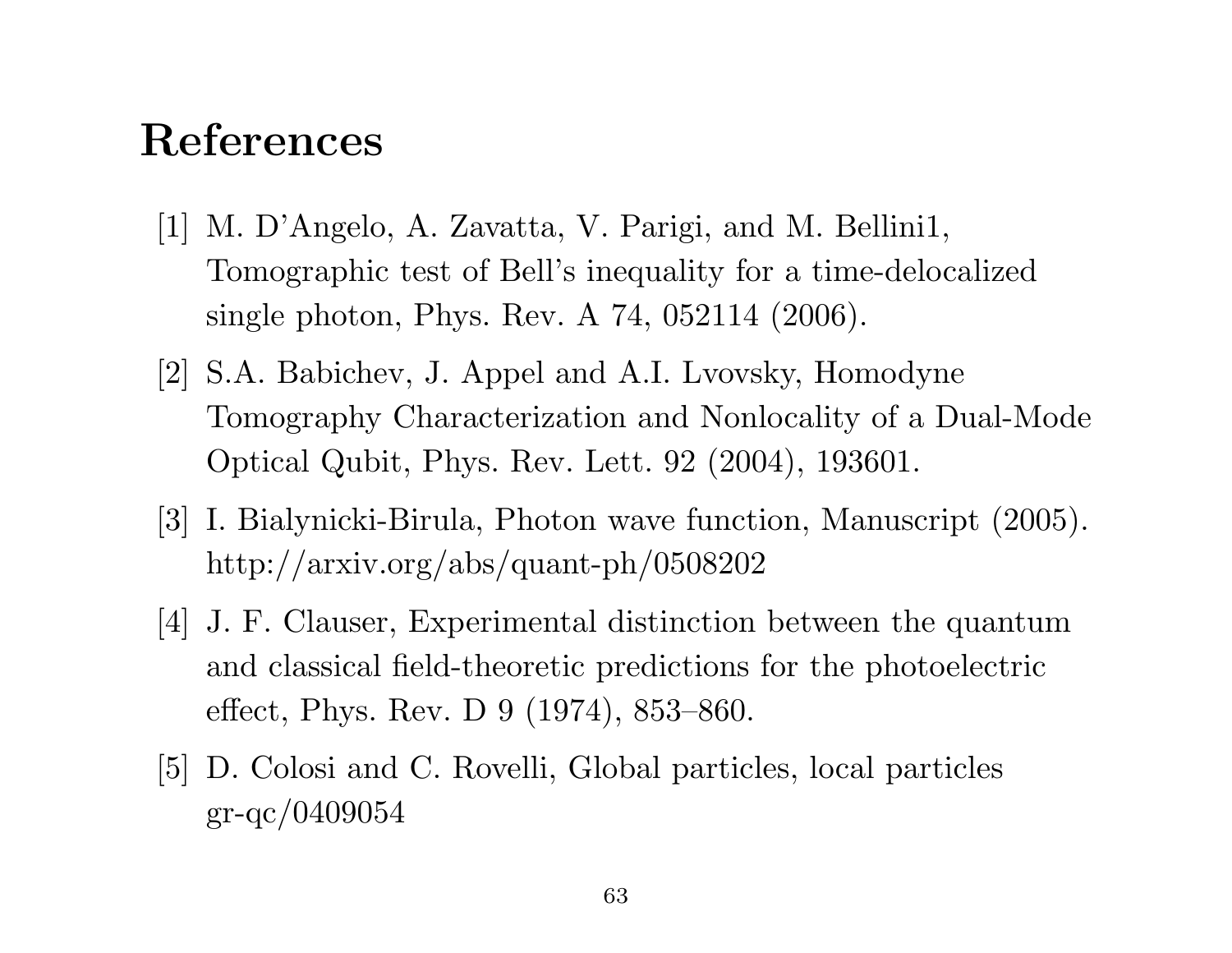# References

[1] M. D'Angelo, A. Zavatta, V. Parigi, and M. Bellini1, Tomographic test of Bell's inequality for a time-delocalized single photon, Phys. Rev. A 74, 052114 (2006).

[2] S.A. Babichev, J. Appel and A.I. Lvovsky, Homodyne Tomography Characterization and Nonlocality of a Dual-Mode Optical Qubit, Phys. Rev. Lett. 92 (2004), 193601.

[3] I. Bialynicki-Birula, Photon wave function, Manuscript (2005). http://arxiv.org/abs/quant-ph/0508202

[4] J. F. Clauser, Experimental distinction between the quantum and classical field-theoretic predictions for the photoelectric effect, Phys. Rev. D 9 (1974), 853–860.

[5] D. Colosi and C. Rovelli, Global particles, local particles gr-qc/0409054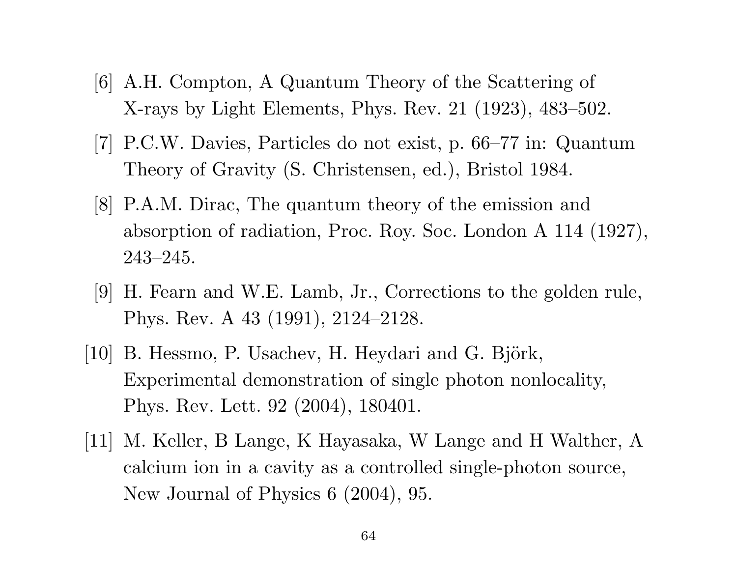[6] A.H. Compton, A Quantum Theory of the Scattering of X-rays by Light Elements, Phys. Rev. 21 (1923), 483–502.

[7] P.C.W. Davies, Particles do not exist, p. 66–77 in: Quantum Theory of Gravity (S. Christensen, ed.), Bristol 1984.

[8] P.A.M. Dirac, The quantum theory of the emission and absorption of radiation, Proc. Roy. Soc. London A 114 (1927), 243–245.

[9] H. Fearn and W.E. Lamb, Jr., Corrections to the golden rule, Phys. Rev. A 43 (1991), 2124–2128.

[10] B. Hessmo, P. Usachev, H. Heydari and G. Björk, Experimental demonstration of single photon nonlocality, Phys. Rev. Lett. 92 (2004), 180401.

[11] M. Keller, B Lange, K Hayasaka, W Lange and H Walther, A calcium ion in a cavity as a controlled single-photon source, New Journal of Physics 6 (2004), 95.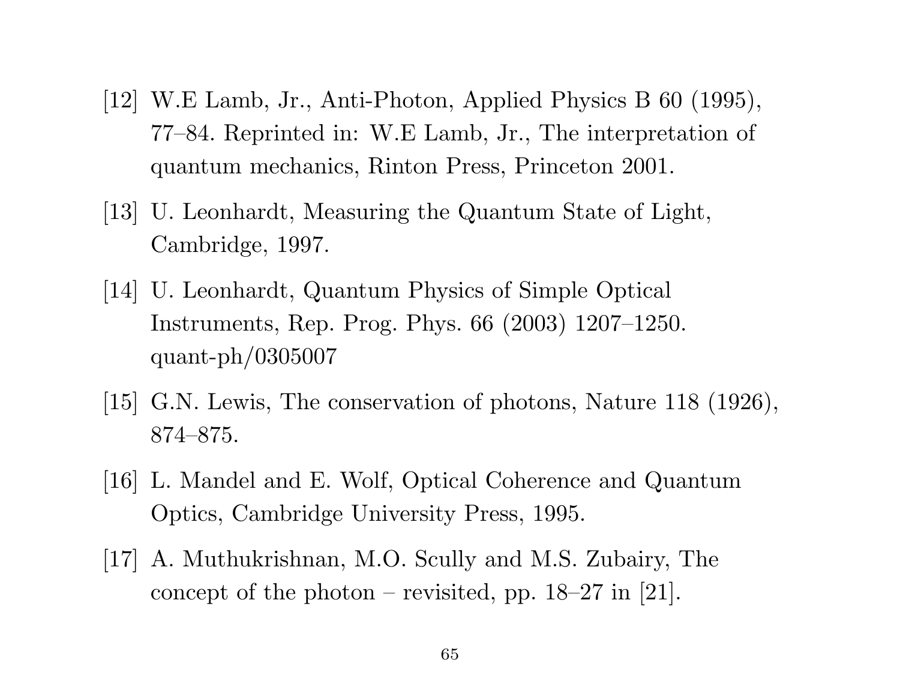[12] W.E Lamb, Jr., Anti-Photon, Applied Physics B 60 (1995), 77–84. Reprinted in: W.E Lamb, Jr., The interpretation of quantum mechanics, Rinton Press, Princeton 2001.

[13] U. Leonhardt, Measuring the Quantum State of Light, Cambridge, 1997.

[14] U. Leonhardt, Quantum Physics of Simple Optical Instruments, Rep. Prog. Phys. 66 (2003) 1207–1250. quant-ph/0305007

[15] G.N. Lewis, The conservation of photons, Nature 118 (1926), 874–875.

[16] L. Mandel and E. Wolf, Optical Coherence and Quantum Optics, Cambridge University Press, 1995.

[17] A. Muthukrishnan, M.O. Scully and M.S. Zubairy, The concept of the photon – revisited, pp. 18–27 in [21].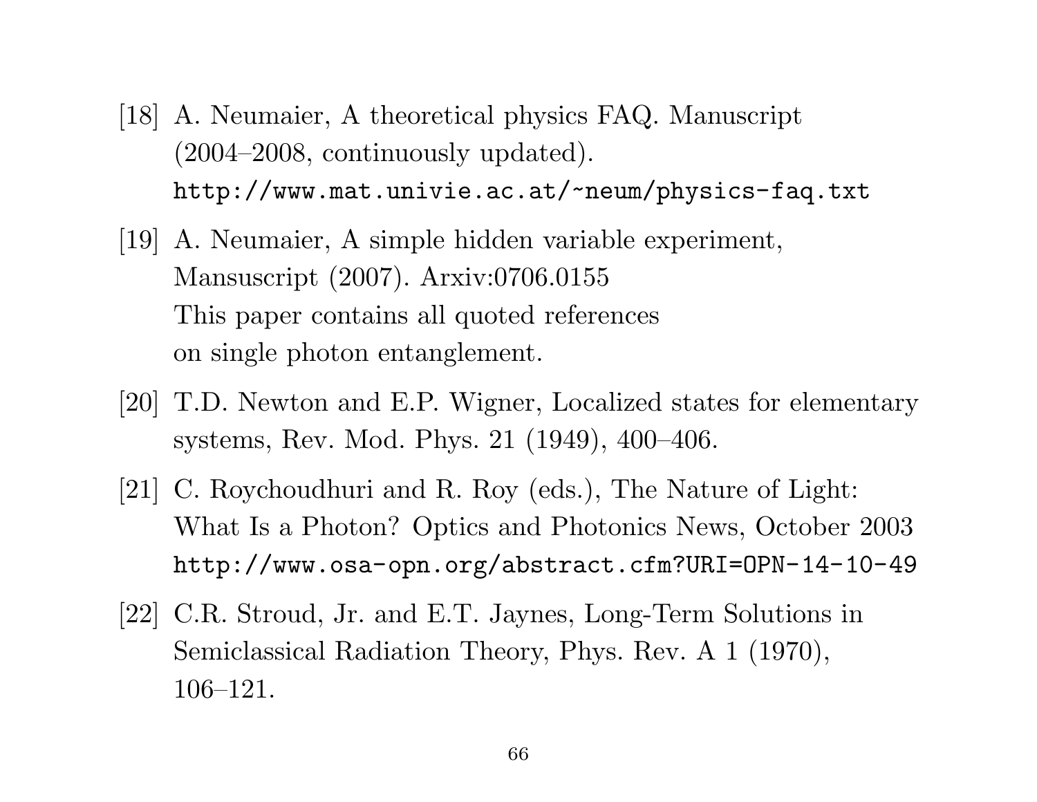[18] A. Neumaier, A theoretical physics FAQ. Manuscript (2004–2008, continuously updated). `http://www.mat.univie.ac.at/~neum/physics-faq.txt`

[19] A. Neumaier, A simple hidden variable experiment, Mansuscript (2007). Arxiv:0706.0155
This paper contains all quoted references on single photon entanglement.

[20] T.D. Newton and E.P. Wigner, Localized states for elementary systems, Rev. Mod. Phys. 21 (1949), 400–406.

[21] C. Roychoudhuri and R. Roy (eds.), The Nature of Light: What Is a Photon? Optics and Photonics News, October 2003 `http://www.osa-opn.org/abstract.cfm?URI=OPN-14-10-49`

[22] C.R. Stroud, Jr. and E.T. Jaynes, Long-Term Solutions in Semiclassical Radiation Theory, Phys. Rev. A 1 (1970), 106–121.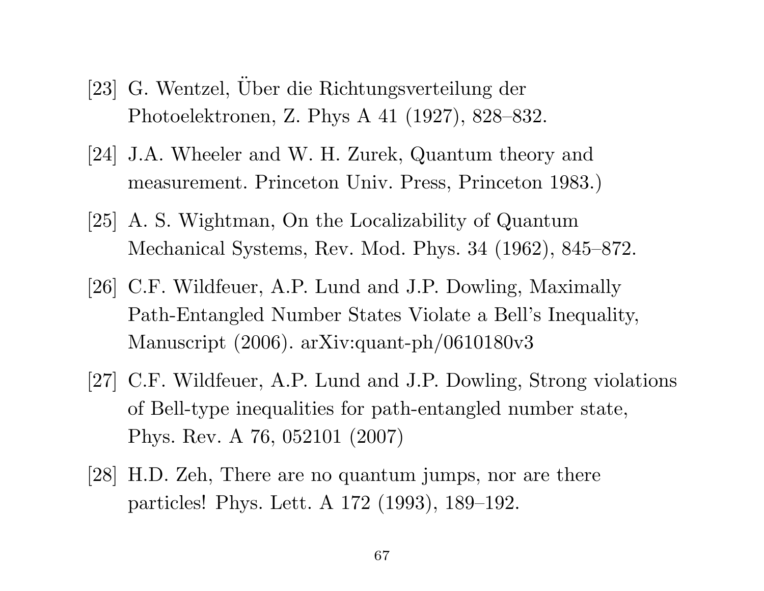[23] G. Wentzel, Über die Richtungsverteilung der Photoelektronen, Z. Phys A 41 (1927), 828–832.

[24] J.A. Wheeler and W. H. Zurek, Quantum theory and measurement. Princeton Univ. Press, Princeton 1983.)

[25] A. S. Wightman, On the Localizability of Quantum Mechanical Systems, Rev. Mod. Phys. 34 (1962), 845–872.

[26] C.F. Wildfeuer, A.P. Lund and J.P. Dowling, Maximally Path-Entangled Number States Violate a Bell's Inequality, Manuscript (2006). arXiv:quant-ph/0610180v3

[27] C.F. Wildfeuer, A.P. Lund and J.P. Dowling, Strong violations of Bell-type inequalities for path-entangled number state, Phys. Rev. A 76, 052101 (2007)

[28] H.D. Zeh, There are no quantum jumps, nor are there particles! Phys. Lett. A 172 (1993), 189–192.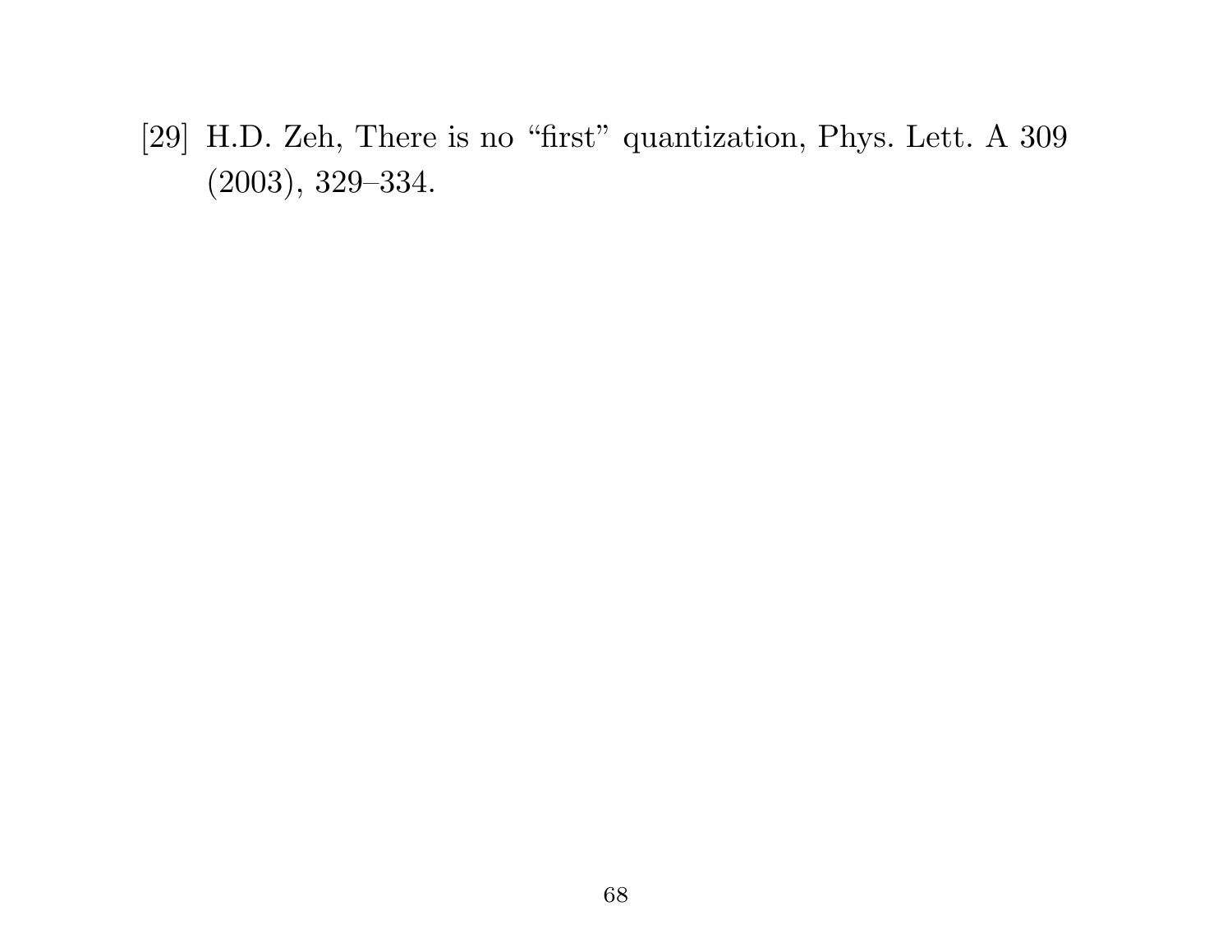[29] H.D. Zeh, There is no "first" quantization, Phys. Lett. A 309 (2003), 329–334.